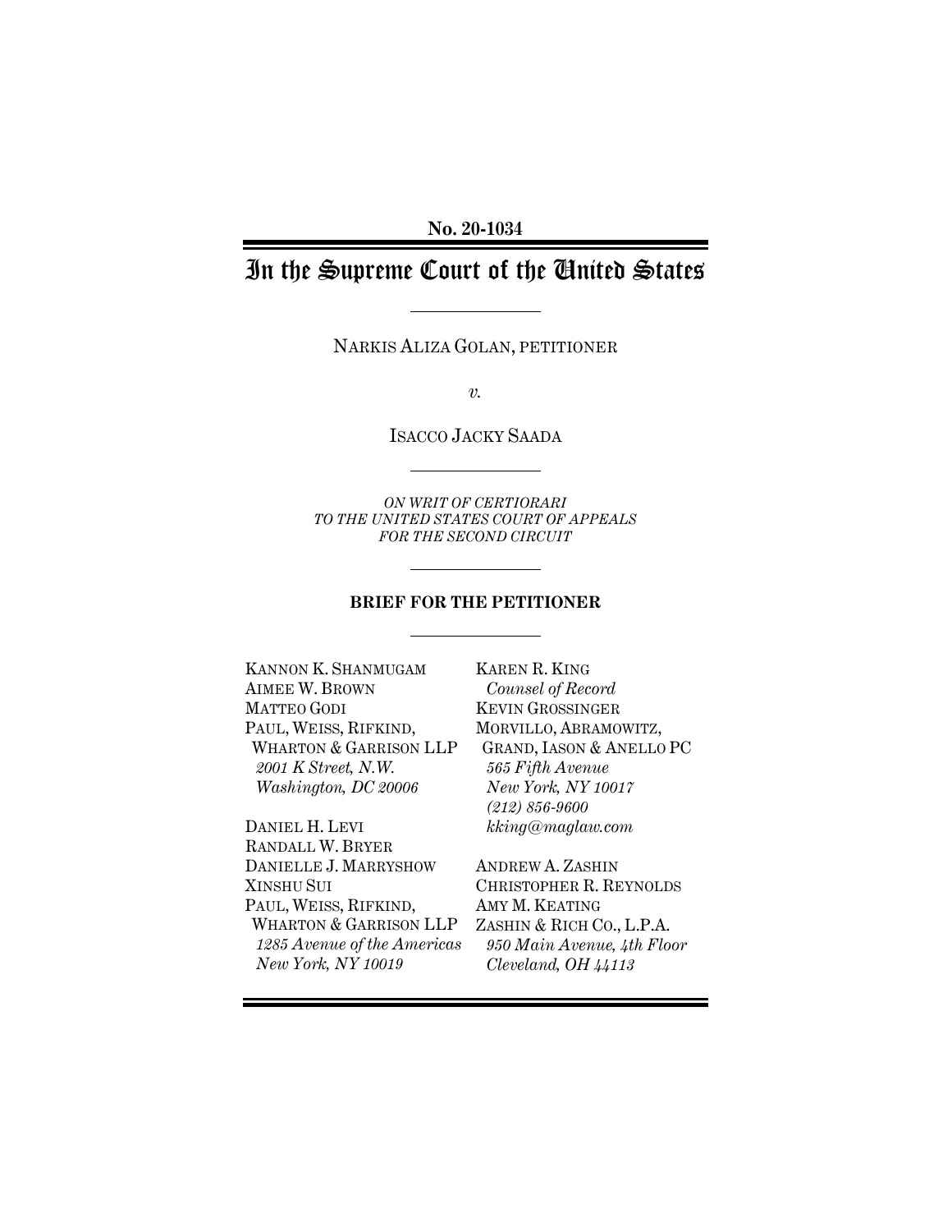**No. 20-1034**

# In the Supreme Court of the United States

NARKIS ALIZA GOLAN, PETITIONER

*v.*

ISACCO JACKY SAADA

*ON WRIT OF CERTIORARI*
*TO THE UNITED STATES COURT OF APPEALS*
*FOR THE SECOND CIRCUIT*

**BRIEF FOR THE PETITIONER**

KANNON K. SHANMUGAM
AIMEE W. BROWN
MATTEO GODI
PAUL, WEISS, RIFKIND,
WHARTON & GARRISON LLP
*2001 K Street, N.W.*
*Washington, DC 20006*

DANIEL H. LEVI
RANDALL W. BRYER
DANIELLE J. MARRYSHOW
XINSHU SUI
PAUL, WEISS, RIFKIND,
WHARTON & GARRISON LLP
*1285 Avenue of the Americas*
*New York, NY 10019*

KAREN R. KING
*Counsel of Record*
KEVIN GROSSINGER
MORVILLO, ABRAMOWITZ,
GRAND, IASON & ANELLO PC
*565 Fifth Avenue*
*New York, NY 10017*
*(212) 856-9600*
*kking@maglaw.com*

ANDREW A. ZASHIN
CHRISTOPHER R. REYNOLDS
AMY M. KEATING
ZASHIN & RICH CO., L.P.A.
*950 Main Avenue, 4th Floor*
*Cleveland, OH 44113*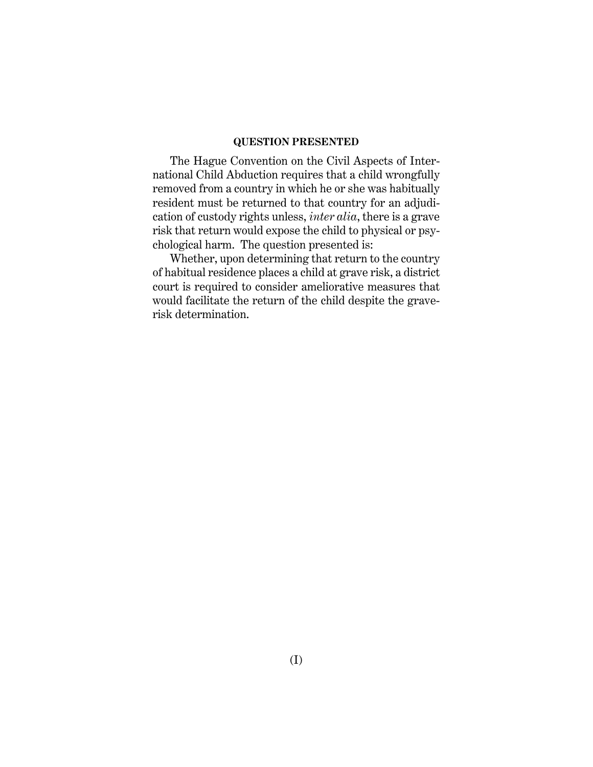## QUESTION PRESENTED

The Hague Convention on the Civil Aspects of International Child Abduction requires that a child wrongfully removed from a country in which he or she was habitually resident must be returned to that country for an adjudication of custody rights unless, *inter alia*, there is a grave risk that return would expose the child to physical or psychological harm. The question presented is:

Whether, upon determining that return to the country of habitual residence places a child at grave risk, a district court is required to consider ameliorative measures that would facilitate the return of the child despite the grave-risk determination.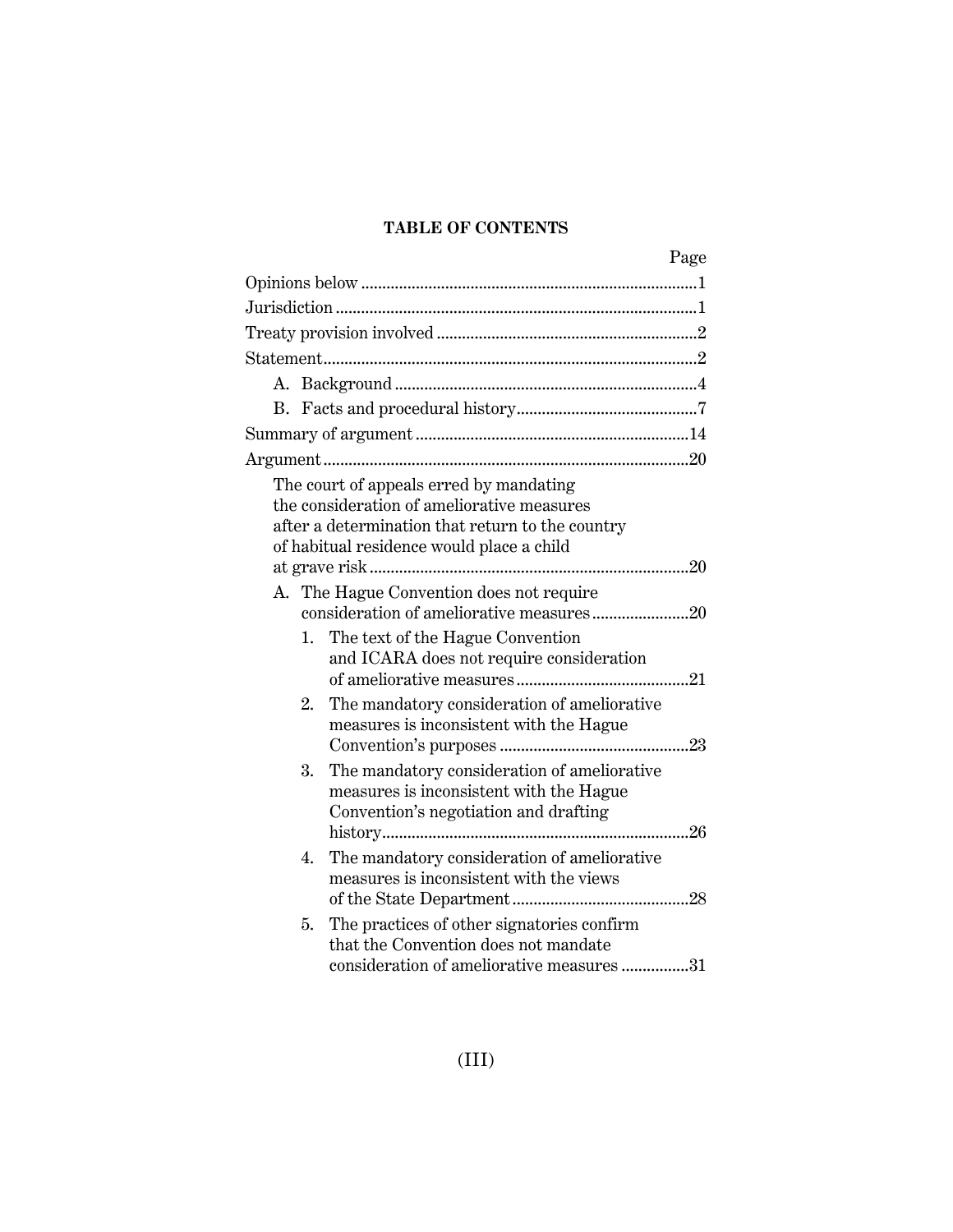**TABLE OF CONTENTS**

| | Page |
|---|---|
| Opinions below | 1 |
| Jurisdiction | 1 |
| Treaty provision involved | 2 |
| Statement | 2 |
| A. Background | 4 |
| B. Facts and procedural history | 7 |
| Summary of argument | 14 |
| Argument | 20 |
| The court of appeals erred by mandating the consideration of ameliorative measures after a determination that return to the country of habitual residence would place a child at grave risk | 20 |
| A. The Hague Convention does not require consideration of ameliorative measures | 20 |
| 1. The text of the Hague Convention and ICARA does not require consideration of ameliorative measures | 21 |
| 2. The mandatory consideration of ameliorative measures is inconsistent with the Hague Convention's purposes | 23 |
| 3. The mandatory consideration of ameliorative measures is inconsistent with the Hague Convention's negotiation and drafting history | 26 |
| 4. The mandatory consideration of ameliorative measures is inconsistent with the views of the State Department | 28 |
| 5. The practices of other signatories confirm that the Convention does not mandate consideration of ameliorative measures | 31 |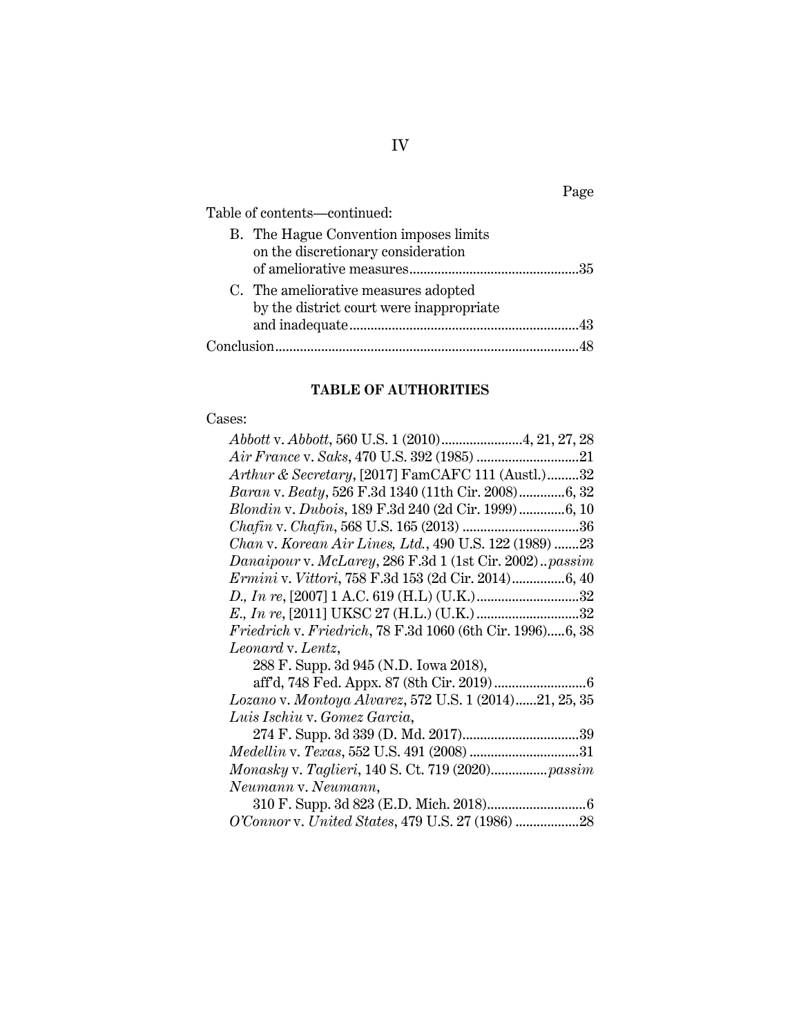Page

Table of contents—continued:

B. The Hague Convention imposes limits on the discretionary consideration of ameliorative measures ....................................................35

C. The ameliorative measures adopted by the district court were inappropriate and inadequate ....................................................43

Conclusion ....................................................48

## TABLE OF AUTHORITIES

Cases:

*Abbott* v. *Abbott*, 560 U.S. 1 (2010) ....................4, 21, 27, 28

*Air France* v. *Saks*, 470 U.S. 392 (1985) ....................21

*Arthur & Secretary*, [2017] FamCAFC 111 (Austl.) ..........32

*Baran* v. *Beaty*, 526 F.3d 1340 (11th Cir. 2008) ..........6, 32

*Blondin* v. *Dubois*, 189 F.3d 240 (2d Cir. 1999) ..........6, 10

*Chafin* v. *Chafin*, 568 U.S. 165 (2013) ....................36

*Chan* v. *Korean Air Lines, Ltd.*, 490 U.S. 122 (1989) .......23

*Danaipour* v. *McLarey*, 286 F.3d 1 (1st Cir. 2002) .. *passim*

*Ermini* v. *Vittori*, 758 F.3d 153 (2d Cir. 2014) ..........6, 40

*D., In re*, [2007] 1 A.C. 619 (H.L) (U.K.) ....................32

*E., In re*, [2011] UKSC 27 (H.L.) (U.K.) ....................32

*Friedrich* v. *Friedrich*, 78 F.3d 1060 (6th Cir. 1996) .....6, 38

*Leonard* v. *Lentz*, 288 F. Supp. 3d 945 (N.D. Iowa 2018), aff'd, 748 Fed. Appx. 87 (8th Cir. 2019) ....................6

*Lozano* v. *Montoya Alvarez*, 572 U.S. 1 (2014) ......21, 25, 35

*Luis Ischiu* v. *Gomez Garcia*, 274 F. Supp. 3d 339 (D. Md. 2017) ....................39

*Medellin* v. *Texas*, 552 U.S. 491 (2008) ....................31

*Monasky* v. *Taglieri*, 140 S. Ct. 719 (2020) .............. *passim*

*Neumann* v. *Neumann*, 310 F. Supp. 3d 823 (E.D. Mich. 2018) ....................6

*O'Connor* v. *United States*, 479 U.S. 27 (1986) ..................28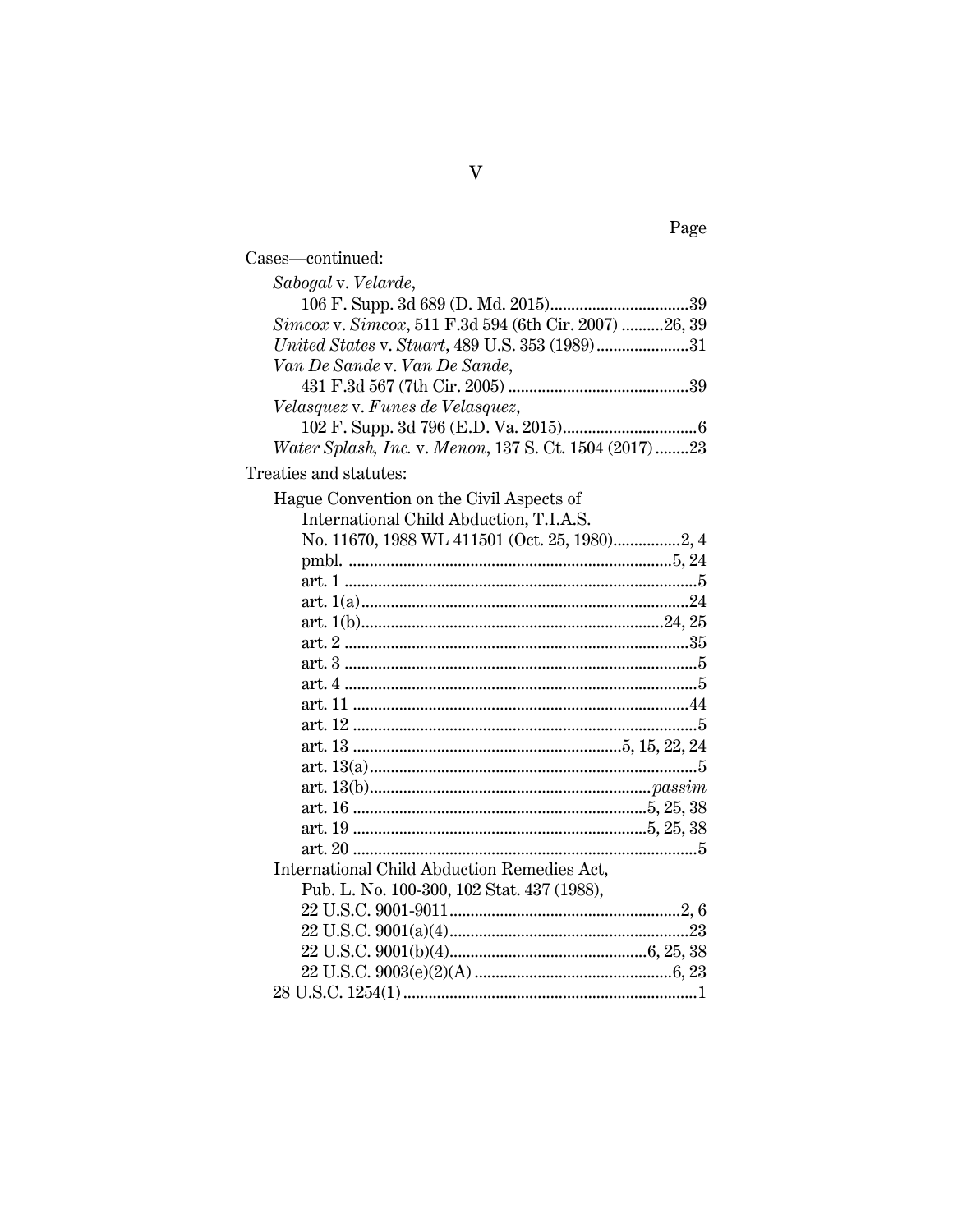Page

Cases—continued:

*Sabogal* v. *Velarde*, 106 F. Supp. 3d 689 (D. Md. 2015) ....................39

*Simcox* v. *Simcox*, 511 F.3d 594 (6th Cir. 2007) ..........26, 39

*United States* v. *Stuart*, 489 U.S. 353 (1989) ......................31

*Van De Sande* v. *Van De Sande*, 431 F.3d 567 (7th Cir. 2005) ....................39

*Velasquez* v. *Funes de Velasquez*, 102 F. Supp. 3d 796 (E.D. Va. 2015) ....................6

*Water Splash, Inc.* v. *Menon*, 137 S. Ct. 1504 (2017) ........23

Treaties and statutes:

Hague Convention on the Civil Aspects of International Child Abduction, T.I.A.S. No. 11670, 1988 WL 411501 (Oct. 25, 1980) ................2, 4

- pmbl. ....................5, 24
- art. 1 ....................5
- art. 1(a) ....................24
- art. 1(b) ....................24, 25
- art. 2 ....................35
- art. 3 ....................5
- art. 4 ....................5
- art. 11 ....................44
- art. 12 ....................5
- art. 13 ....................5, 15, 22, 24
- art. 13(a) ....................5
- art. 13(b) ....................*passim*
- art. 16 ....................5, 25, 38
- art. 19 ....................5, 25, 38
- art. 20 ....................5

International Child Abduction Remedies Act, Pub. L. No. 100-300, 102 Stat. 437 (1988), 22 U.S.C. 9001-9011 ....................2, 6

- 22 U.S.C. 9001(a)(4) ....................23
- 22 U.S.C. 9001(b)(4) ....................6, 25, 38
- 22 U.S.C. 9003(e)(2)(A) ....................6, 23

28 U.S.C. 1254(1) ....................1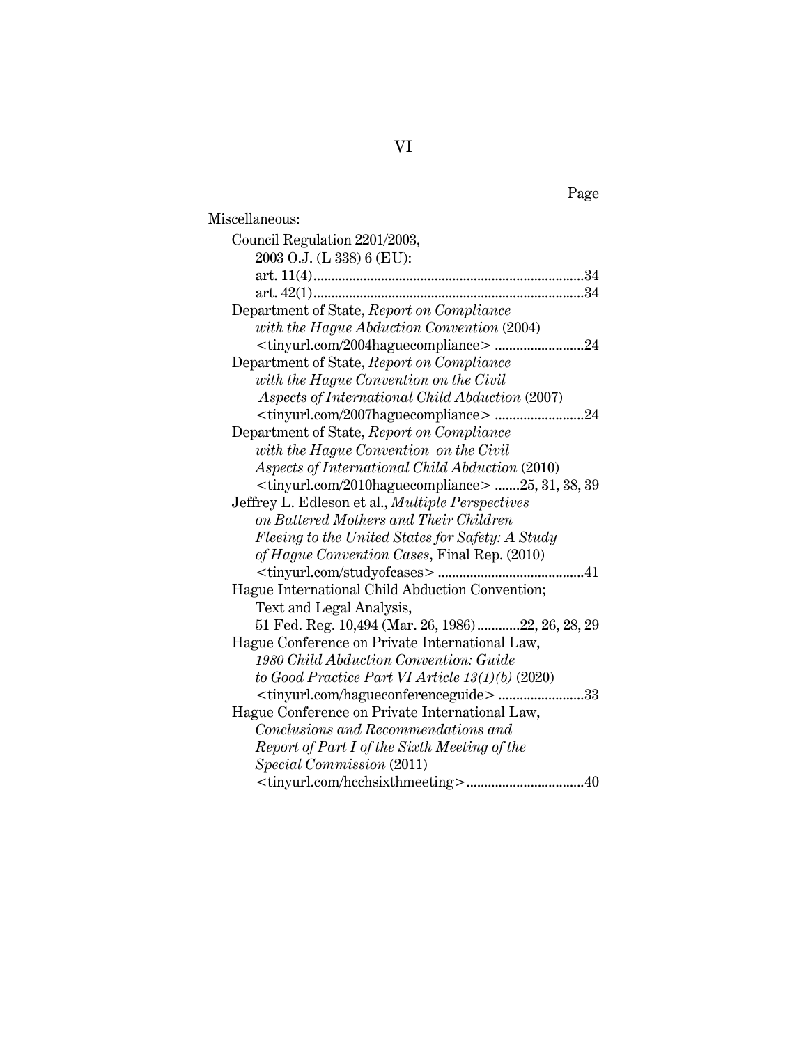Page

Miscellaneous:

Council Regulation 2201/2003, 2003 O.J. (L 338) 6 (EU):
- art. 11(4) .......... 34
- art. 42(1) .......... 34

Department of State, *Report on Compliance with the Hague Abduction Convention* (2004) <tinyurl.com/2004haguecompliance> .......... 24

Department of State, *Report on Compliance with the Hague Convention on the Civil Aspects of International Child Abduction* (2007) <tinyurl.com/2007haguecompliance> .......... 24

Department of State, *Report on Compliance with the Hague Convention on the Civil Aspects of International Child Abduction* (2010) <tinyurl.com/2010haguecompliance> .......25, 31, 38, 39

Jeffrey L. Edleson et al., *Multiple Perspectives on Battered Mothers and Their Children Fleeing to the United States for Safety: A Study of Hague Convention Cases*, Final Rep. (2010) <tinyurl.com/studyofcases> .......... 41

Hague International Child Abduction Convention; Text and Legal Analysis, 51 Fed. Reg. 10,494 (Mar. 26, 1986) ..........22, 26, 28, 29

Hague Conference on Private International Law, *1980 Child Abduction Convention: Guide to Good Practice Part VI Article 13(1)(b)* (2020) <tinyurl.com/hagueconferenceguide> .......... 33

Hague Conference on Private International Law, *Conclusions and Recommendations and Report of Part I of the Sixth Meeting of the Special Commission* (2011) <tinyurl.com/hcchsixthmeeting> .......... 40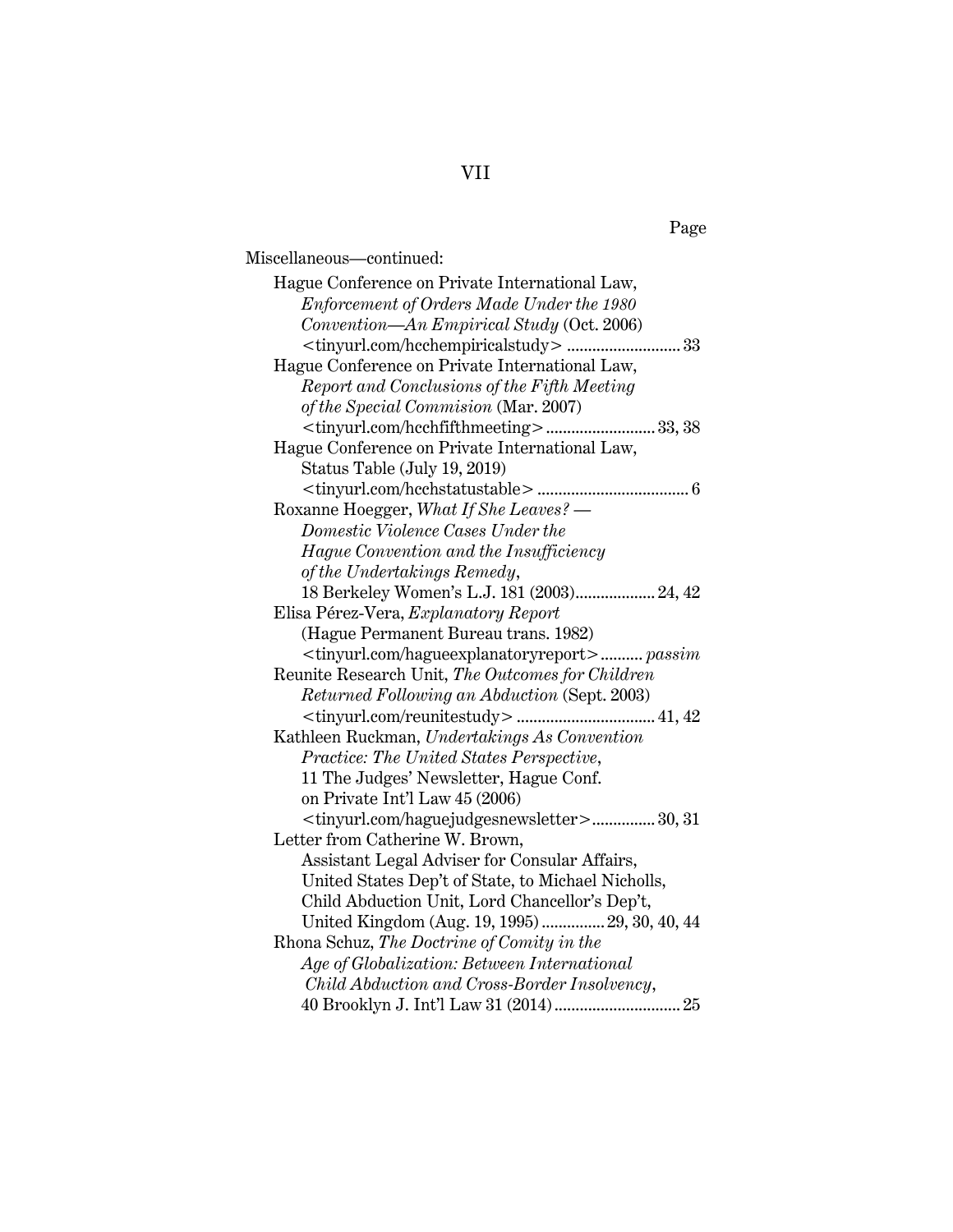Page

Miscellaneous—continued:

Hague Conference on Private International Law, *Enforcement of Orders Made Under the 1980 Convention—An Empirical Study* (Oct. 2006) <tinyurl.com/hcchempiricalstudy> .......................... 33

Hague Conference on Private International Law, *Report and Conclusions of the Fifth Meeting of the Special Commision* (Mar. 2007) <tinyurl.com/hcchfifthmeeting> .......................... 33, 38

Hague Conference on Private International Law, Status Table (July 19, 2019) <tinyurl.com/hcchstatustable> .................................... 6

Roxanne Hoegger, *What If She Leaves? — Domestic Violence Cases Under the Hague Convention and the Insufficiency of the Undertakings Remedy*, 18 Berkeley Women's L.J. 181 (2003) .................. 24, 42

Elisa Pérez-Vera, *Explanatory Report* (Hague Permanent Bureau trans. 1982) <tinyurl.com/hagueexplanatoryreport> .......... *passim*

Reunite Research Unit, *The Outcomes for Children Returned Following an Abduction* (Sept. 2003) <tinyurl.com/reunitestudy> ................................ 41, 42

Kathleen Ruckman, *Undertakings As Convention Practice: The United States Perspective*, 11 The Judges' Newsletter, Hague Conf. on Private Int'l Law 45 (2006) <tinyurl.com/haguejudgesnewsletter> ............... 30, 31

Letter from Catherine W. Brown, Assistant Legal Adviser for Consular Affairs, United States Dep't of State, to Michael Nicholls, Child Abduction Unit, Lord Chancellor's Dep't, United Kingdom (Aug. 19, 1995) ............... 29, 30, 40, 44

Rhona Schuz, *The Doctrine of Comity in the Age of Globalization: Between International Child Abduction and Cross-Border Insolvency*, 40 Brooklyn J. Int'l Law 31 (2014) .............................. 25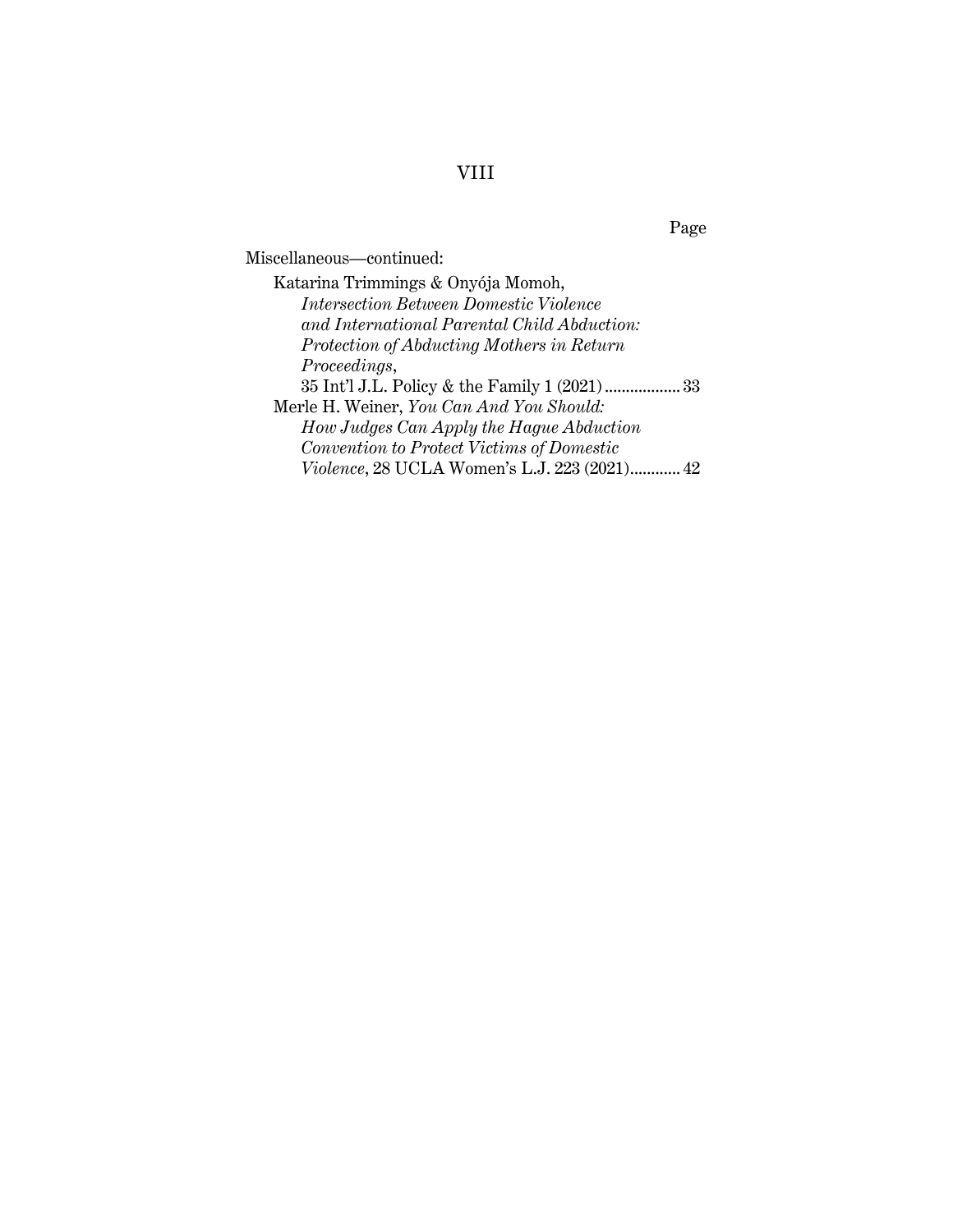Page

Miscellaneous—continued:

Katarina Trimmings & Onyója Momoh, *Intersection Between Domestic Violence and International Parental Child Abduction: Protection of Abducting Mothers in Return Proceedings*, 35 Int'l J.L. Policy & the Family 1 (2021) .................. 33

Merle H. Weiner, *You Can And You Should: How Judges Can Apply the Hague Abduction Convention to Protect Victims of Domestic Violence*, 28 UCLA Women's L.J. 223 (2021)............ 42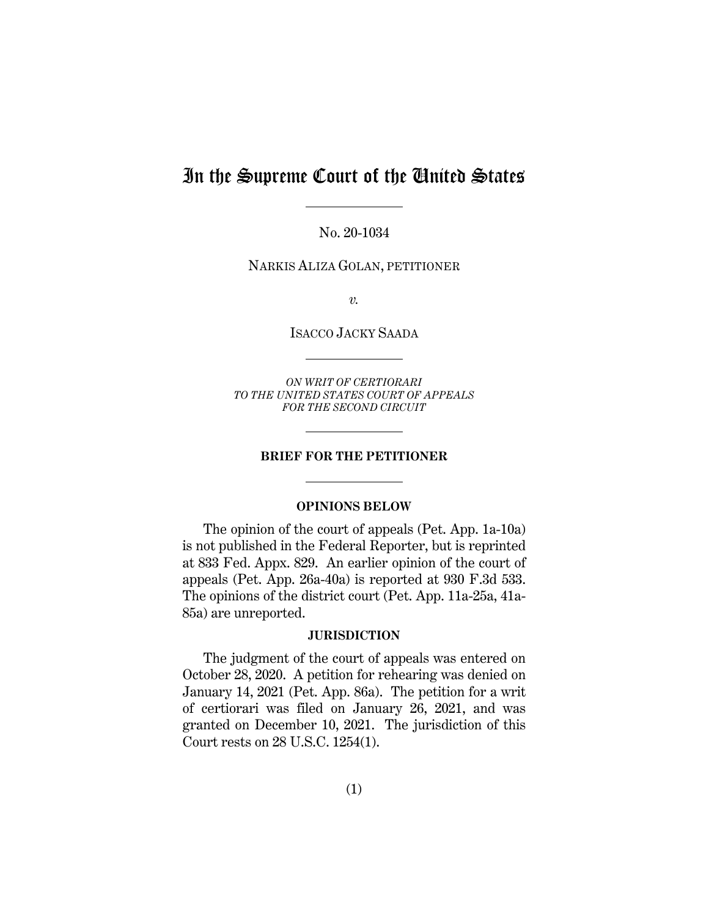# In the Supreme Court of the United States

No. 20-1034

NARKIS ALIZA GOLAN, PETITIONER

*v.*

ISACCO JACKY SAADA

*ON WRIT OF CERTIORARI*
*TO THE UNITED STATES COURT OF APPEALS*
*FOR THE SECOND CIRCUIT*

**BRIEF FOR THE PETITIONER**

## OPINIONS BELOW

The opinion of the court of appeals (Pet. App. 1a-10a) is not published in the Federal Reporter, but is reprinted at 833 Fed. Appx. 829. An earlier opinion of the court of appeals (Pet. App. 26a-40a) is reported at 930 F.3d 533. The opinions of the district court (Pet. App. 11a-25a, 41a-85a) are unreported.

## JURISDICTION

The judgment of the court of appeals was entered on October 28, 2020. A petition for rehearing was denied on January 14, 2021 (Pet. App. 86a). The petition for a writ of certiorari was filed on January 26, 2021, and was granted on December 10, 2021. The jurisdiction of this Court rests on 28 U.S.C. 1254(1).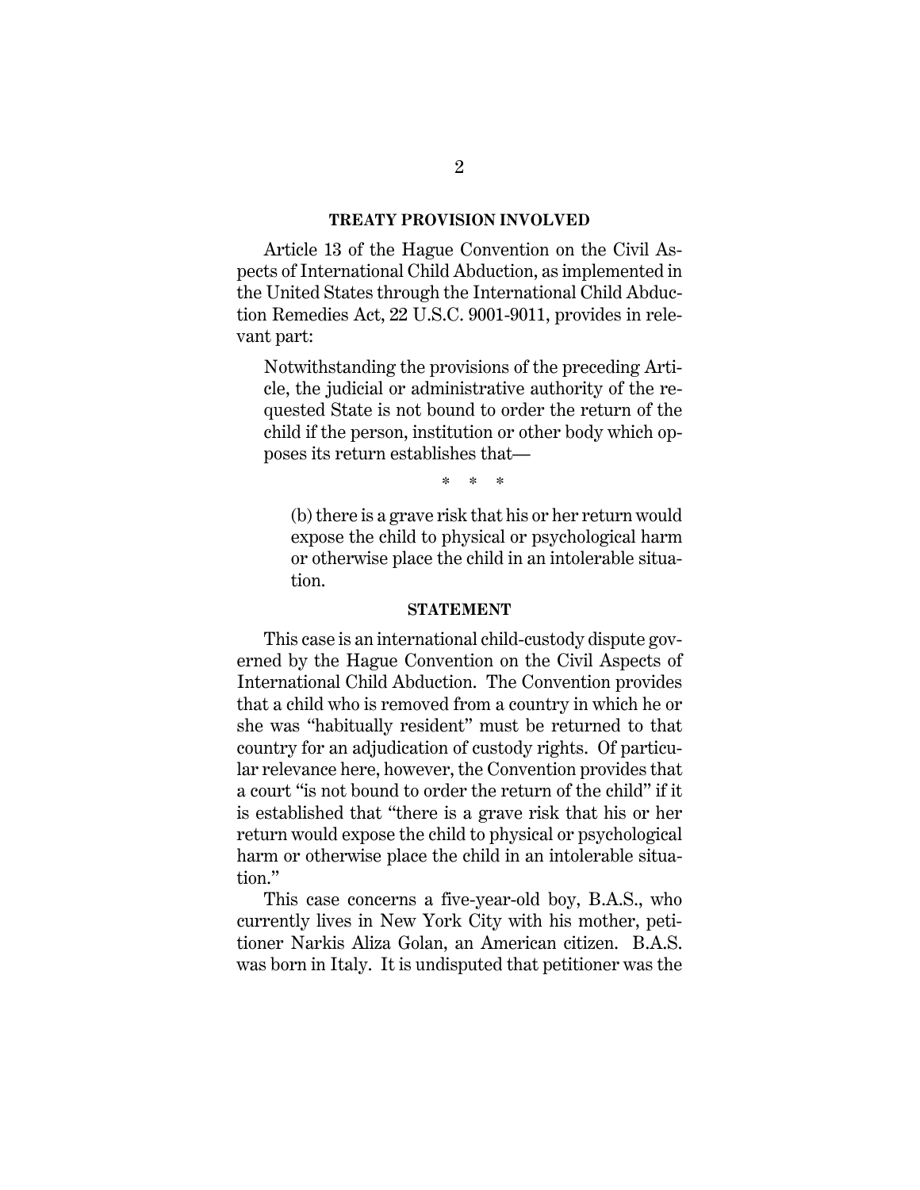## TREATY PROVISION INVOLVED

Article 13 of the Hague Convention on the Civil Aspects of International Child Abduction, as implemented in the United States through the International Child Abduction Remedies Act, 22 U.S.C. 9001-9011, provides in relevant part:

> Notwithstanding the provisions of the preceding Article, the judicial or administrative authority of the requested State is not bound to order the return of the child if the person, institution or other body which opposes its return establishes that—
>
> \* \* \*
>
> > (b) there is a grave risk that his or her return would expose the child to physical or psychological harm or otherwise place the child in an intolerable situation.

## STATEMENT

This case is an international child-custody dispute governed by the Hague Convention on the Civil Aspects of International Child Abduction. The Convention provides that a child who is removed from a country in which he or she was "habitually resident" must be returned to that country for an adjudication of custody rights. Of particular relevance here, however, the Convention provides that a court "is not bound to order the return of the child" if it is established that "there is a grave risk that his or her return would expose the child to physical or psychological harm or otherwise place the child in an intolerable situation."

This case concerns a five-year-old boy, B.A.S., who currently lives in New York City with his mother, petitioner Narkis Aliza Golan, an American citizen. B.A.S. was born in Italy. It is undisputed that petitioner was the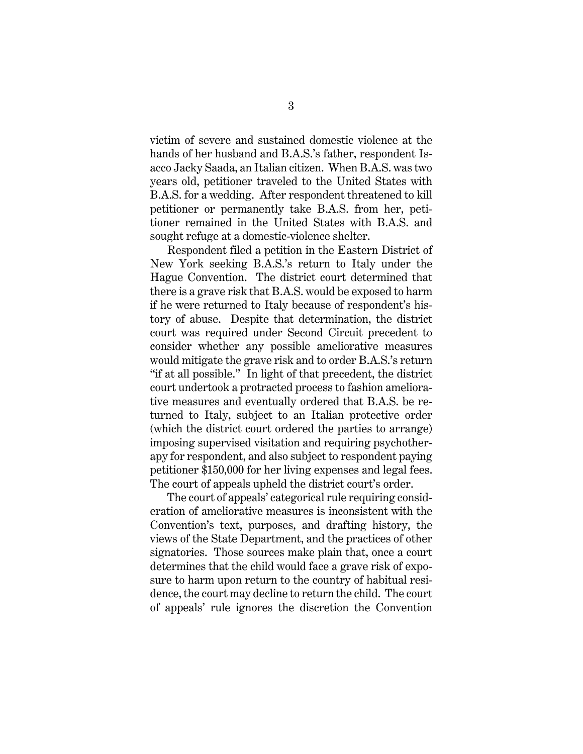victim of severe and sustained domestic violence at the hands of her husband and B.A.S.'s father, respondent Isacco Jacky Saada, an Italian citizen. When B.A.S. was two years old, petitioner traveled to the United States with B.A.S. for a wedding. After respondent threatened to kill petitioner or permanently take B.A.S. from her, petitioner remained in the United States with B.A.S. and sought refuge at a domestic-violence shelter.

Respondent filed a petition in the Eastern District of New York seeking B.A.S.'s return to Italy under the Hague Convention. The district court determined that there is a grave risk that B.A.S. would be exposed to harm if he were returned to Italy because of respondent's history of abuse. Despite that determination, the district court was required under Second Circuit precedent to consider whether any possible ameliorative measures would mitigate the grave risk and to order B.A.S.'s return "if at all possible." In light of that precedent, the district court undertook a protracted process to fashion ameliorative measures and eventually ordered that B.A.S. be returned to Italy, subject to an Italian protective order (which the district court ordered the parties to arrange) imposing supervised visitation and requiring psychotherapy for respondent, and also subject to respondent paying petitioner $150,000 for her living expenses and legal fees. The court of appeals upheld the district court's order.

The court of appeals' categorical rule requiring consideration of ameliorative measures is inconsistent with the Convention's text, purposes, and drafting history, the views of the State Department, and the practices of other signatories. Those sources make plain that, once a court determines that the child would face a grave risk of exposure to harm upon return to the country of habitual residence, the court may decline to return the child. The court of appeals' rule ignores the discretion the Convention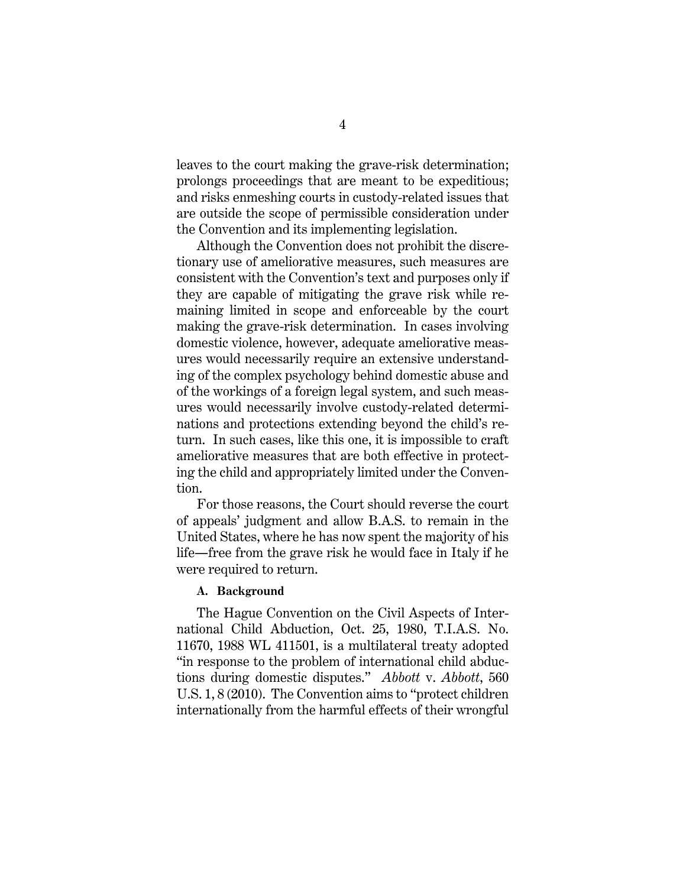leaves to the court making the grave-risk determination; prolongs proceedings that are meant to be expeditious; and risks enmeshing courts in custody-related issues that are outside the scope of permissible consideration under the Convention and its implementing legislation.

Although the Convention does not prohibit the discretionary use of ameliorative measures, such measures are consistent with the Convention's text and purposes only if they are capable of mitigating the grave risk while remaining limited in scope and enforceable by the court making the grave-risk determination. In cases involving domestic violence, however, adequate ameliorative measures would necessarily require an extensive understanding of the complex psychology behind domestic abuse and of the workings of a foreign legal system, and such measures would necessarily involve custody-related determinations and protections extending beyond the child's return. In such cases, like this one, it is impossible to craft ameliorative measures that are both effective in protecting the child and appropriately limited under the Convention.

For those reasons, the Court should reverse the court of appeals' judgment and allow B.A.S. to remain in the United States, where he has now spent the majority of his life—free from the grave risk he would face in Italy if he were required to return.

### A. Background

The Hague Convention on the Civil Aspects of International Child Abduction, Oct. 25, 1980, T.I.A.S. No. 11670, 1988 WL 411501, is a multilateral treaty adopted "in response to the problem of international child abductions during domestic disputes." *Abbott* v. *Abbott*, 560 U.S. 1, 8 (2010). The Convention aims to "protect children internationally from the harmful effects of their wrongful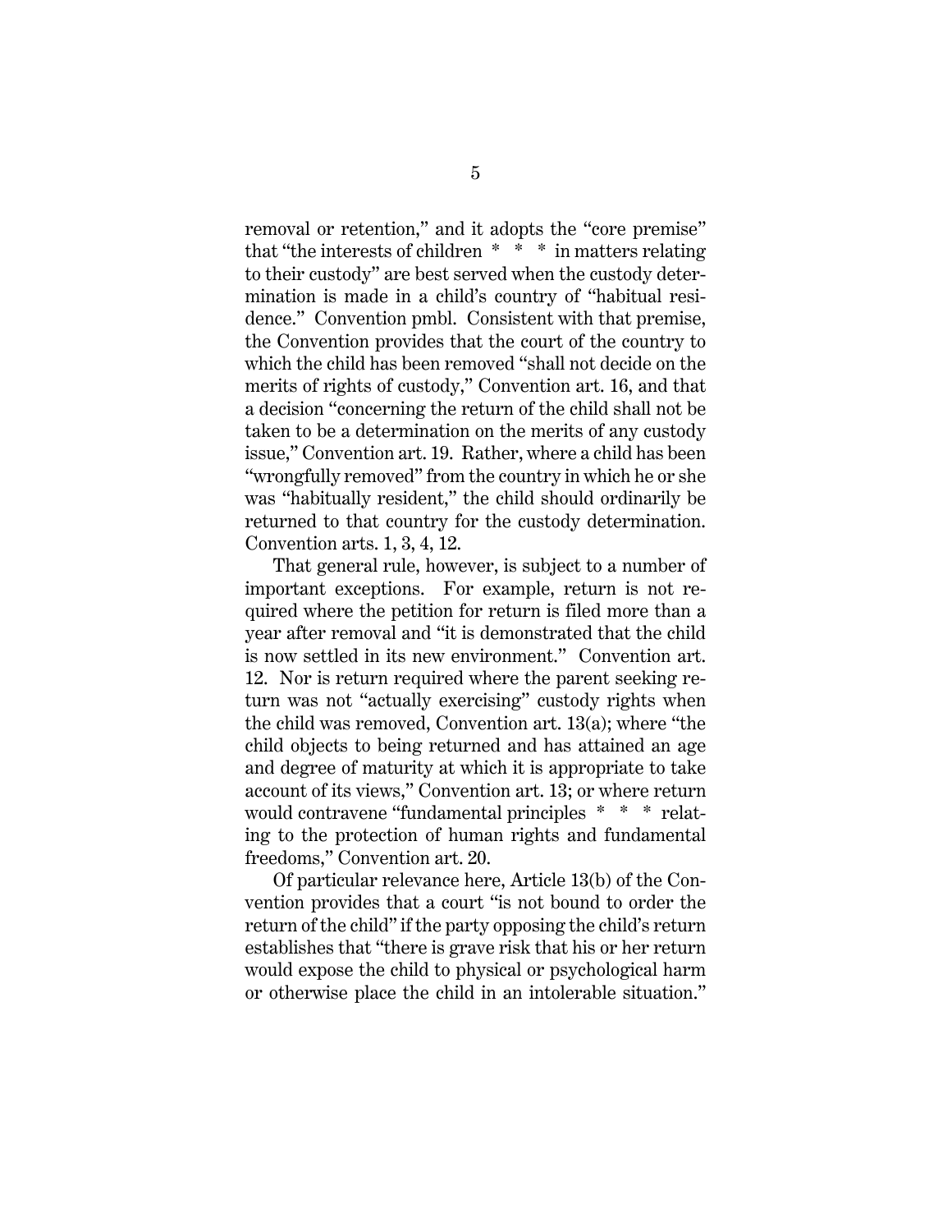removal or retention," and it adopts the "core premise" that "the interests of children * * * in matters relating to their custody" are best served when the custody determination is made in a child's country of "habitual residence." Convention pmbl. Consistent with that premise, the Convention provides that the court of the country to which the child has been removed "shall not decide on the merits of rights of custody," Convention art. 16, and that a decision "concerning the return of the child shall not be taken to be a determination on the merits of any custody issue," Convention art. 19. Rather, where a child has been "wrongfully removed" from the country in which he or she was "habitually resident," the child should ordinarily be returned to that country for the custody determination. Convention arts. 1, 3, 4, 12.

That general rule, however, is subject to a number of important exceptions. For example, return is not required where the petition for return is filed more than a year after removal and "it is demonstrated that the child is now settled in its new environment." Convention art. 12. Nor is return required where the parent seeking return was not "actually exercising" custody rights when the child was removed, Convention art. 13(a); where "the child objects to being returned and has attained an age and degree of maturity at which it is appropriate to take account of its views," Convention art. 13; or where return would contravene "fundamental principles * * * relating to the protection of human rights and fundamental freedoms," Convention art. 20.

Of particular relevance here, Article 13(b) of the Convention provides that a court "is not bound to order the return of the child" if the party opposing the child's return establishes that "there is grave risk that his or her return would expose the child to physical or psychological harm or otherwise place the child in an intolerable situation."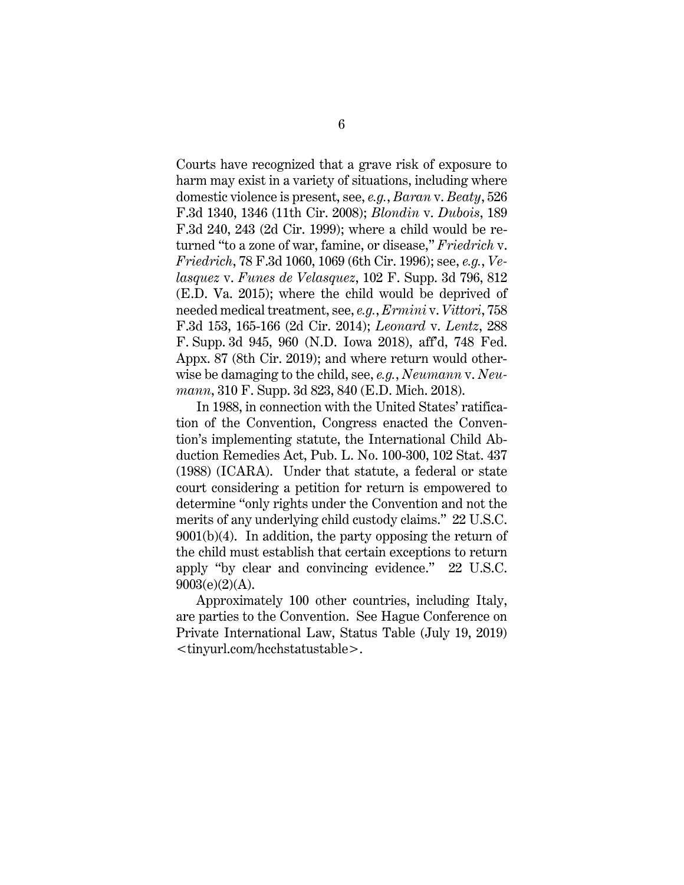Courts have recognized that a grave risk of exposure to harm may exist in a variety of situations, including where domestic violence is present, see, *e.g.*, *Baran* v. *Beaty*, 526 F.3d 1340, 1346 (11th Cir. 2008); *Blondin* v. *Dubois*, 189 F.3d 240, 243 (2d Cir. 1999); where a child would be returned "to a zone of war, famine, or disease," *Friedrich* v. *Friedrich*, 78 F.3d 1060, 1069 (6th Cir. 1996); see, *e.g.*, *Velasquez* v. *Funes de Velasquez*, 102 F. Supp. 3d 796, 812 (E.D. Va. 2015); where the child would be deprived of needed medical treatment, see, *e.g.*, *Ermini* v. *Vittori*, 758 F.3d 153, 165-166 (2d Cir. 2014); *Leonard* v. *Lentz*, 288 F. Supp. 3d 945, 960 (N.D. Iowa 2018), aff'd, 748 Fed. Appx. 87 (8th Cir. 2019); and where return would otherwise be damaging to the child, see, *e.g.*, *Neumann* v. *Neumann*, 310 F. Supp. 3d 823, 840 (E.D. Mich. 2018).

In 1988, in connection with the United States' ratification of the Convention, Congress enacted the Convention's implementing statute, the International Child Abduction Remedies Act, Pub. L. No. 100-300, 102 Stat. 437 (1988) (ICARA). Under that statute, a federal or state court considering a petition for return is empowered to determine "only rights under the Convention and not the merits of any underlying child custody claims." 22 U.S.C. 9001(b)(4). In addition, the party opposing the return of the child must establish that certain exceptions to return apply "by clear and convincing evidence." 22 U.S.C. 9003(e)(2)(A).

Approximately 100 other countries, including Italy, are parties to the Convention. See Hague Conference on Private International Law, Status Table (July 19, 2019) <tinyurl.com/hcchstatustable>.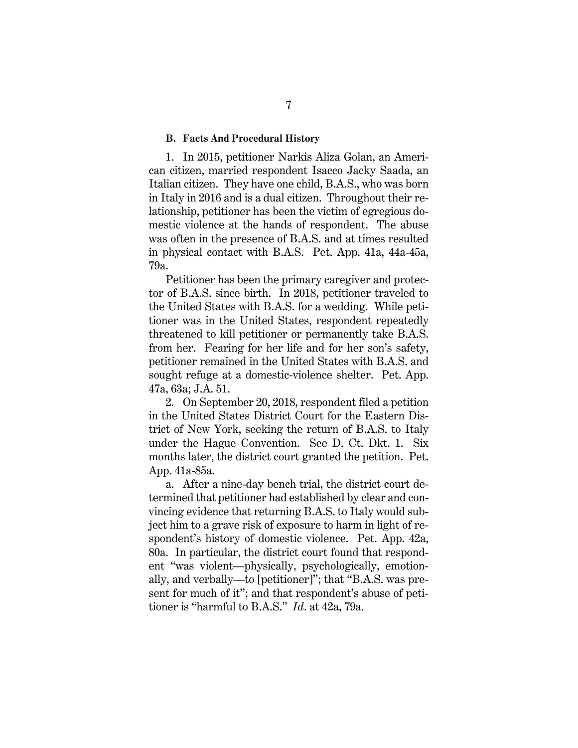### B. Facts And Procedural History

1. In 2015, petitioner Narkis Aliza Golan, an American citizen, married respondent Isacco Jacky Saada, an Italian citizen. They have one child, B.A.S., who was born in Italy in 2016 and is a dual citizen. Throughout their relationship, petitioner has been the victim of egregious domestic violence at the hands of respondent. The abuse was often in the presence of B.A.S. and at times resulted in physical contact with B.A.S. Pet. App. 41a, 44a-45a, 79a.

Petitioner has been the primary caregiver and protector of B.A.S. since birth. In 2018, petitioner traveled to the United States with B.A.S. for a wedding. While petitioner was in the United States, respondent repeatedly threatened to kill petitioner or permanently take B.A.S. from her. Fearing for her life and for her son's safety, petitioner remained in the United States with B.A.S. and sought refuge at a domestic-violence shelter. Pet. App. 47a, 63a; J.A. 51.

2. On September 20, 2018, respondent filed a petition in the United States District Court for the Eastern District of New York, seeking the return of B.A.S. to Italy under the Hague Convention. See D. Ct. Dkt. 1. Six months later, the district court granted the petition. Pet. App. 41a-85a.

a. After a nine-day bench trial, the district court determined that petitioner had established by clear and convincing evidence that returning B.A.S. to Italy would subject him to a grave risk of exposure to harm in light of respondent's history of domestic violence. Pet. App. 42a, 80a. In particular, the district court found that respondent "was violent—physically, psychologically, emotionally, and verbally—to [petitioner]"; that "B.A.S. was present for much of it"; and that respondent's abuse of petitioner is "harmful to B.A.S." *Id*. at 42a, 79a.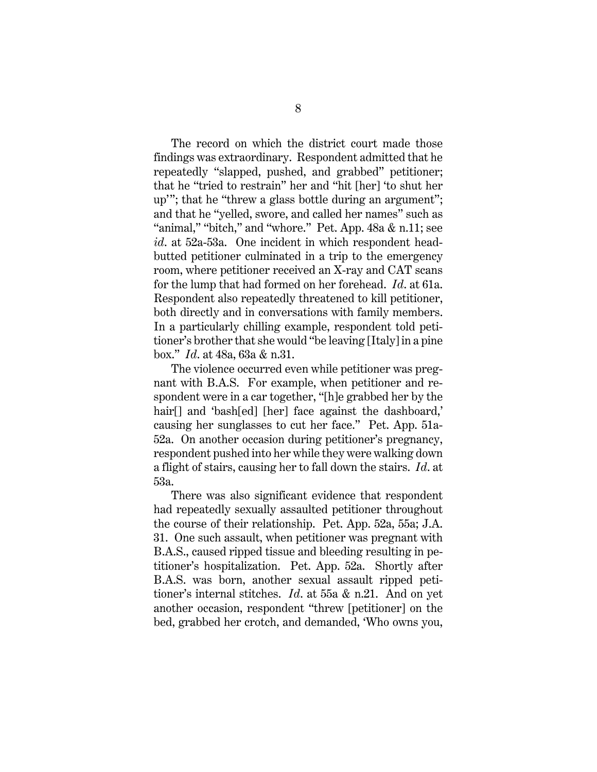The record on which the district court made those findings was extraordinary. Respondent admitted that he repeatedly "slapped, pushed, and grabbed" petitioner; that he "tried to restrain" her and "hit [her] 'to shut her up'"; that he "threw a glass bottle during an argument"; and that he "yelled, swore, and called her names" such as "animal," "bitch," and "whore." Pet. App. 48a & n.11; see *id.* at 52a-53a. One incident in which respondent head-butted petitioner culminated in a trip to the emergency room, where petitioner received an X-ray and CAT scans for the lump that had formed on her forehead. *Id.* at 61a. Respondent also repeatedly threatened to kill petitioner, both directly and in conversations with family members. In a particularly chilling example, respondent told petitioner's brother that she would "be leaving [Italy] in a pine box." *Id.* at 48a, 63a & n.31.

The violence occurred even while petitioner was pregnant with B.A.S. For example, when petitioner and respondent were in a car together, "[h]e grabbed her by the hair[] and 'bash[ed] [her] face against the dashboard,' causing her sunglasses to cut her face." Pet. App. 51a-52a. On another occasion during petitioner's pregnancy, respondent pushed into her while they were walking down a flight of stairs, causing her to fall down the stairs. *Id.* at 53a.

There was also significant evidence that respondent had repeatedly sexually assaulted petitioner throughout the course of their relationship. Pet. App. 52a, 55a; J.A. 31. One such assault, when petitioner was pregnant with B.A.S., caused ripped tissue and bleeding resulting in petitioner's hospitalization. Pet. App. 52a. Shortly after B.A.S. was born, another sexual assault ripped petitioner's internal stitches. *Id.* at 55a & n.21. And on yet another occasion, respondent "threw [petitioner] on the bed, grabbed her crotch, and demanded, 'Who owns you,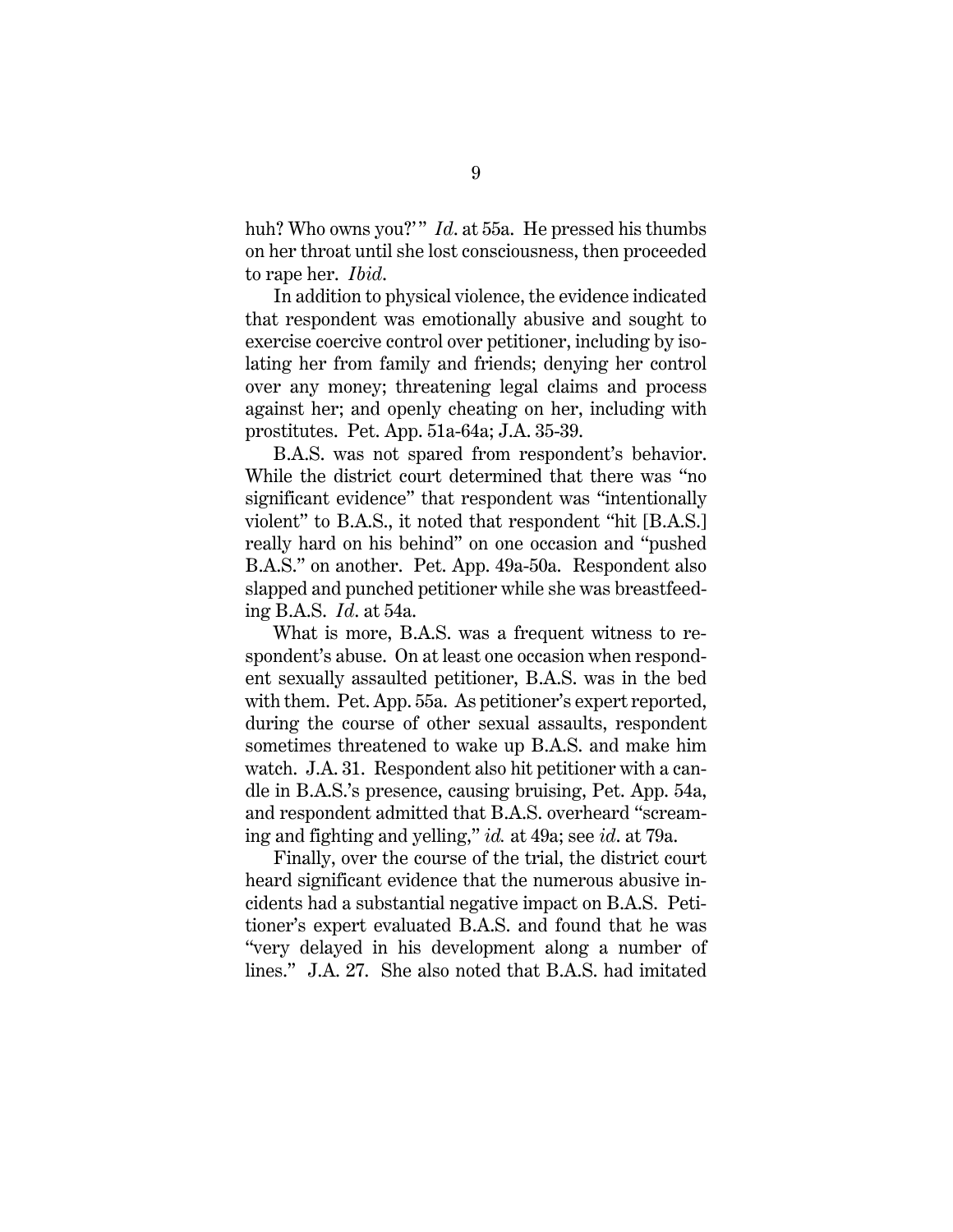huh? Who owns you?'" *Id*. at 55a. He pressed his thumbs on her throat until she lost consciousness, then proceeded to rape her. *Ibid*.

In addition to physical violence, the evidence indicated that respondent was emotionally abusive and sought to exercise coercive control over petitioner, including by isolating her from family and friends; denying her control over any money; threatening legal claims and process against her; and openly cheating on her, including with prostitutes. Pet. App. 51a-64a; J.A. 35-39.

B.A.S. was not spared from respondent's behavior. While the district court determined that there was "no significant evidence" that respondent was "intentionally violent" to B.A.S., it noted that respondent "hit [B.A.S.] really hard on his behind" on one occasion and "pushed B.A.S." on another. Pet. App. 49a-50a. Respondent also slapped and punched petitioner while she was breastfeeding B.A.S. *Id*. at 54a.

What is more, B.A.S. was a frequent witness to respondent's abuse. On at least one occasion when respondent sexually assaulted petitioner, B.A.S. was in the bed with them. Pet. App. 55a. As petitioner's expert reported, during the course of other sexual assaults, respondent sometimes threatened to wake up B.A.S. and make him watch. J.A. 31. Respondent also hit petitioner with a candle in B.A.S.'s presence, causing bruising, Pet. App. 54a, and respondent admitted that B.A.S. overheard "screaming and fighting and yelling," *id.* at 49a; see *id*. at 79a.

Finally, over the course of the trial, the district court heard significant evidence that the numerous abusive incidents had a substantial negative impact on B.A.S. Petitioner's expert evaluated B.A.S. and found that he was "very delayed in his development along a number of lines." J.A. 27. She also noted that B.A.S. had imitated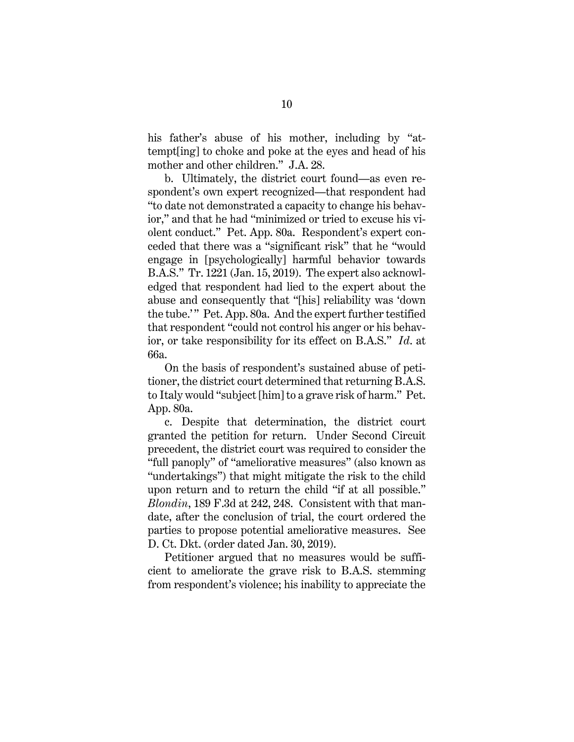his father's abuse of his mother, including by "attempt[ing] to choke and poke at the eyes and head of his mother and other children." J.A. 28.

b. Ultimately, the district court found—as even respondent's own expert recognized—that respondent had "to date not demonstrated a capacity to change his behavior," and that he had "minimized or tried to excuse his violent conduct." Pet. App. 80a. Respondent's expert conceded that there was a "significant risk" that he "would engage in [psychologically] harmful behavior towards B.A.S." Tr. 1221 (Jan. 15, 2019). The expert also acknowledged that respondent had lied to the expert about the abuse and consequently that "[his] reliability was 'down the tube.'" Pet. App. 80a. And the expert further testified that respondent "could not control his anger or his behavior, or take responsibility for its effect on B.A.S." *Id.* at 66a.

On the basis of respondent's sustained abuse of petitioner, the district court determined that returning B.A.S. to Italy would "subject [him] to a grave risk of harm." Pet. App. 80a.

c. Despite that determination, the district court granted the petition for return. Under Second Circuit precedent, the district court was required to consider the "full panoply" of "ameliorative measures" (also known as "undertakings") that might mitigate the risk to the child upon return and to return the child "if at all possible." *Blondin*, 189 F.3d at 242, 248. Consistent with that mandate, after the conclusion of trial, the court ordered the parties to propose potential ameliorative measures. See D. Ct. Dkt. (order dated Jan. 30, 2019).

Petitioner argued that no measures would be sufficient to ameliorate the grave risk to B.A.S. stemming from respondent's violence; his inability to appreciate the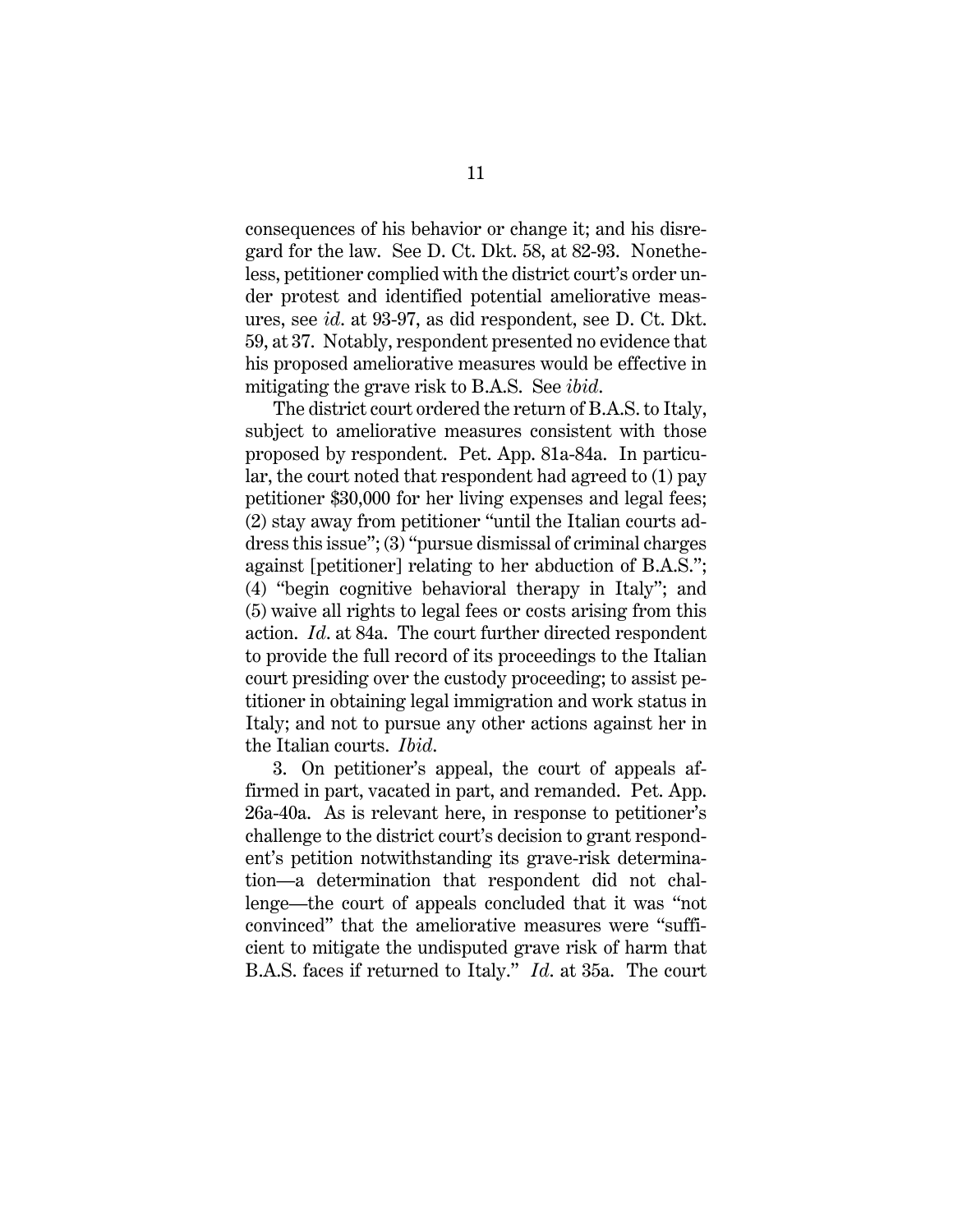consequences of his behavior or change it; and his disregard for the law. See D. Ct. Dkt. 58, at 82-93. Nonetheless, petitioner complied with the district court's order under protest and identified potential ameliorative measures, see *id.* at 93-97, as did respondent, see D. Ct. Dkt. 59, at 37. Notably, respondent presented no evidence that his proposed ameliorative measures would be effective in mitigating the grave risk to B.A.S. See *ibid.*

The district court ordered the return of B.A.S. to Italy, subject to ameliorative measures consistent with those proposed by respondent. Pet. App. 81a-84a. In particular, the court noted that respondent had agreed to (1) pay petitioner $30,000 for her living expenses and legal fees; (2) stay away from petitioner "until the Italian courts address this issue"; (3) "pursue dismissal of criminal charges against [petitioner] relating to her abduction of B.A.S."; (4) "begin cognitive behavioral therapy in Italy"; and (5) waive all rights to legal fees or costs arising from this action. *Id.* at 84a. The court further directed respondent to provide the full record of its proceedings to the Italian court presiding over the custody proceeding; to assist petitioner in obtaining legal immigration and work status in Italy; and not to pursue any other actions against her in the Italian courts. *Ibid.*

3. On petitioner's appeal, the court of appeals affirmed in part, vacated in part, and remanded. Pet. App. 26a-40a. As is relevant here, in response to petitioner's challenge to the district court's decision to grant respondent's petition notwithstanding its grave-risk determination—a determination that respondent did not challenge—the court of appeals concluded that it was "not convinced" that the ameliorative measures were "sufficient to mitigate the undisputed grave risk of harm that B.A.S. faces if returned to Italy." *Id.* at 35a. The court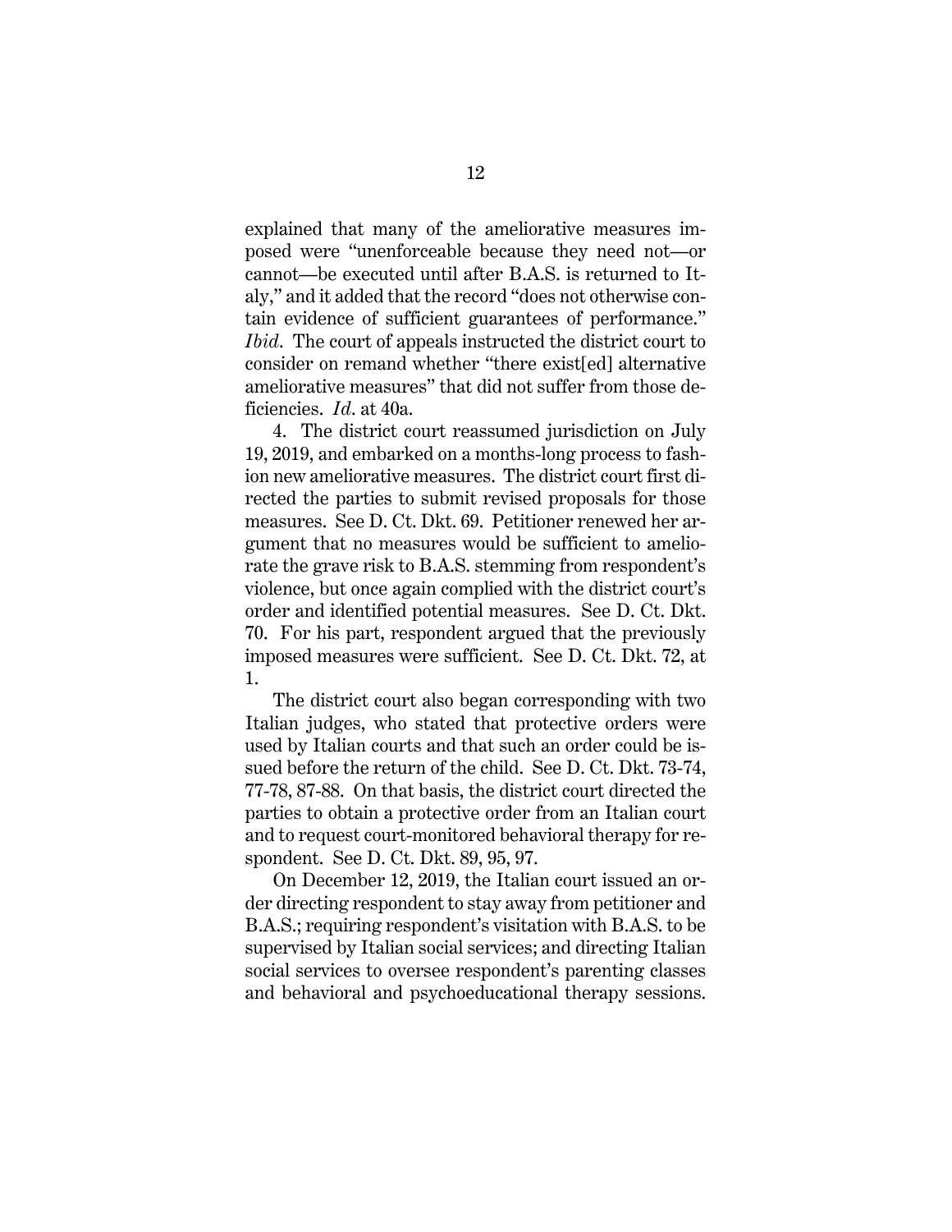explained that many of the ameliorative measures imposed were "unenforceable because they need not—or cannot—be executed until after B.A.S. is returned to Italy," and it added that the record "does not otherwise contain evidence of sufficient guarantees of performance." *Ibid*. The court of appeals instructed the district court to consider on remand whether "there exist[ed] alternative ameliorative measures" that did not suffer from those deficiencies. *Id*. at 40a.

4. The district court reassumed jurisdiction on July 19, 2019, and embarked on a months-long process to fashion new ameliorative measures. The district court first directed the parties to submit revised proposals for those measures. See D. Ct. Dkt. 69. Petitioner renewed her argument that no measures would be sufficient to ameliorate the grave risk to B.A.S. stemming from respondent's violence, but once again complied with the district court's order and identified potential measures. See D. Ct. Dkt. 70. For his part, respondent argued that the previously imposed measures were sufficient. See D. Ct. Dkt. 72, at 1.

The district court also began corresponding with two Italian judges, who stated that protective orders were used by Italian courts and that such an order could be issued before the return of the child. See D. Ct. Dkt. 73-74, 77-78, 87-88. On that basis, the district court directed the parties to obtain a protective order from an Italian court and to request court-monitored behavioral therapy for respondent. See D. Ct. Dkt. 89, 95, 97.

On December 12, 2019, the Italian court issued an order directing respondent to stay away from petitioner and B.A.S.; requiring respondent's visitation with B.A.S. to be supervised by Italian social services; and directing Italian social services to oversee respondent's parenting classes and behavioral and psychoeducational therapy sessions.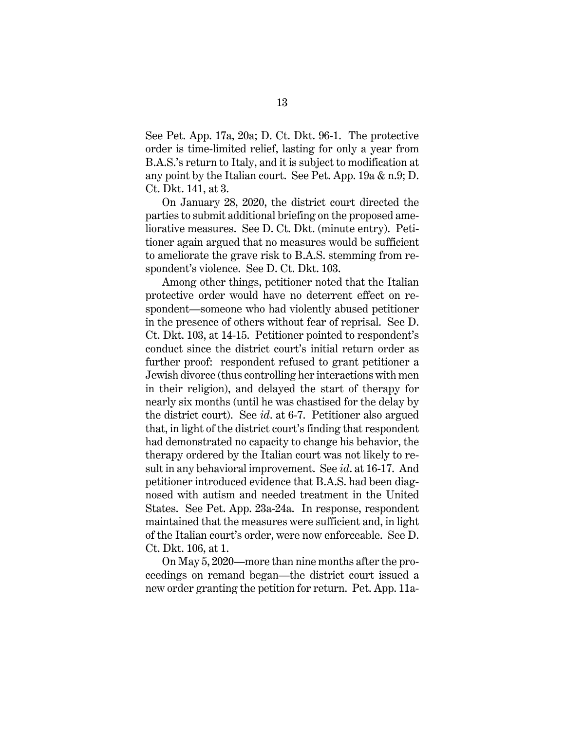See Pet. App. 17a, 20a; D. Ct. Dkt. 96-1. The protective order is time-limited relief, lasting for only a year from B.A.S.'s return to Italy, and it is subject to modification at any point by the Italian court. See Pet. App. 19a & n.9; D. Ct. Dkt. 141, at 3.

On January 28, 2020, the district court directed the parties to submit additional briefing on the proposed ameliorative measures. See D. Ct. Dkt. (minute entry). Petitioner again argued that no measures would be sufficient to ameliorate the grave risk to B.A.S. stemming from respondent's violence. See D. Ct. Dkt. 103.

Among other things, petitioner noted that the Italian protective order would have no deterrent effect on respondent—someone who had violently abused petitioner in the presence of others without fear of reprisal. See D. Ct. Dkt. 103, at 14-15. Petitioner pointed to respondent's conduct since the district court's initial return order as further proof: respondent refused to grant petitioner a Jewish divorce (thus controlling her interactions with men in their religion), and delayed the start of therapy for nearly six months (until he was chastised for the delay by the district court). See *id*. at 6-7. Petitioner also argued that, in light of the district court's finding that respondent had demonstrated no capacity to change his behavior, the therapy ordered by the Italian court was not likely to result in any behavioral improvement. See *id*. at 16-17. And petitioner introduced evidence that B.A.S. had been diagnosed with autism and needed treatment in the United States. See Pet. App. 23a-24a. In response, respondent maintained that the measures were sufficient and, in light of the Italian court's order, were now enforceable. See D. Ct. Dkt. 106, at 1.

On May 5, 2020—more than nine months after the proceedings on remand began—the district court issued a new order granting the petition for return. Pet. App. 11a-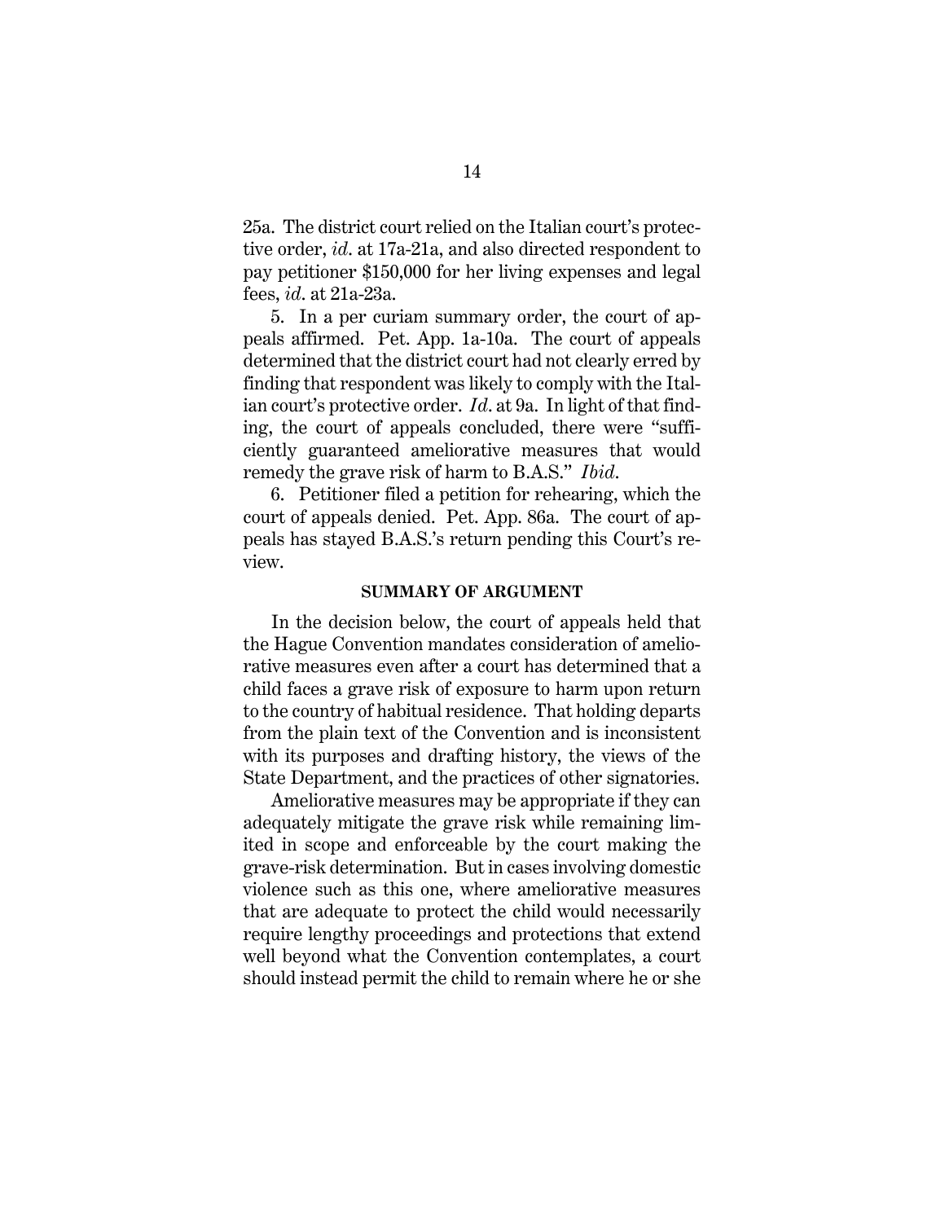25a. The district court relied on the Italian court's protective order, *id*. at 17a-21a, and also directed respondent to pay petitioner $150,000 for her living expenses and legal fees, *id*. at 21a-23a.

5. In a per curiam summary order, the court of appeals affirmed. Pet. App. 1a-10a. The court of appeals determined that the district court had not clearly erred by finding that respondent was likely to comply with the Italian court's protective order. *Id*. at 9a. In light of that finding, the court of appeals concluded, there were "sufficiently guaranteed ameliorative measures that would remedy the grave risk of harm to B.A.S." *Ibid*.

6. Petitioner filed a petition for rehearing, which the court of appeals denied. Pet. App. 86a. The court of appeals has stayed B.A.S.'s return pending this Court's review.

## SUMMARY OF ARGUMENT

In the decision below, the court of appeals held that the Hague Convention mandates consideration of ameliorative measures even after a court has determined that a child faces a grave risk of exposure to harm upon return to the country of habitual residence. That holding departs from the plain text of the Convention and is inconsistent with its purposes and drafting history, the views of the State Department, and the practices of other signatories.

Ameliorative measures may be appropriate if they can adequately mitigate the grave risk while remaining limited in scope and enforceable by the court making the grave-risk determination. But in cases involving domestic violence such as this one, where ameliorative measures that are adequate to protect the child would necessarily require lengthy proceedings and protections that extend well beyond what the Convention contemplates, a court should instead permit the child to remain where he or she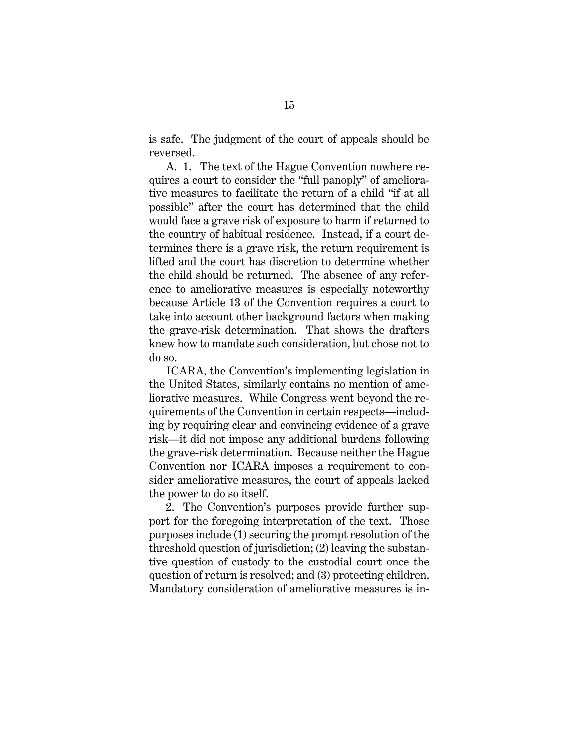is safe. The judgment of the court of appeals should be reversed.

A. 1. The text of the Hague Convention nowhere requires a court to consider the "full panoply" of ameliorative measures to facilitate the return of a child "if at all possible" after the court has determined that the child would face a grave risk of exposure to harm if returned to the country of habitual residence. Instead, if a court determines there is a grave risk, the return requirement is lifted and the court has discretion to determine whether the child should be returned. The absence of any reference to ameliorative measures is especially noteworthy because Article 13 of the Convention requires a court to take into account other background factors when making the grave-risk determination. That shows the drafters knew how to mandate such consideration, but chose not to do so.

ICARA, the Convention's implementing legislation in the United States, similarly contains no mention of ameliorative measures. While Congress went beyond the requirements of the Convention in certain respects—including by requiring clear and convincing evidence of a grave risk—it did not impose any additional burdens following the grave-risk determination. Because neither the Hague Convention nor ICARA imposes a requirement to consider ameliorative measures, the court of appeals lacked the power to do so itself.

2. The Convention's purposes provide further support for the foregoing interpretation of the text. Those purposes include (1) securing the prompt resolution of the threshold question of jurisdiction; (2) leaving the substantive question of custody to the custodial court once the question of return is resolved; and (3) protecting children. Mandatory consideration of ameliorative measures is in-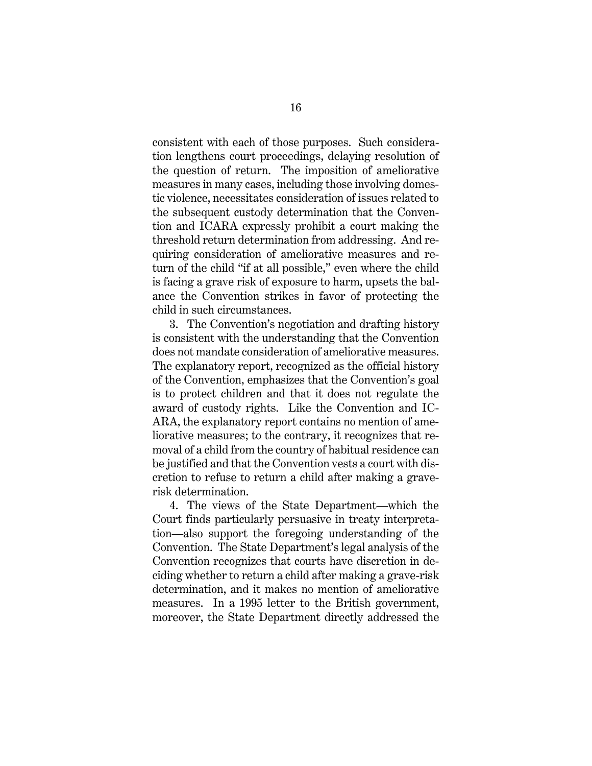consistent with each of those purposes. Such consideration lengthens court proceedings, delaying resolution of the question of return. The imposition of ameliorative measures in many cases, including those involving domestic violence, necessitates consideration of issues related to the subsequent custody determination that the Convention and ICARA expressly prohibit a court making the threshold return determination from addressing. And requiring consideration of ameliorative measures and return of the child "if at all possible," even where the child is facing a grave risk of exposure to harm, upsets the balance the Convention strikes in favor of protecting the child in such circumstances.

3. The Convention's negotiation and drafting history is consistent with the understanding that the Convention does not mandate consideration of ameliorative measures. The explanatory report, recognized as the official history of the Convention, emphasizes that the Convention's goal is to protect children and that it does not regulate the award of custody rights. Like the Convention and ICARA, the explanatory report contains no mention of ameliorative measures; to the contrary, it recognizes that removal of a child from the country of habitual residence can be justified and that the Convention vests a court with discretion to refuse to return a child after making a grave-risk determination.

4. The views of the State Department—which the Court finds particularly persuasive in treaty interpretation—also support the foregoing understanding of the Convention. The State Department's legal analysis of the Convention recognizes that courts have discretion in deciding whether to return a child after making a grave-risk determination, and it makes no mention of ameliorative measures. In a 1995 letter to the British government, moreover, the State Department directly addressed the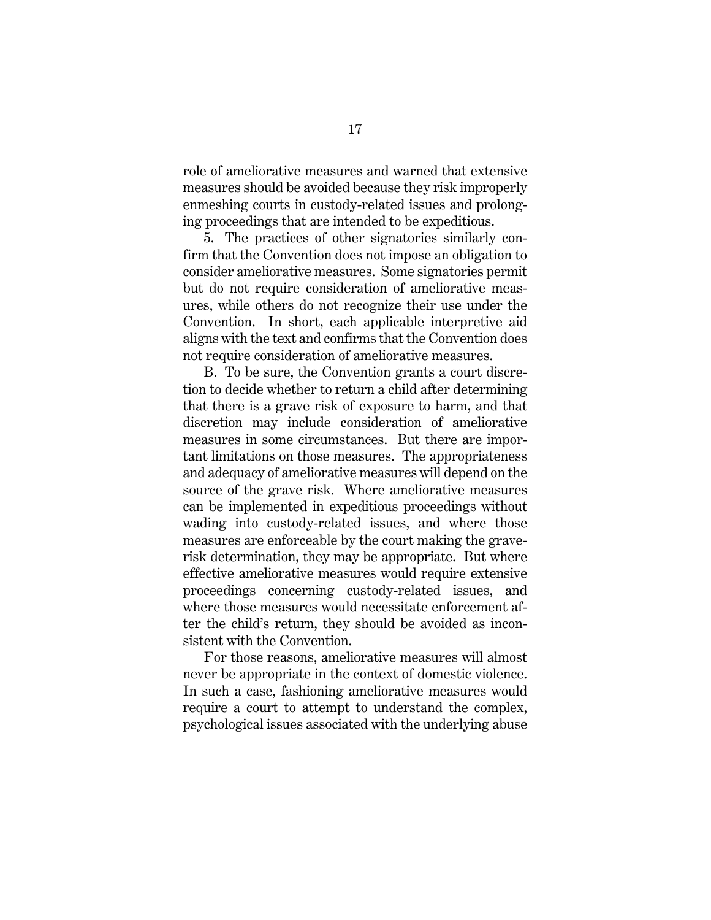role of ameliorative measures and warned that extensive measures should be avoided because they risk improperly enmeshing courts in custody-related issues and prolonging proceedings that are intended to be expeditious.

5. The practices of other signatories similarly confirm that the Convention does not impose an obligation to consider ameliorative measures. Some signatories permit but do not require consideration of ameliorative measures, while others do not recognize their use under the Convention. In short, each applicable interpretive aid aligns with the text and confirms that the Convention does not require consideration of ameliorative measures.

B. To be sure, the Convention grants a court discretion to decide whether to return a child after determining that there is a grave risk of exposure to harm, and that discretion may include consideration of ameliorative measures in some circumstances. But there are important limitations on those measures. The appropriateness and adequacy of ameliorative measures will depend on the source of the grave risk. Where ameliorative measures can be implemented in expeditious proceedings without wading into custody-related issues, and where those measures are enforceable by the court making the grave-risk determination, they may be appropriate. But where effective ameliorative measures would require extensive proceedings concerning custody-related issues, and where those measures would necessitate enforcement after the child's return, they should be avoided as inconsistent with the Convention.

For those reasons, ameliorative measures will almost never be appropriate in the context of domestic violence. In such a case, fashioning ameliorative measures would require a court to attempt to understand the complex, psychological issues associated with the underlying abuse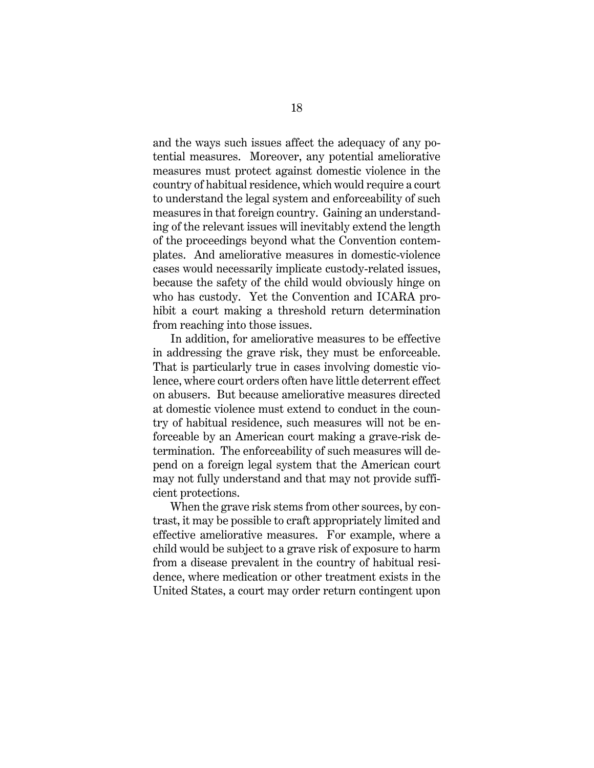and the ways such issues affect the adequacy of any potential measures. Moreover, any potential ameliorative measures must protect against domestic violence in the country of habitual residence, which would require a court to understand the legal system and enforceability of such measures in that foreign country. Gaining an understanding of the relevant issues will inevitably extend the length of the proceedings beyond what the Convention contemplates. And ameliorative measures in domestic-violence cases would necessarily implicate custody-related issues, because the safety of the child would obviously hinge on who has custody. Yet the Convention and ICARA prohibit a court making a threshold return determination from reaching into those issues.

In addition, for ameliorative measures to be effective in addressing the grave risk, they must be enforceable. That is particularly true in cases involving domestic violence, where court orders often have little deterrent effect on abusers. But because ameliorative measures directed at domestic violence must extend to conduct in the country of habitual residence, such measures will not be enforceable by an American court making a grave-risk determination. The enforceability of such measures will depend on a foreign legal system that the American court may not fully understand and that may not provide sufficient protections.

When the grave risk stems from other sources, by contrast, it may be possible to craft appropriately limited and effective ameliorative measures. For example, where a child would be subject to a grave risk of exposure to harm from a disease prevalent in the country of habitual residence, where medication or other treatment exists in the United States, a court may order return contingent upon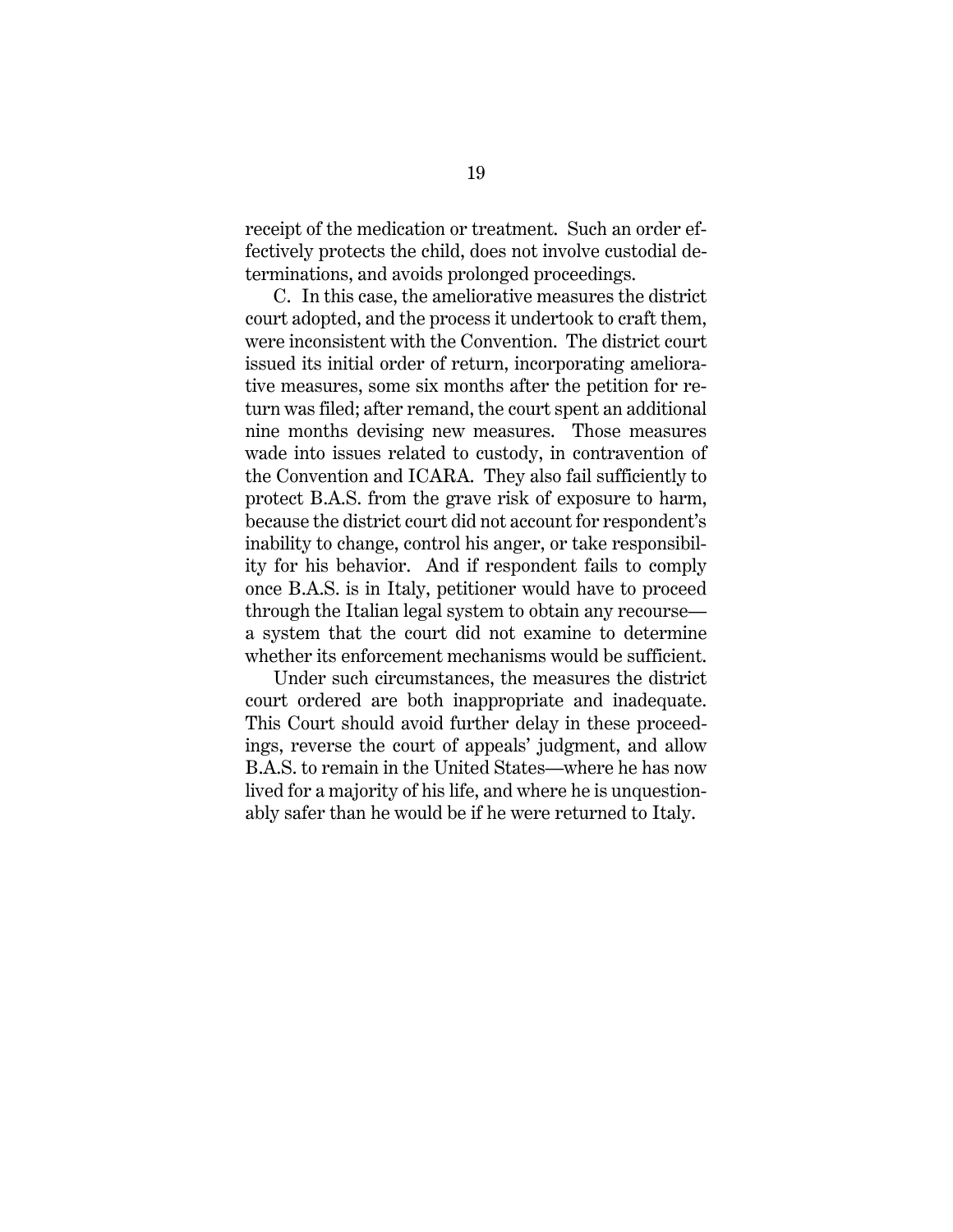receipt of the medication or treatment. Such an order effectively protects the child, does not involve custodial determinations, and avoids prolonged proceedings.

C. In this case, the ameliorative measures the district court adopted, and the process it undertook to craft them, were inconsistent with the Convention. The district court issued its initial order of return, incorporating ameliorative measures, some six months after the petition for return was filed; after remand, the court spent an additional nine months devising new measures. Those measures wade into issues related to custody, in contravention of the Convention and ICARA. They also fail sufficiently to protect B.A.S. from the grave risk of exposure to harm, because the district court did not account for respondent's inability to change, control his anger, or take responsibility for his behavior. And if respondent fails to comply once B.A.S. is in Italy, petitioner would have to proceed through the Italian legal system to obtain any recourse—a system that the court did not examine to determine whether its enforcement mechanisms would be sufficient.

Under such circumstances, the measures the district court ordered are both inappropriate and inadequate. This Court should avoid further delay in these proceedings, reverse the court of appeals' judgment, and allow B.A.S. to remain in the United States—where he has now lived for a majority of his life, and where he is unquestionably safer than he would be if he were returned to Italy.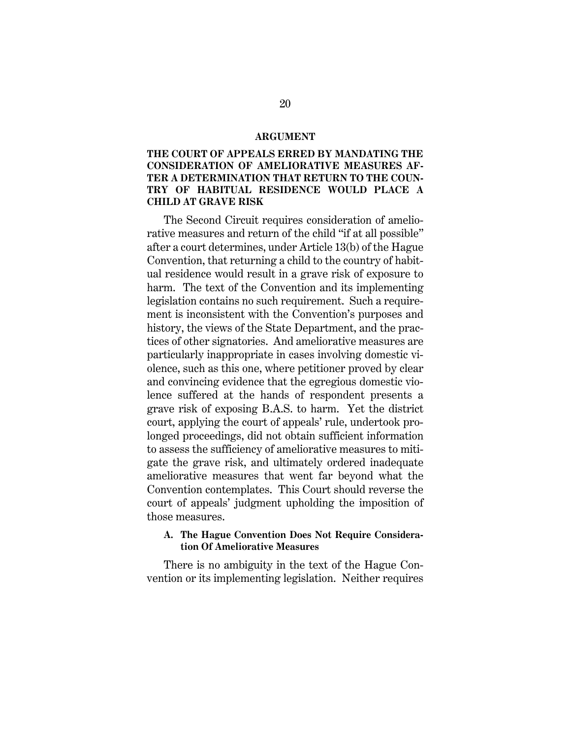## ARGUMENT

### THE COURT OF APPEALS ERRED BY MANDATING THE CONSIDERATION OF AMELIORATIVE MEASURES AFTER A DETERMINATION THAT RETURN TO THE COUNTRY OF HABITUAL RESIDENCE WOULD PLACE A CHILD AT GRAVE RISK

The Second Circuit requires consideration of ameliorative measures and return of the child "if at all possible" after a court determines, under Article 13(b) of the Hague Convention, that returning a child to the country of habitual residence would result in a grave risk of exposure to harm. The text of the Convention and its implementing legislation contains no such requirement. Such a requirement is inconsistent with the Convention's purposes and history, the views of the State Department, and the practices of other signatories. And ameliorative measures are particularly inappropriate in cases involving domestic violence, such as this one, where petitioner proved by clear and convincing evidence that the egregious domestic violence suffered at the hands of respondent presents a grave risk of exposing B.A.S. to harm. Yet the district court, applying the court of appeals' rule, undertook prolonged proceedings, did not obtain sufficient information to assess the sufficiency of ameliorative measures to mitigate the grave risk, and ultimately ordered inadequate ameliorative measures that went far beyond what the Convention contemplates. This Court should reverse the court of appeals' judgment upholding the imposition of those measures.

#### A. The Hague Convention Does Not Require Consideration Of Ameliorative Measures

There is no ambiguity in the text of the Hague Convention or its implementing legislation. Neither requires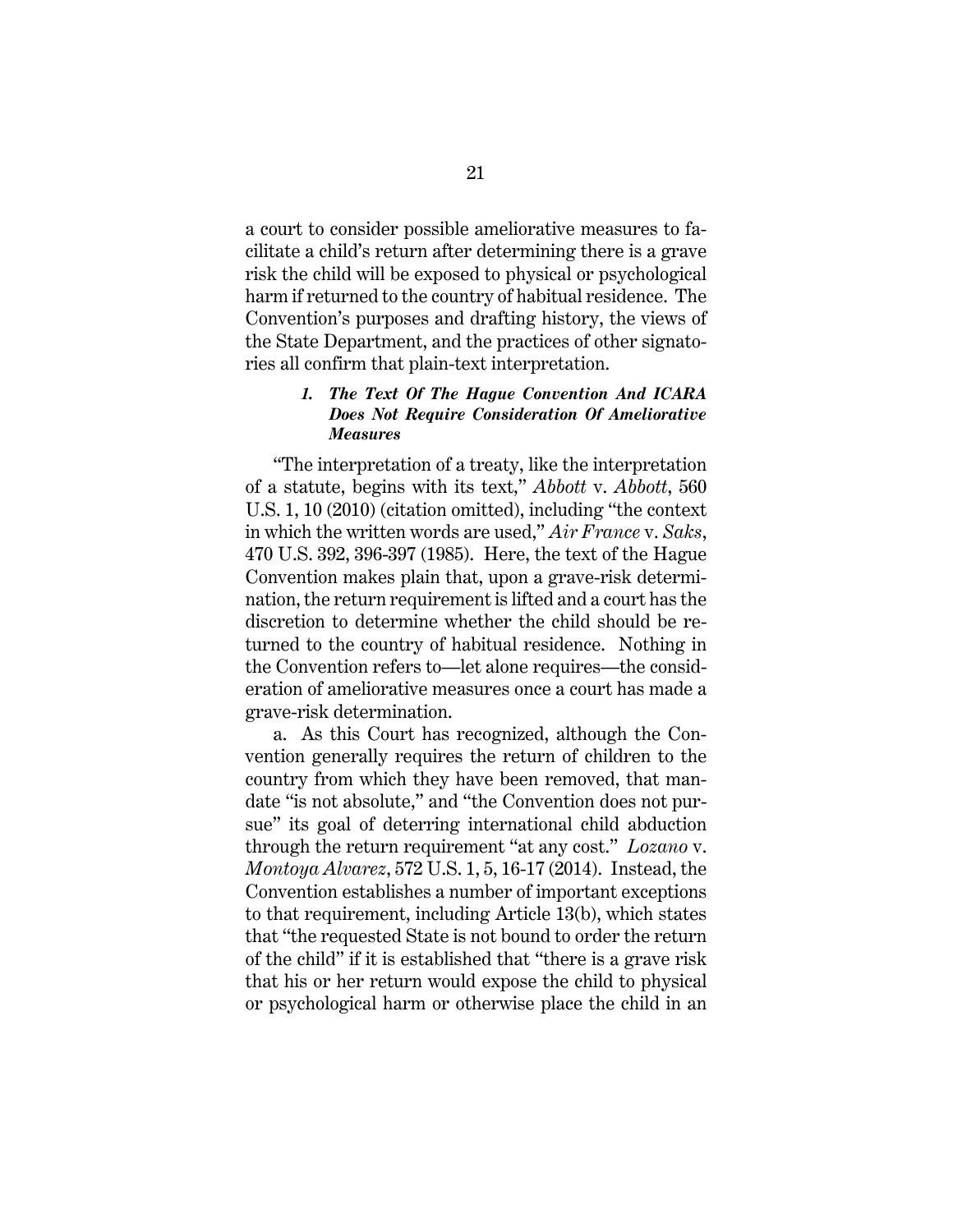a court to consider possible ameliorative measures to facilitate a child's return after determining there is a grave risk the child will be exposed to physical or psychological harm if returned to the country of habitual residence. The Convention's purposes and drafting history, the views of the State Department, and the practices of other signatories all confirm that plain-text interpretation.

#### *1. The Text Of The Hague Convention And ICARA Does Not Require Consideration Of Ameliorative Measures*

"The interpretation of a treaty, like the interpretation of a statute, begins with its text," *Abbott* v. *Abbott*, 560 U.S. 1, 10 (2010) (citation omitted), including "the context in which the written words are used," *Air France* v. *Saks*, 470 U.S. 392, 396-397 (1985). Here, the text of the Hague Convention makes plain that, upon a grave-risk determination, the return requirement is lifted and a court has the discretion to determine whether the child should be returned to the country of habitual residence. Nothing in the Convention refers to—let alone requires—the consideration of ameliorative measures once a court has made a grave-risk determination.

a. As this Court has recognized, although the Convention generally requires the return of children to the country from which they have been removed, that mandate "is not absolute," and "the Convention does not pursue" its goal of deterring international child abduction through the return requirement "at any cost." *Lozano* v. *Montoya Alvarez*, 572 U.S. 1, 5, 16-17 (2014). Instead, the Convention establishes a number of important exceptions to that requirement, including Article 13(b), which states that "the requested State is not bound to order the return of the child" if it is established that "there is a grave risk that his or her return would expose the child to physical or psychological harm or otherwise place the child in an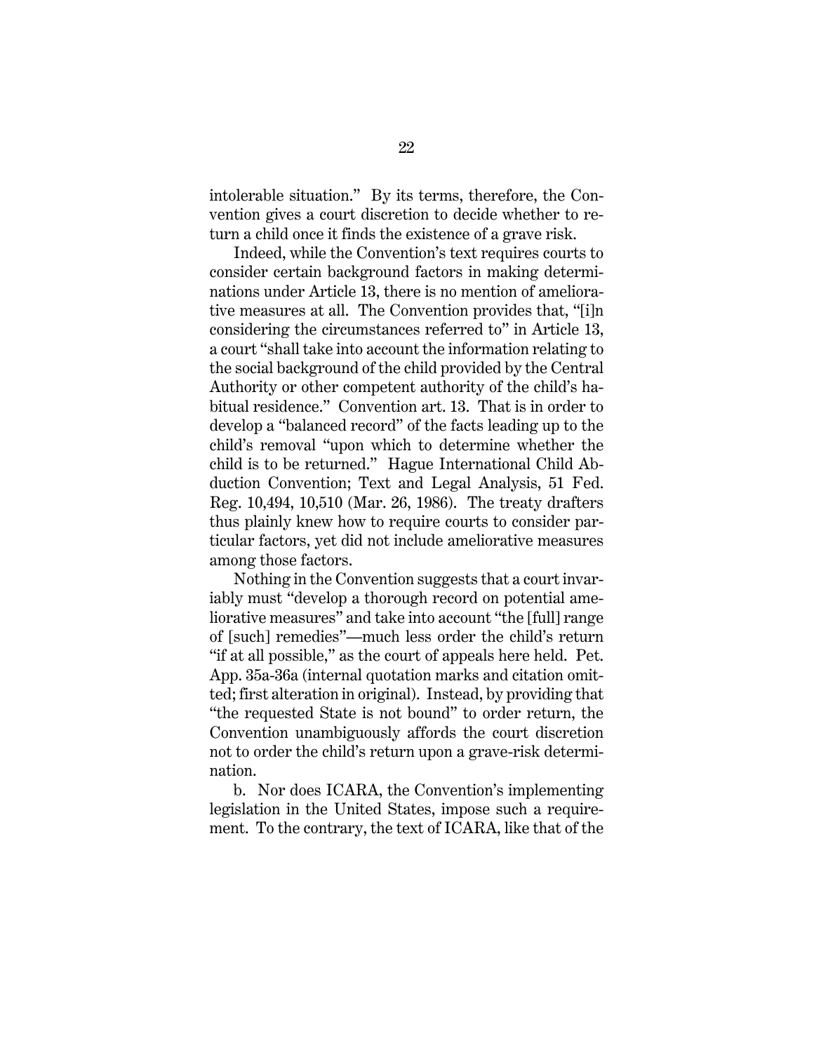intolerable situation." By its terms, therefore, the Convention gives a court discretion to decide whether to return a child once it finds the existence of a grave risk.

Indeed, while the Convention's text requires courts to consider certain background factors in making determinations under Article 13, there is no mention of ameliorative measures at all. The Convention provides that, "[i]n considering the circumstances referred to" in Article 13, a court "shall take into account the information relating to the social background of the child provided by the Central Authority or other competent authority of the child's habitual residence." Convention art. 13. That is in order to develop a "balanced record" of the facts leading up to the child's removal "upon which to determine whether the child is to be returned." Hague International Child Abduction Convention; Text and Legal Analysis, 51 Fed. Reg. 10,494, 10,510 (Mar. 26, 1986). The treaty drafters thus plainly knew how to require courts to consider particular factors, yet did not include ameliorative measures among those factors.

Nothing in the Convention suggests that a court invariably must "develop a thorough record on potential ameliorative measures" and take into account "the [full] range of [such] remedies"—much less order the child's return "if at all possible," as the court of appeals here held. Pet. App. 35a-36a (internal quotation marks and citation omitted; first alteration in original). Instead, by providing that "the requested State is not bound" to order return, the Convention unambiguously affords the court discretion not to order the child's return upon a grave-risk determination.

b. Nor does ICARA, the Convention's implementing legislation in the United States, impose such a requirement. To the contrary, the text of ICARA, like that of the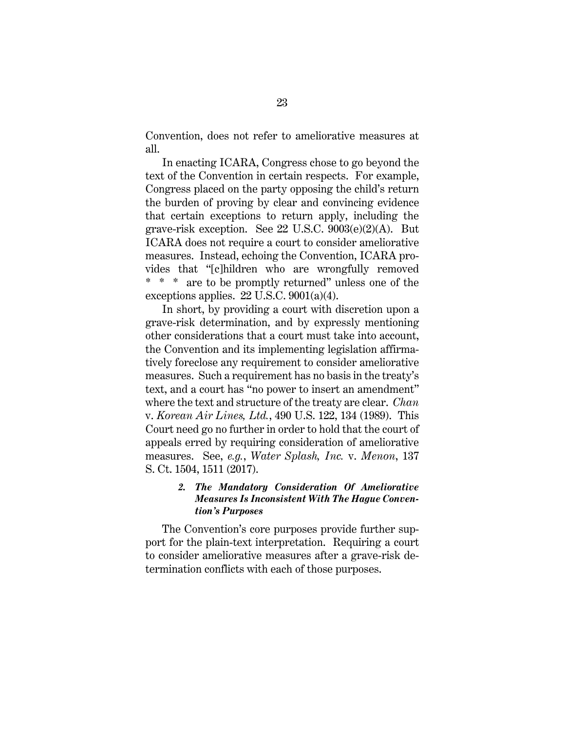Convention, does not refer to ameliorative measures at all.

In enacting ICARA, Congress chose to go beyond the text of the Convention in certain respects. For example, Congress placed on the party opposing the child's return the burden of proving by clear and convincing evidence that certain exceptions to return apply, including the grave-risk exception. See 22 U.S.C. 9003(e)(2)(A). But ICARA does not require a court to consider ameliorative measures. Instead, echoing the Convention, ICARA provides that "[c]hildren who are wrongfully removed * * * are to be promptly returned" unless one of the exceptions applies. 22 U.S.C. 9001(a)(4).

In short, by providing a court with discretion upon a grave-risk determination, and by expressly mentioning other considerations that a court must take into account, the Convention and its implementing legislation affirmatively foreclose any requirement to consider ameliorative measures. Such a requirement has no basis in the treaty's text, and a court has "no power to insert an amendment" where the text and structure of the treaty are clear. *Chan* v. *Korean Air Lines, Ltd.*, 490 U.S. 122, 134 (1989). This Court need go no further in order to hold that the court of appeals erred by requiring consideration of ameliorative measures. See, *e.g.*, *Water Splash, Inc.* v. *Menon*, 137 S. Ct. 1504, 1511 (2017).

#### *2. The Mandatory Consideration Of Ameliorative Measures Is Inconsistent With The Hague Convention's Purposes*

The Convention's core purposes provide further support for the plain-text interpretation. Requiring a court to consider ameliorative measures after a grave-risk determination conflicts with each of those purposes.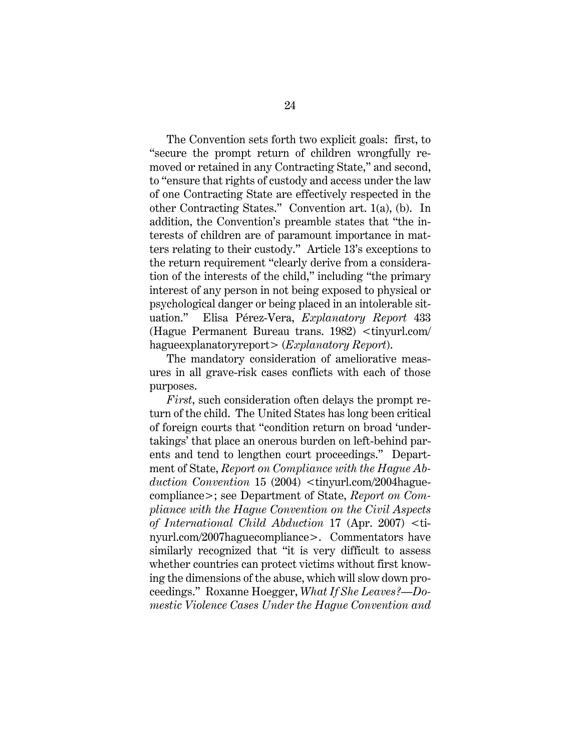The Convention sets forth two explicit goals: first, to "secure the prompt return of children wrongfully removed or retained in any Contracting State," and second, to "ensure that rights of custody and access under the law of one Contracting State are effectively respected in the other Contracting States." Convention art. 1(a), (b). In addition, the Convention's preamble states that "the interests of children are of paramount importance in matters relating to their custody." Article 13's exceptions to the return requirement "clearly derive from a consideration of the interests of the child," including "the primary interest of any person in not being exposed to physical or psychological danger or being placed in an intolerable situation." Elisa Pérez-Vera, *Explanatory Report* 433 (Hague Permanent Bureau trans. 1982) <tinyurl.com/hagueexplanatoryreport> (*Explanatory Report*).

The mandatory consideration of ameliorative measures in all grave-risk cases conflicts with each of those purposes.

*First*, such consideration often delays the prompt return of the child. The United States has long been critical of foreign courts that "condition return on broad 'undertakings' that place an onerous burden on left-behind parents and tend to lengthen court proceedings." Department of State, *Report on Compliance with the Hague Abduction Convention* 15 (2004) <tinyurl.com/2004haguecompliance>; see Department of State, *Report on Compliance with the Hague Convention on the Civil Aspects of International Child Abduction* 17 (Apr. 2007) <tinyurl.com/2007haguecompliance>. Commentators have similarly recognized that "it is very difficult to assess whether countries can protect victims without first knowing the dimensions of the abuse, which will slow down proceedings." Roxanne Hoegger, *What If She Leaves?—Domestic Violence Cases Under the Hague Convention and*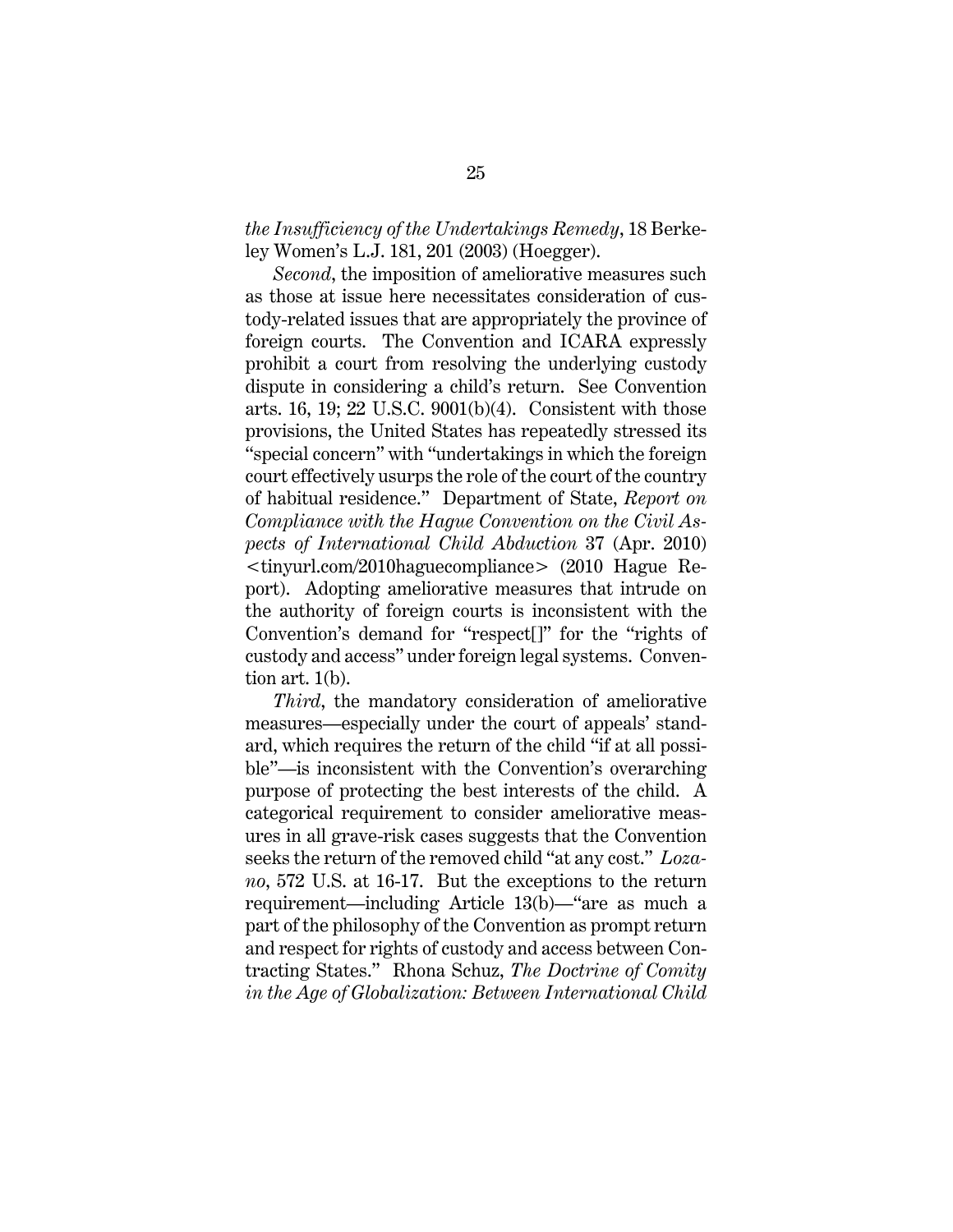*the Insufficiency of the Undertakings Remedy*, 18 Berkeley Women's L.J. 181, 201 (2003) (Hoegger).

*Second*, the imposition of ameliorative measures such as those at issue here necessitates consideration of custody-related issues that are appropriately the province of foreign courts. The Convention and ICARA expressly prohibit a court from resolving the underlying custody dispute in considering a child's return. See Convention arts. 16, 19; 22 U.S.C. 9001(b)(4). Consistent with those provisions, the United States has repeatedly stressed its "special concern" with "undertakings in which the foreign court effectively usurps the role of the court of the country of habitual residence." Department of State, *Report on Compliance with the Hague Convention on the Civil Aspects of International Child Abduction* 37 (Apr. 2010) <tinyurl.com/2010haguecompliance> (2010 Hague Report). Adopting ameliorative measures that intrude on the authority of foreign courts is inconsistent with the Convention's demand for "respect[]" for the "rights of custody and access" under foreign legal systems. Convention art. 1(b).

*Third*, the mandatory consideration of ameliorative measures—especially under the court of appeals' standard, which requires the return of the child "if at all possible"—is inconsistent with the Convention's overarching purpose of protecting the best interests of the child. A categorical requirement to consider ameliorative measures in all grave-risk cases suggests that the Convention seeks the return of the removed child "at any cost." *Lozano*, 572 U.S. at 16-17. But the exceptions to the return requirement—including Article 13(b)—"are as much a part of the philosophy of the Convention as prompt return and respect for rights of custody and access between Contracting States." Rhona Schuz, *The Doctrine of Comity in the Age of Globalization: Between International Child*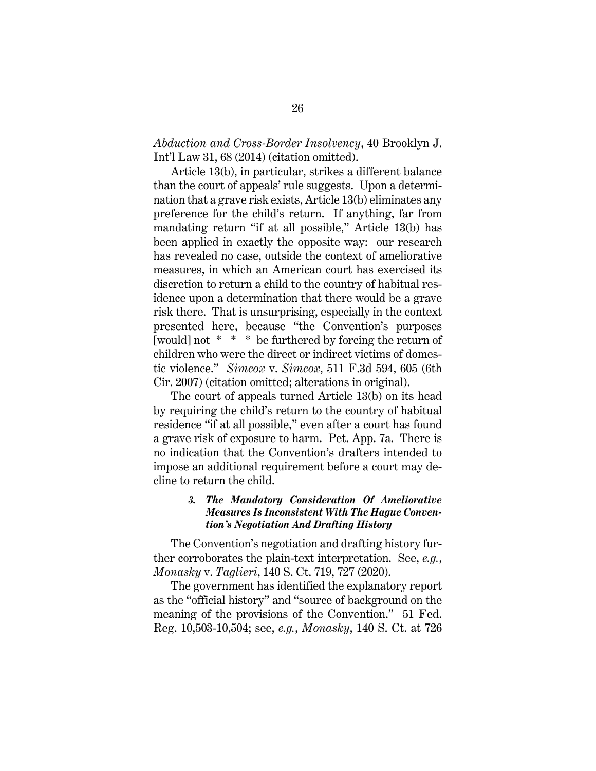*Abduction and Cross-Border Insolvency*, 40 Brooklyn J. Int'l Law 31, 68 (2014) (citation omitted).

Article 13(b), in particular, strikes a different balance than the court of appeals' rule suggests. Upon a determination that a grave risk exists, Article 13(b) eliminates any preference for the child's return. If anything, far from mandating return "if at all possible," Article 13(b) has been applied in exactly the opposite way: our research has revealed no case, outside the context of ameliorative measures, in which an American court has exercised its discretion to return a child to the country of habitual residence upon a determination that there would be a grave risk there. That is unsurprising, especially in the context presented here, because "the Convention's purposes [would] not * * * be furthered by forcing the return of children who were the direct or indirect victims of domestic violence." *Simcox* v. *Simcox*, 511 F.3d 594, 605 (6th Cir. 2007) (citation omitted; alterations in original).

The court of appeals turned Article 13(b) on its head by requiring the child's return to the country of habitual residence "if at all possible," even after a court has found a grave risk of exposure to harm. Pet. App. 7a. There is no indication that the Convention's drafters intended to impose an additional requirement before a court may decline to return the child.

#### *3. The Mandatory Consideration Of Ameliorative Measures Is Inconsistent With The Hague Convention's Negotiation And Drafting History*

The Convention's negotiation and drafting history further corroborates the plain-text interpretation. See, *e.g.*, *Monasky* v. *Taglieri*, 140 S. Ct. 719, 727 (2020).

The government has identified the explanatory report as the "official history" and "source of background on the meaning of the provisions of the Convention." 51 Fed. Reg. 10,503-10,504; see, *e.g.*, *Monasky*, 140 S. Ct. at 726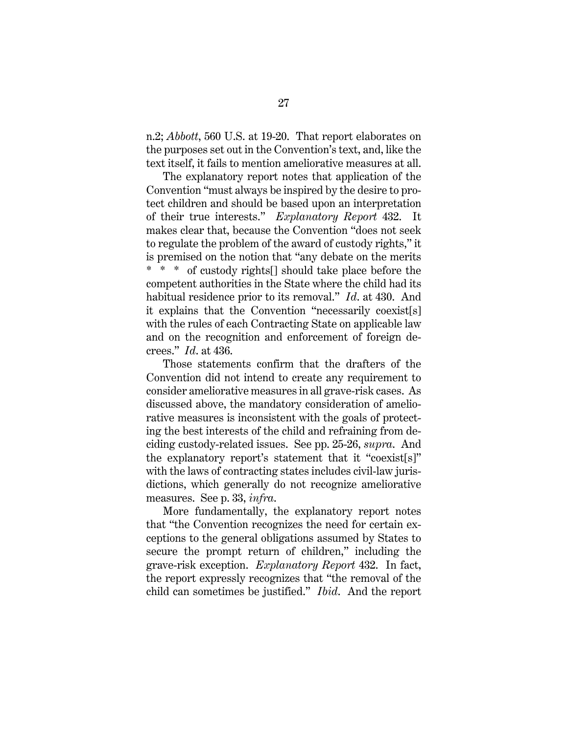n.2; *Abbott*, 560 U.S. at 19-20. That report elaborates on the purposes set out in the Convention's text, and, like the text itself, it fails to mention ameliorative measures at all.

The explanatory report notes that application of the Convention "must always be inspired by the desire to protect children and should be based upon an interpretation of their true interests." *Explanatory Report* 432. It makes clear that, because the Convention "does not seek to regulate the problem of the award of custody rights," it is premised on the notion that "any debate on the merits * * * of custody rights[] should take place before the competent authorities in the State where the child had its habitual residence prior to its removal." *Id*. at 430. And it explains that the Convention "necessarily coexist[s] with the rules of each Contracting State on applicable law and on the recognition and enforcement of foreign decrees." *Id*. at 436.

Those statements confirm that the drafters of the Convention did not intend to create any requirement to consider ameliorative measures in all grave-risk cases. As discussed above, the mandatory consideration of ameliorative measures is inconsistent with the goals of protecting the best interests of the child and refraining from deciding custody-related issues. See pp. 25-26, *supra*. And the explanatory report's statement that it "coexist[s]" with the laws of contracting states includes civil-law jurisdictions, which generally do not recognize ameliorative measures. See p. 33, *infra*.

More fundamentally, the explanatory report notes that "the Convention recognizes the need for certain exceptions to the general obligations assumed by States to secure the prompt return of children," including the grave-risk exception. *Explanatory Report* 432. In fact, the report expressly recognizes that "the removal of the child can sometimes be justified." *Ibid*. And the report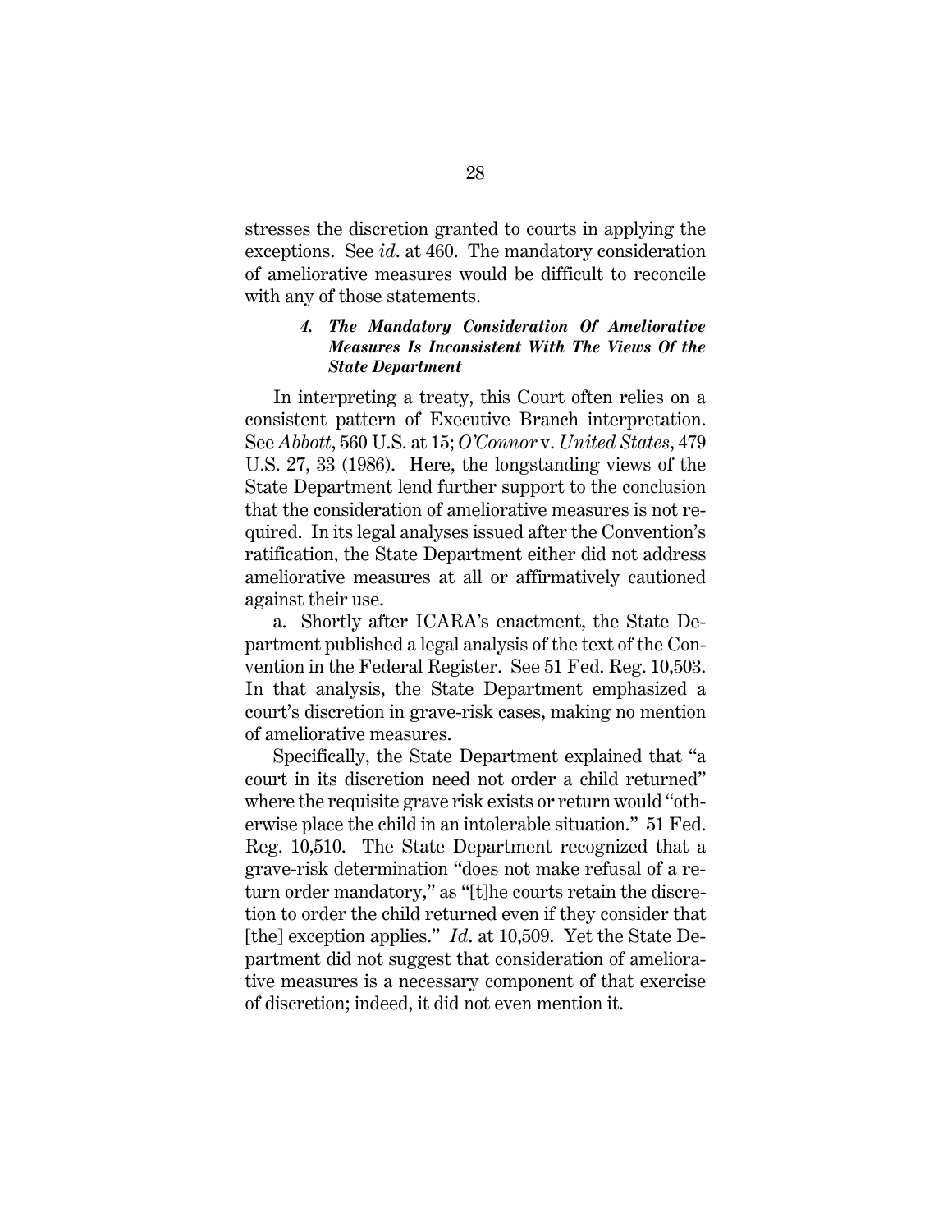stresses the discretion granted to courts in applying the exceptions. See *id.* at 460. The mandatory consideration of ameliorative measures would be difficult to reconcile with any of those statements.

#### *4. The Mandatory Consideration Of Ameliorative Measures Is Inconsistent With The Views Of the State Department*

In interpreting a treaty, this Court often relies on a consistent pattern of Executive Branch interpretation. See *Abbott*, 560 U.S. at 15; *O'Connor* v. *United States*, 479 U.S. 27, 33 (1986). Here, the longstanding views of the State Department lend further support to the conclusion that the consideration of ameliorative measures is not required. In its legal analyses issued after the Convention's ratification, the State Department either did not address ameliorative measures at all or affirmatively cautioned against their use.

a. Shortly after ICARA's enactment, the State Department published a legal analysis of the text of the Convention in the Federal Register. See 51 Fed. Reg. 10,503. In that analysis, the State Department emphasized a court's discretion in grave-risk cases, making no mention of ameliorative measures.

Specifically, the State Department explained that "a court in its discretion need not order a child returned" where the requisite grave risk exists or return would "otherwise place the child in an intolerable situation." 51 Fed. Reg. 10,510. The State Department recognized that a grave-risk determination "does not make refusal of a return order mandatory," as "[t]he courts retain the discretion to order the child returned even if they consider that [the] exception applies." *Id.* at 10,509. Yet the State Department did not suggest that consideration of ameliorative measures is a necessary component of that exercise of discretion; indeed, it did not even mention it.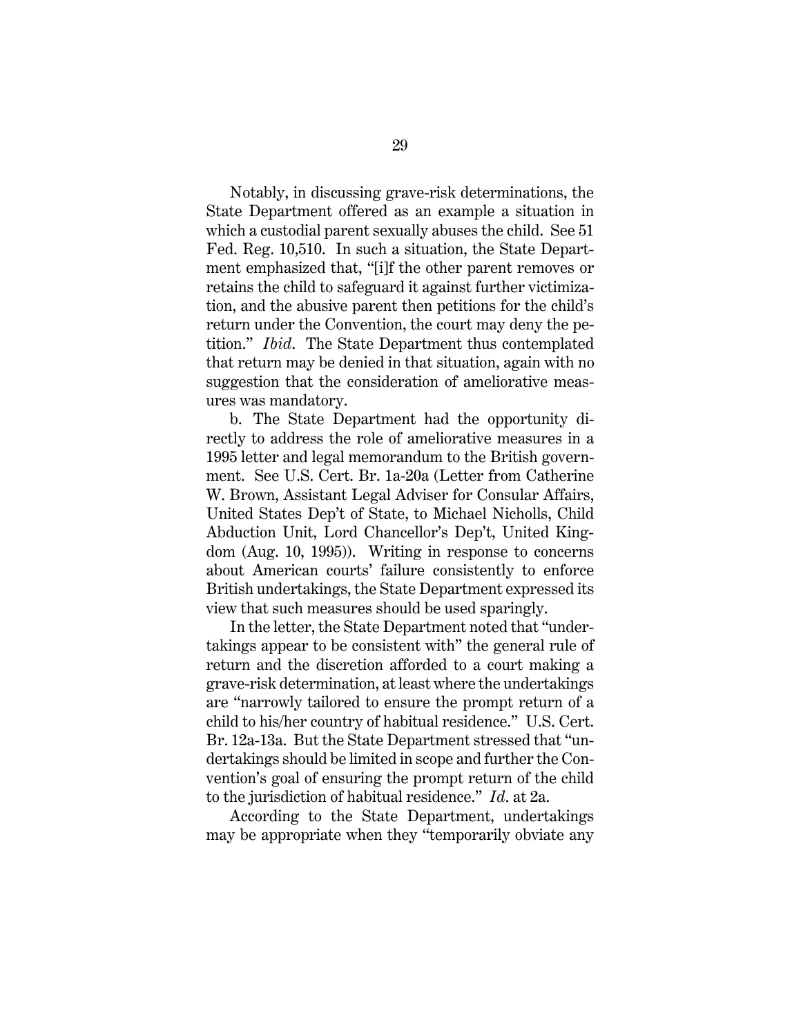Notably, in discussing grave-risk determinations, the State Department offered as an example a situation in which a custodial parent sexually abuses the child. See 51 Fed. Reg. 10,510. In such a situation, the State Department emphasized that, "[i]f the other parent removes or retains the child to safeguard it against further victimization, and the abusive parent then petitions for the child's return under the Convention, the court may deny the petition." *Ibid.* The State Department thus contemplated that return may be denied in that situation, again with no suggestion that the consideration of ameliorative measures was mandatory.

b. The State Department had the opportunity directly to address the role of ameliorative measures in a 1995 letter and legal memorandum to the British government. See U.S. Cert. Br. 1a-20a (Letter from Catherine W. Brown, Assistant Legal Adviser for Consular Affairs, United States Dep't of State, to Michael Nicholls, Child Abduction Unit, Lord Chancellor's Dep't, United Kingdom (Aug. 10, 1995)). Writing in response to concerns about American courts' failure consistently to enforce British undertakings, the State Department expressed its view that such measures should be used sparingly.

In the letter, the State Department noted that "undertakings appear to be consistent with" the general rule of return and the discretion afforded to a court making a grave-risk determination, at least where the undertakings are "narrowly tailored to ensure the prompt return of a child to his/her country of habitual residence." U.S. Cert. Br. 12a-13a. But the State Department stressed that "undertakings should be limited in scope and further the Convention's goal of ensuring the prompt return of the child to the jurisdiction of habitual residence." *Id.* at 2a.

According to the State Department, undertakings may be appropriate when they "temporarily obviate any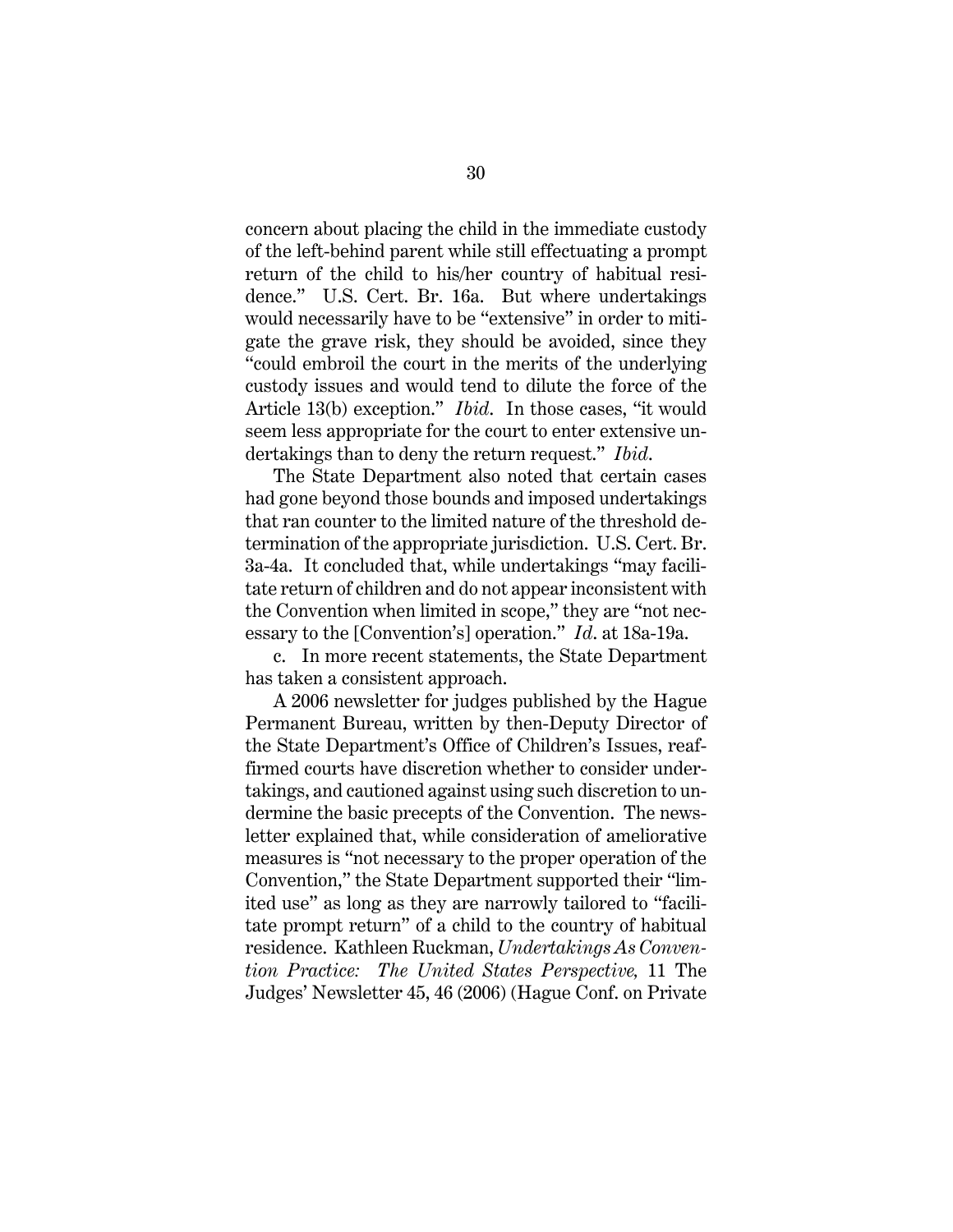concern about placing the child in the immediate custody of the left-behind parent while still effectuating a prompt return of the child to his/her country of habitual residence." U.S. Cert. Br. 16a. But where undertakings would necessarily have to be "extensive" in order to mitigate the grave risk, they should be avoided, since they "could embroil the court in the merits of the underlying custody issues and would tend to dilute the force of the Article 13(b) exception." *Ibid.* In those cases, "it would seem less appropriate for the court to enter extensive undertakings than to deny the return request." *Ibid.*

The State Department also noted that certain cases had gone beyond those bounds and imposed undertakings that ran counter to the limited nature of the threshold determination of the appropriate jurisdiction. U.S. Cert. Br. 3a-4a. It concluded that, while undertakings "may facilitate return of children and do not appear inconsistent with the Convention when limited in scope," they are "not necessary to the [Convention's] operation." *Id.* at 18a-19a.

c. In more recent statements, the State Department has taken a consistent approach.

A 2006 newsletter for judges published by the Hague Permanent Bureau, written by then-Deputy Director of the State Department's Office of Children's Issues, reaffirmed courts have discretion whether to consider undertakings, and cautioned against using such discretion to undermine the basic precepts of the Convention. The newsletter explained that, while consideration of ameliorative measures is "not necessary to the proper operation of the Convention," the State Department supported their "limited use" as long as they are narrowly tailored to "facilitate prompt return" of a child to the country of habitual residence. Kathleen Ruckman, *Undertakings As Convention Practice: The United States Perspective,* 11 The Judges' Newsletter 45, 46 (2006) (Hague Conf. on Private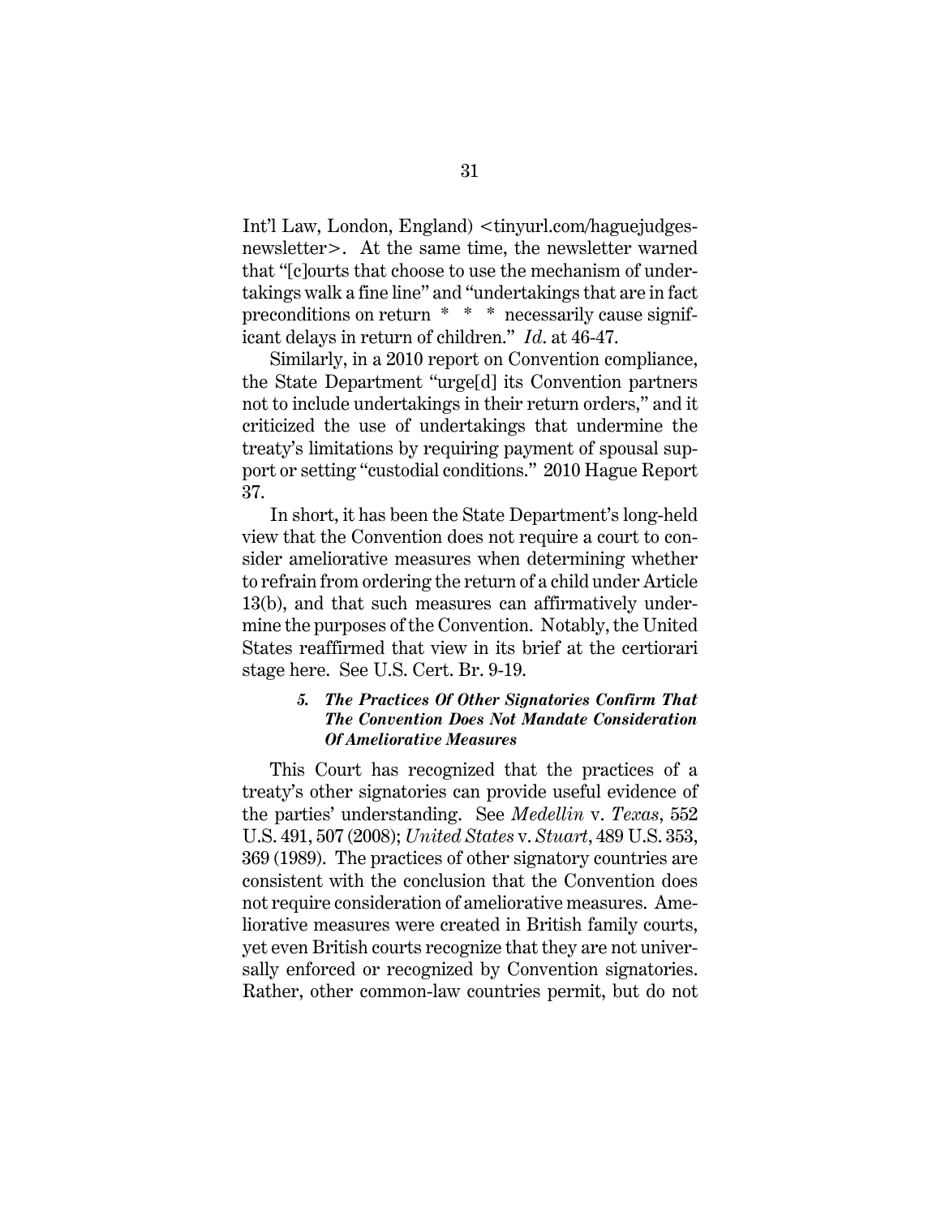Int'l Law, London, England) <tinyurl.com/haguejudges-newsletter>. At the same time, the newsletter warned that "[c]ourts that choose to use the mechanism of undertakings walk a fine line" and "undertakings that are in fact preconditions on return * * * necessarily cause significant delays in return of children." *Id*. at 46-47.

Similarly, in a 2010 report on Convention compliance, the State Department "urge[d] its Convention partners not to include undertakings in their return orders," and it criticized the use of undertakings that undermine the treaty's limitations by requiring payment of spousal support or setting "custodial conditions." 2010 Hague Report 37.

In short, it has been the State Department's long-held view that the Convention does not require a court to consider ameliorative measures when determining whether to refrain from ordering the return of a child under Article 13(b), and that such measures can affirmatively undermine the purposes of the Convention. Notably, the United States reaffirmed that view in its brief at the certiorari stage here. See U.S. Cert. Br. 9-19.

#### *5. The Practices Of Other Signatories Confirm That The Convention Does Not Mandate Consideration Of Ameliorative Measures*

This Court has recognized that the practices of a treaty's other signatories can provide useful evidence of the parties' understanding. See *Medellin* v. *Texas*, 552 U.S. 491, 507 (2008); *United States* v. *Stuart*, 489 U.S. 353, 369 (1989). The practices of other signatory countries are consistent with the conclusion that the Convention does not require consideration of ameliorative measures. Ameliorative measures were created in British family courts, yet even British courts recognize that they are not universally enforced or recognized by Convention signatories. Rather, other common-law countries permit, but do not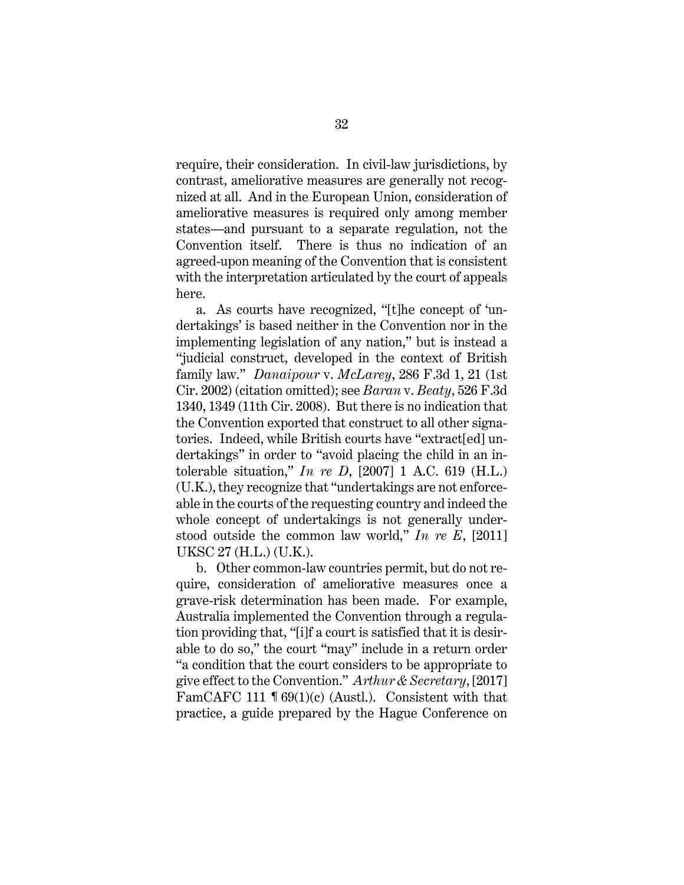require, their consideration. In civil-law jurisdictions, by contrast, ameliorative measures are generally not recognized at all. And in the European Union, consideration of ameliorative measures is required only among member states—and pursuant to a separate regulation, not the Convention itself. There is thus no indication of an agreed-upon meaning of the Convention that is consistent with the interpretation articulated by the court of appeals here.

a. As courts have recognized, "[t]he concept of 'undertakings' is based neither in the Convention nor in the implementing legislation of any nation," but is instead a "judicial construct, developed in the context of British family law." *Danaipour* v. *McLarey*, 286 F.3d 1, 21 (1st Cir. 2002) (citation omitted); see *Baran* v. *Beaty*, 526 F.3d 1340, 1349 (11th Cir. 2008). But there is no indication that the Convention exported that construct to all other signatories. Indeed, while British courts have "extract[ed] undertakings" in order to "avoid placing the child in an intolerable situation," *In re D*, [2007] 1 A.C. 619 (H.L.) (U.K.), they recognize that "undertakings are not enforceable in the courts of the requesting country and indeed the whole concept of undertakings is not generally understood outside the common law world," *In re E*, [2011] UKSC 27 (H.L.) (U.K.).

b. Other common-law countries permit, but do not require, consideration of ameliorative measures once a grave-risk determination has been made. For example, Australia implemented the Convention through a regulation providing that, "[i]f a court is satisfied that it is desirable to do so," the court "may" include in a return order "a condition that the court considers to be appropriate to give effect to the Convention." *Arthur & Secretary*, [2017] FamCAFC 111 ¶ 69(1)(c) (Austl.). Consistent with that practice, a guide prepared by the Hague Conference on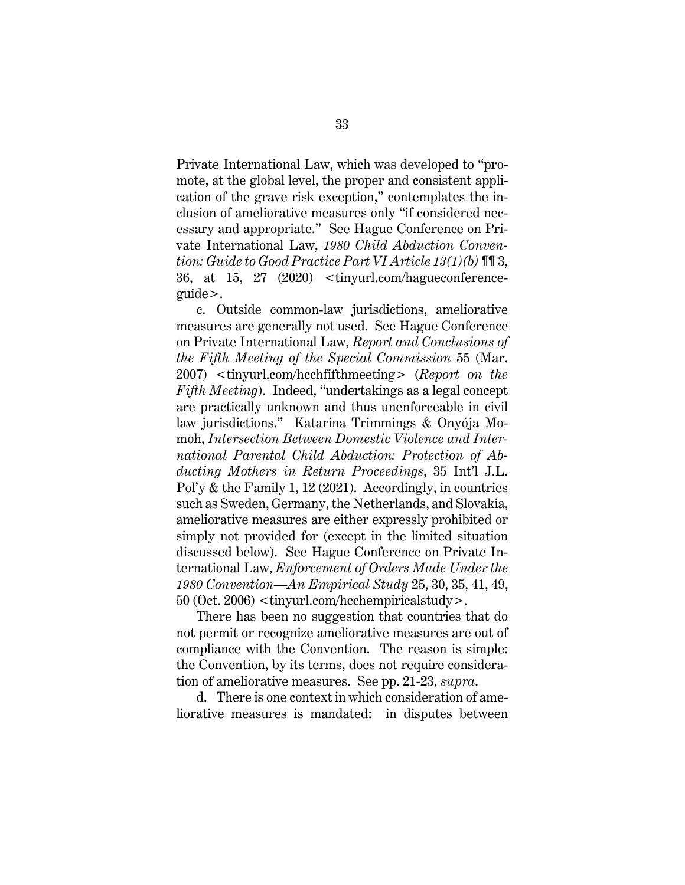Private International Law, which was developed to "promote, at the global level, the proper and consistent application of the grave risk exception," contemplates the inclusion of ameliorative measures only "if considered necessary and appropriate." See Hague Conference on Private International Law, *1980 Child Abduction Convention: Guide to Good Practice Part VI Article 13(1)(b)* ¶¶ 3, 36, at 15, 27 (2020) <tinyurl.com/hagueconference-guide>.

c. Outside common-law jurisdictions, ameliorative measures are generally not used. See Hague Conference on Private International Law, *Report and Conclusions of the Fifth Meeting of the Special Commission* 55 (Mar. 2007) <tinyurl.com/hcchfifthmeeting> (*Report on the Fifth Meeting*). Indeed, "undertakings as a legal concept are practically unknown and thus unenforceable in civil law jurisdictions." Katarina Trimmings & Onyója Momoh, *Intersection Between Domestic Violence and International Parental Child Abduction: Protection of Abducting Mothers in Return Proceedings*, 35 Int'l J.L. Pol'y & the Family 1, 12 (2021). Accordingly, in countries such as Sweden, Germany, the Netherlands, and Slovakia, ameliorative measures are either expressly prohibited or simply not provided for (except in the limited situation discussed below). See Hague Conference on Private International Law, *Enforcement of Orders Made Under the 1980 Convention—An Empirical Study* 25, 30, 35, 41, 49, 50 (Oct. 2006) <tinyurl.com/hcchempiricalstudy>.

There has been no suggestion that countries that do not permit or recognize ameliorative measures are out of compliance with the Convention. The reason is simple: the Convention, by its terms, does not require consideration of ameliorative measures. See pp. 21-23, *supra*.

d. There is one context in which consideration of ameliorative measures is mandated: in disputes between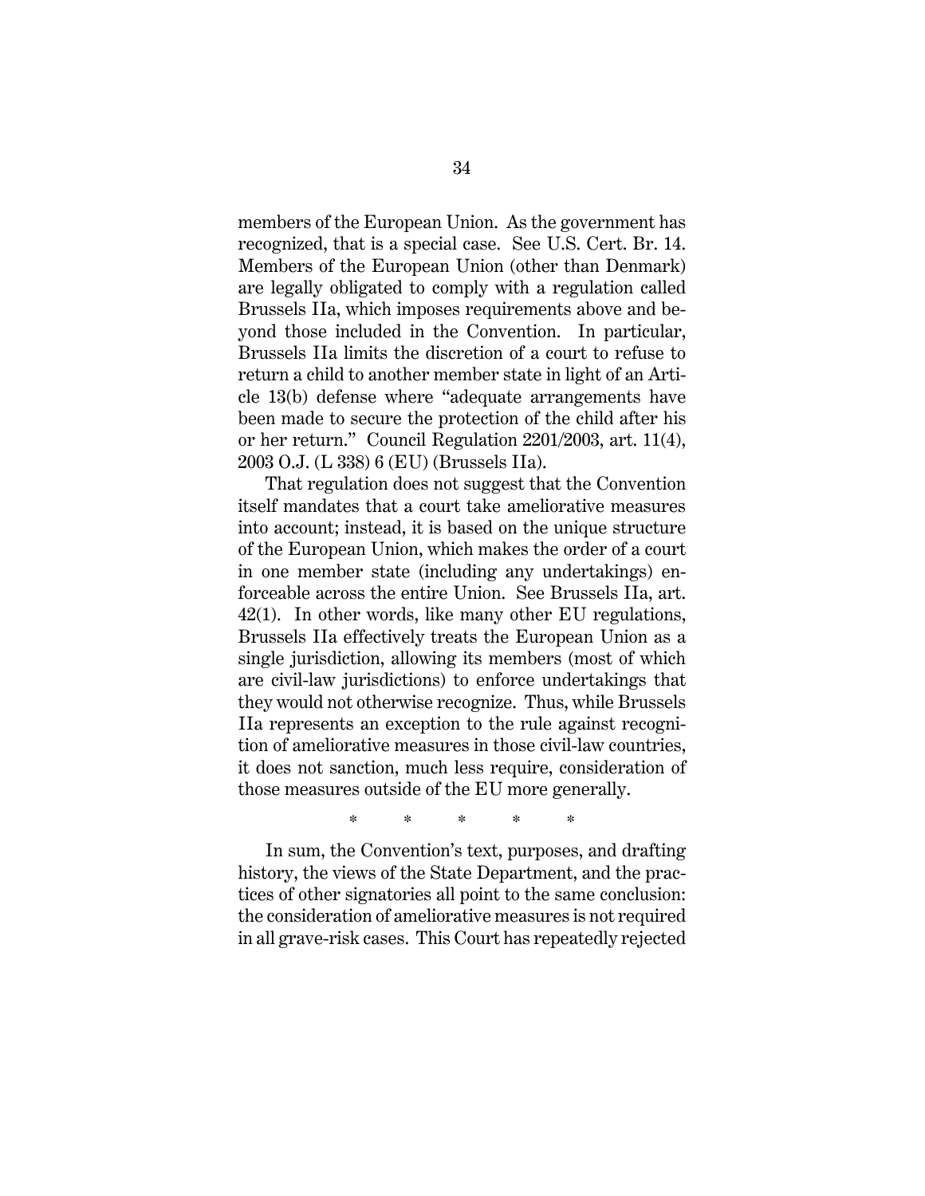members of the European Union. As the government has recognized, that is a special case. See U.S. Cert. Br. 14. Members of the European Union (other than Denmark) are legally obligated to comply with a regulation called Brussels IIa, which imposes requirements above and beyond those included in the Convention. In particular, Brussels IIa limits the discretion of a court to refuse to return a child to another member state in light of an Article 13(b) defense where "adequate arrangements have been made to secure the protection of the child after his or her return." Council Regulation 2201/2003, art. 11(4), 2003 O.J. (L 338) 6 (EU) (Brussels IIa).

That regulation does not suggest that the Convention itself mandates that a court take ameliorative measures into account; instead, it is based on the unique structure of the European Union, which makes the order of a court in one member state (including any undertakings) enforceable across the entire Union. See Brussels IIa, art. 42(1). In other words, like many other EU regulations, Brussels IIa effectively treats the European Union as a single jurisdiction, allowing its members (most of which are civil-law jurisdictions) to enforce undertakings that they would not otherwise recognize. Thus, while Brussels IIa represents an exception to the rule against recognition of ameliorative measures in those civil-law countries, it does not sanction, much less require, consideration of those measures outside of the EU more generally.

\* \* \* \* \*

In sum, the Convention's text, purposes, and drafting history, the views of the State Department, and the practices of other signatories all point to the same conclusion: the consideration of ameliorative measures is not required in all grave-risk cases. This Court has repeatedly rejected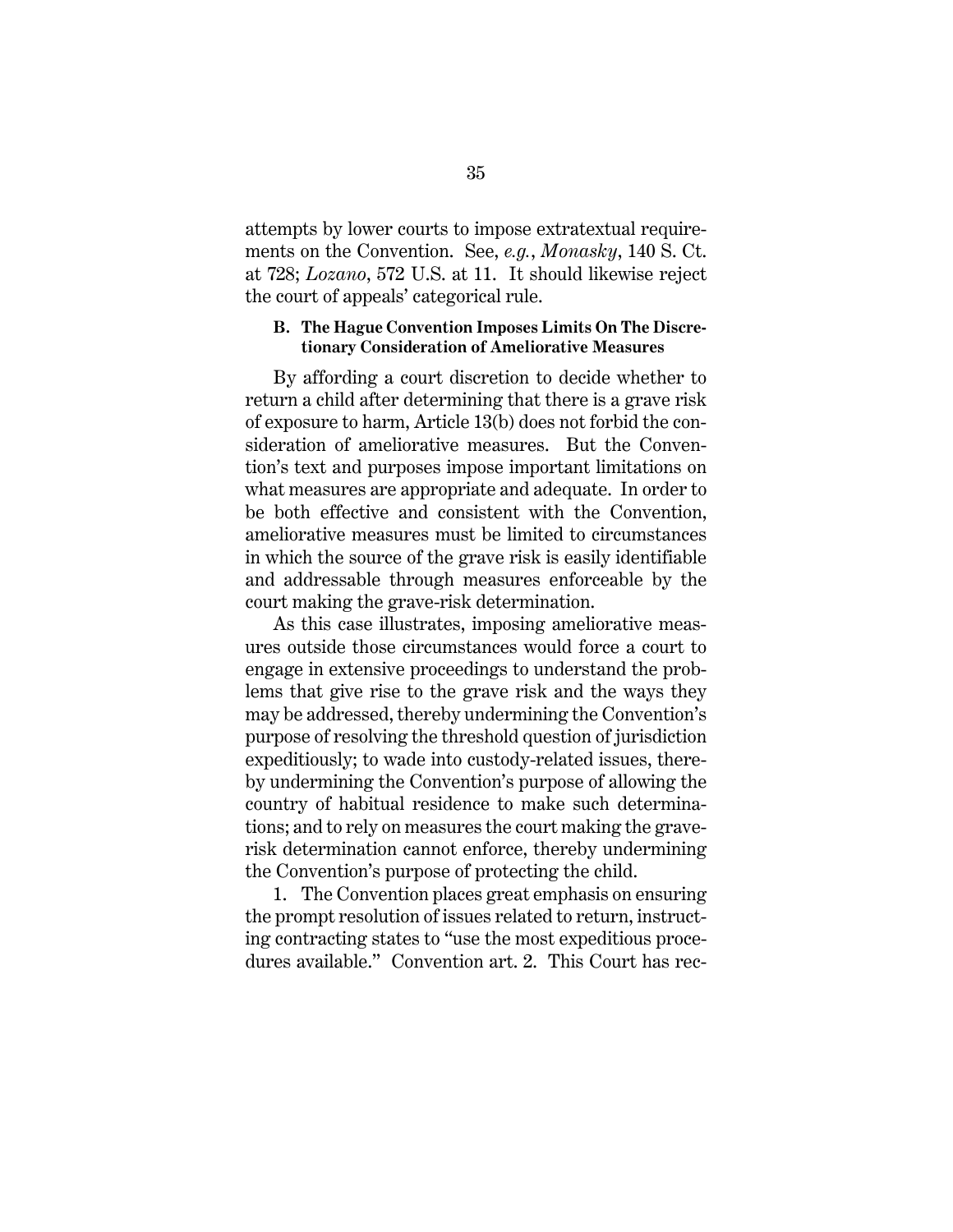attempts by lower courts to impose extratextual requirements on the Convention. See, *e.g.*, *Monasky*, 140 S. Ct. at 728; *Lozano*, 572 U.S. at 11. It should likewise reject the court of appeals' categorical rule.

### B. The Hague Convention Imposes Limits On The Discretionary Consideration of Ameliorative Measures

By affording a court discretion to decide whether to return a child after determining that there is a grave risk of exposure to harm, Article 13(b) does not forbid the consideration of ameliorative measures. But the Convention's text and purposes impose important limitations on what measures are appropriate and adequate. In order to be both effective and consistent with the Convention, ameliorative measures must be limited to circumstances in which the source of the grave risk is easily identifiable and addressable through measures enforceable by the court making the grave-risk determination.

As this case illustrates, imposing ameliorative measures outside those circumstances would force a court to engage in extensive proceedings to understand the problems that give rise to the grave risk and the ways they may be addressed, thereby undermining the Convention's purpose of resolving the threshold question of jurisdiction expeditiously; to wade into custody-related issues, thereby undermining the Convention's purpose of allowing the country of habitual residence to make such determinations; and to rely on measures the court making the grave-risk determination cannot enforce, thereby undermining the Convention's purpose of protecting the child.

1. The Convention places great emphasis on ensuring the prompt resolution of issues related to return, instructing contracting states to "use the most expeditious procedures available." Convention art. 2. This Court has rec-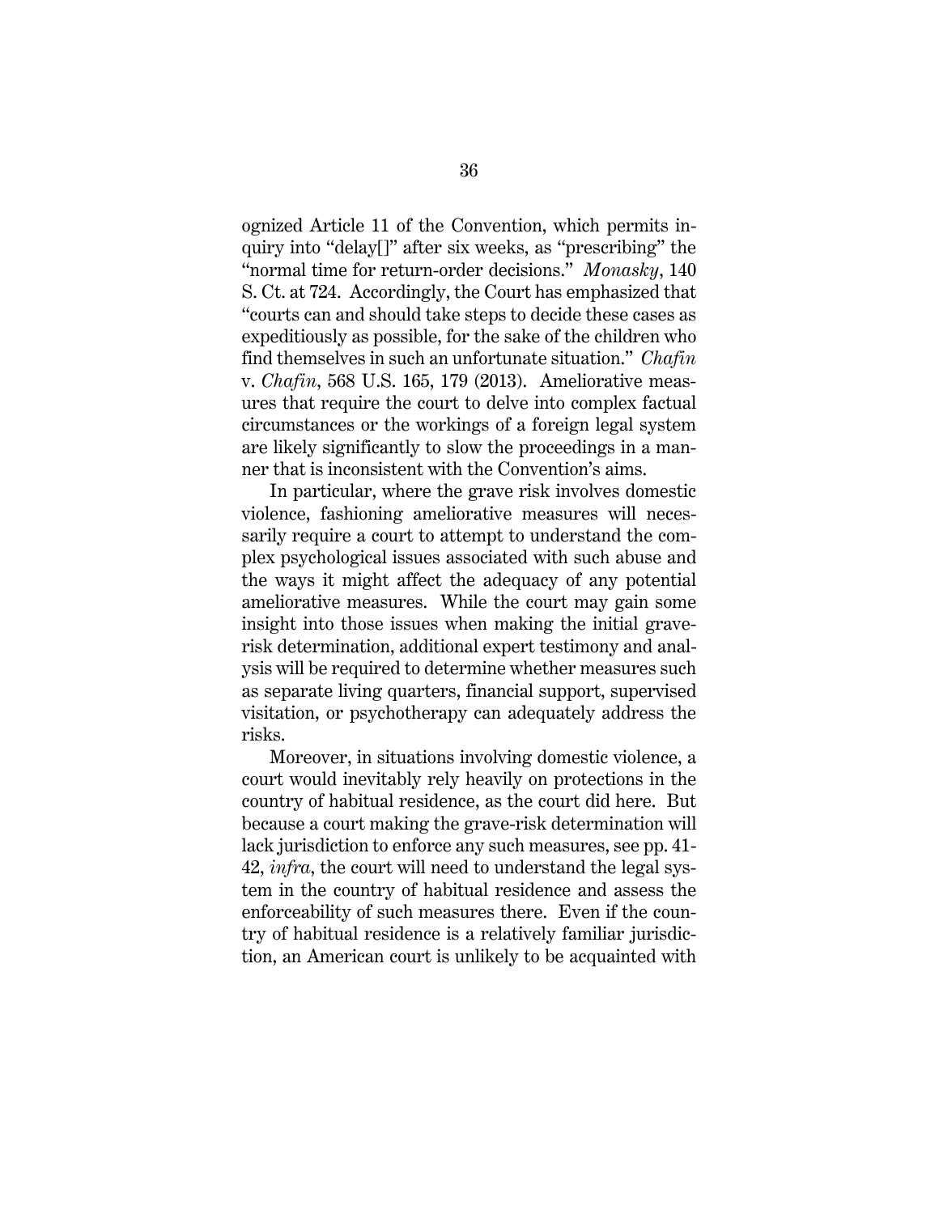ognized Article 11 of the Convention, which permits inquiry into "delay[]" after six weeks, as "prescribing" the "normal time for return-order decisions." *Monasky*, 140 S. Ct. at 724. Accordingly, the Court has emphasized that "courts can and should take steps to decide these cases as expeditiously as possible, for the sake of the children who find themselves in such an unfortunate situation." *Chafin* v. *Chafin*, 568 U.S. 165, 179 (2013). Ameliorative measures that require the court to delve into complex factual circumstances or the workings of a foreign legal system are likely significantly to slow the proceedings in a manner that is inconsistent with the Convention's aims.

In particular, where the grave risk involves domestic violence, fashioning ameliorative measures will necessarily require a court to attempt to understand the complex psychological issues associated with such abuse and the ways it might affect the adequacy of any potential ameliorative measures. While the court may gain some insight into those issues when making the initial grave-risk determination, additional expert testimony and analysis will be required to determine whether measures such as separate living quarters, financial support, supervised visitation, or psychotherapy can adequately address the risks.

Moreover, in situations involving domestic violence, a court would inevitably rely heavily on protections in the country of habitual residence, as the court did here. But because a court making the grave-risk determination will lack jurisdiction to enforce any such measures, see pp. 41-42, *infra*, the court will need to understand the legal system in the country of habitual residence and assess the enforceability of such measures there. Even if the country of habitual residence is a relatively familiar jurisdiction, an American court is unlikely to be acquainted with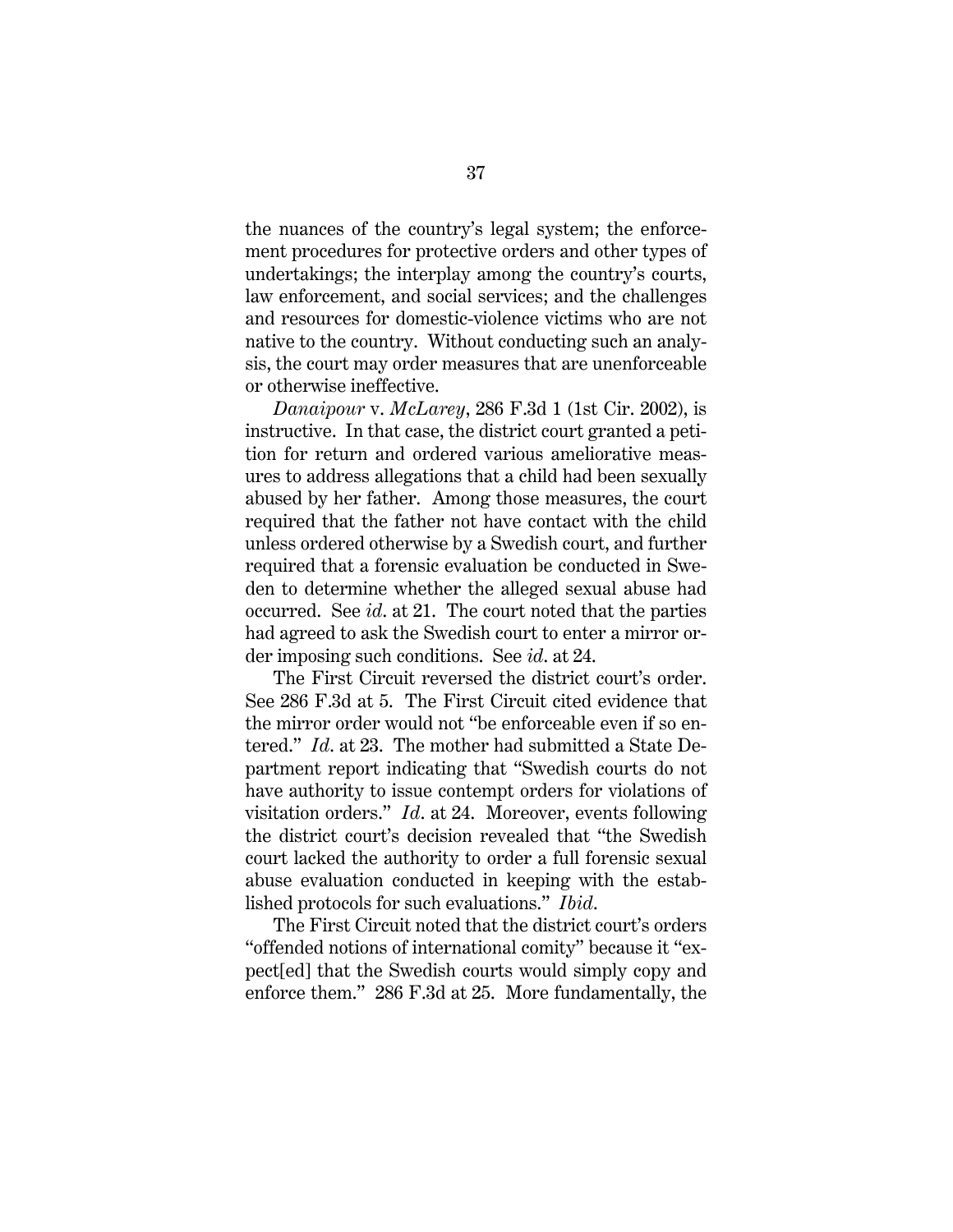the nuances of the country's legal system; the enforcement procedures for protective orders and other types of undertakings; the interplay among the country's courts, law enforcement, and social services; and the challenges and resources for domestic-violence victims who are not native to the country. Without conducting such an analysis, the court may order measures that are unenforceable or otherwise ineffective.

*Danaipour* v. *McLarey*, 286 F.3d 1 (1st Cir. 2002), is instructive. In that case, the district court granted a petition for return and ordered various ameliorative measures to address allegations that a child had been sexually abused by her father. Among those measures, the court required that the father not have contact with the child unless ordered otherwise by a Swedish court, and further required that a forensic evaluation be conducted in Sweden to determine whether the alleged sexual abuse had occurred. See *id.* at 21. The court noted that the parties had agreed to ask the Swedish court to enter a mirror order imposing such conditions. See *id.* at 24.

The First Circuit reversed the district court's order. See 286 F.3d at 5. The First Circuit cited evidence that the mirror order would not "be enforceable even if so entered." *Id.* at 23. The mother had submitted a State Department report indicating that "Swedish courts do not have authority to issue contempt orders for violations of visitation orders." *Id.* at 24. Moreover, events following the district court's decision revealed that "the Swedish court lacked the authority to order a full forensic sexual abuse evaluation conducted in keeping with the established protocols for such evaluations." *Ibid.*

The First Circuit noted that the district court's orders "offended notions of international comity" because it "expect[ed] that the Swedish courts would simply copy and enforce them." 286 F.3d at 25. More fundamentally, the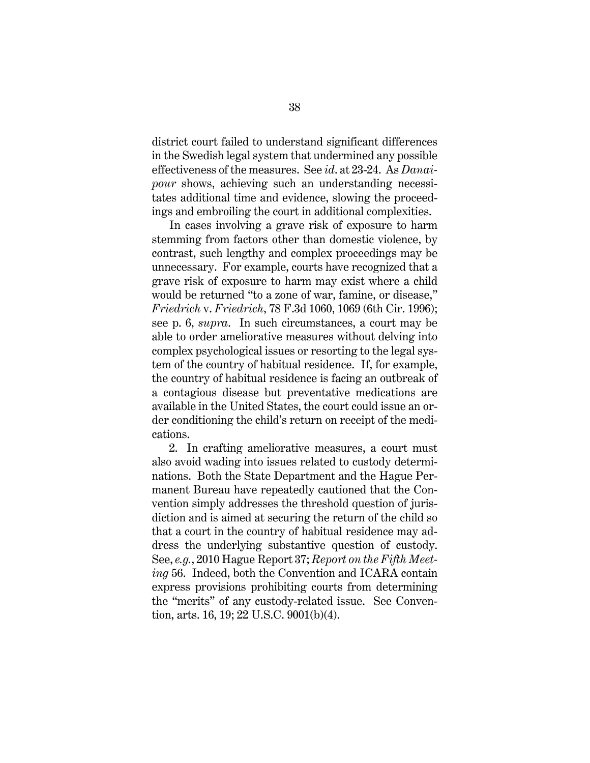district court failed to understand significant differences in the Swedish legal system that undermined any possible effectiveness of the measures. See *id.* at 23-24. As *Danaipour* shows, achieving such an understanding necessitates additional time and evidence, slowing the proceedings and embroiling the court in additional complexities.

In cases involving a grave risk of exposure to harm stemming from factors other than domestic violence, by contrast, such lengthy and complex proceedings may be unnecessary. For example, courts have recognized that a grave risk of exposure to harm may exist where a child would be returned "to a zone of war, famine, or disease," *Friedrich* v. *Friedrich*, 78 F.3d 1060, 1069 (6th Cir. 1996); see p. 6, *supra*. In such circumstances, a court may be able to order ameliorative measures without delving into complex psychological issues or resorting to the legal system of the country of habitual residence. If, for example, the country of habitual residence is facing an outbreak of a contagious disease but preventative medications are available in the United States, the court could issue an order conditioning the child's return on receipt of the medications.

2. In crafting ameliorative measures, a court must also avoid wading into issues related to custody determinations. Both the State Department and the Hague Permanent Bureau have repeatedly cautioned that the Convention simply addresses the threshold question of jurisdiction and is aimed at securing the return of the child so that a court in the country of habitual residence may address the underlying substantive question of custody. See, *e.g.*, 2010 Hague Report 37; *Report on the Fifth Meeting* 56. Indeed, both the Convention and ICARA contain express provisions prohibiting courts from determining the "merits" of any custody-related issue. See Convention, arts. 16, 19; 22 U.S.C. 9001(b)(4).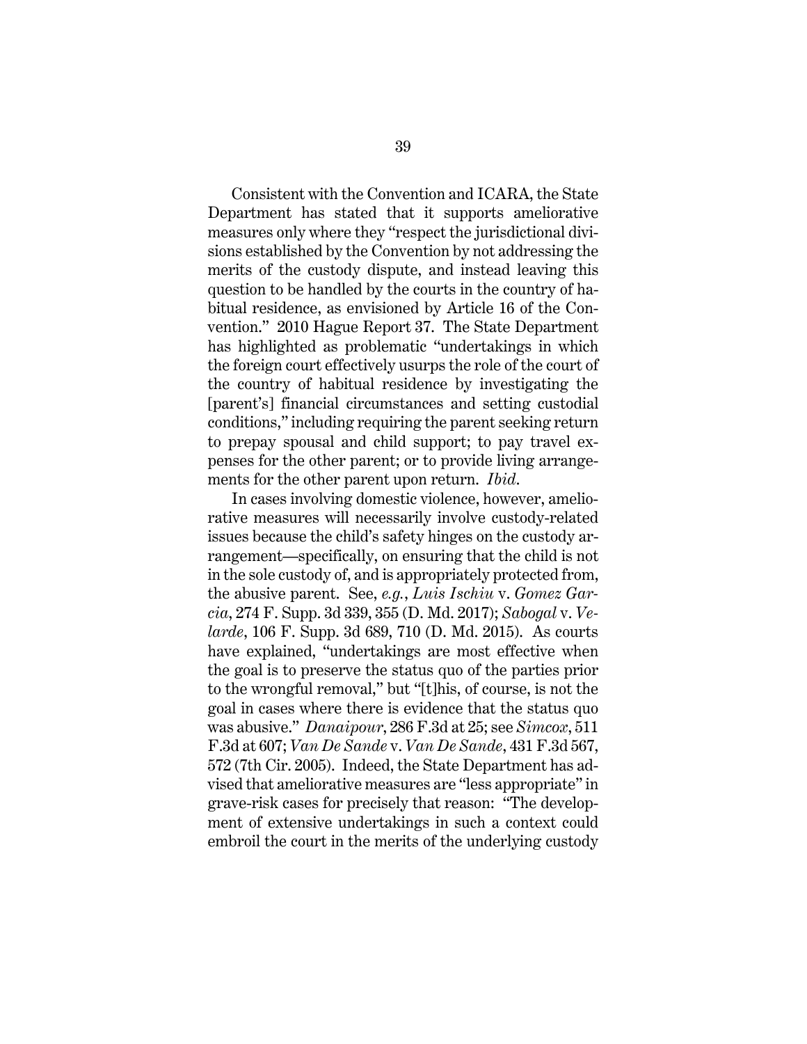Consistent with the Convention and ICARA, the State Department has stated that it supports ameliorative measures only where they "respect the jurisdictional divisions established by the Convention by not addressing the merits of the custody dispute, and instead leaving this question to be handled by the courts in the country of habitual residence, as envisioned by Article 16 of the Convention." 2010 Hague Report 37. The State Department has highlighted as problematic "undertakings in which the foreign court effectively usurps the role of the court of the country of habitual residence by investigating the [parent's] financial circumstances and setting custodial conditions," including requiring the parent seeking return to prepay spousal and child support; to pay travel expenses for the other parent; or to provide living arrangements for the other parent upon return. *Ibid.*

In cases involving domestic violence, however, ameliorative measures will necessarily involve custody-related issues because the child's safety hinges on the custody arrangement—specifically, on ensuring that the child is not in the sole custody of, and is appropriately protected from, the abusive parent. See, *e.g.*, *Luis Ischiu* v. *Gomez Garcia*, 274 F. Supp. 3d 339, 355 (D. Md. 2017); *Sabogal* v. *Velarde*, 106 F. Supp. 3d 689, 710 (D. Md. 2015). As courts have explained, "undertakings are most effective when the goal is to preserve the status quo of the parties prior to the wrongful removal," but "[t]his, of course, is not the goal in cases where there is evidence that the status quo was abusive." *Danaipour*, 286 F.3d at 25; see *Simcox*, 511 F.3d at 607; *Van De Sande* v. *Van De Sande*, 431 F.3d 567, 572 (7th Cir. 2005). Indeed, the State Department has advised that ameliorative measures are "less appropriate" in grave-risk cases for precisely that reason: "The development of extensive undertakings in such a context could embroil the court in the merits of the underlying custody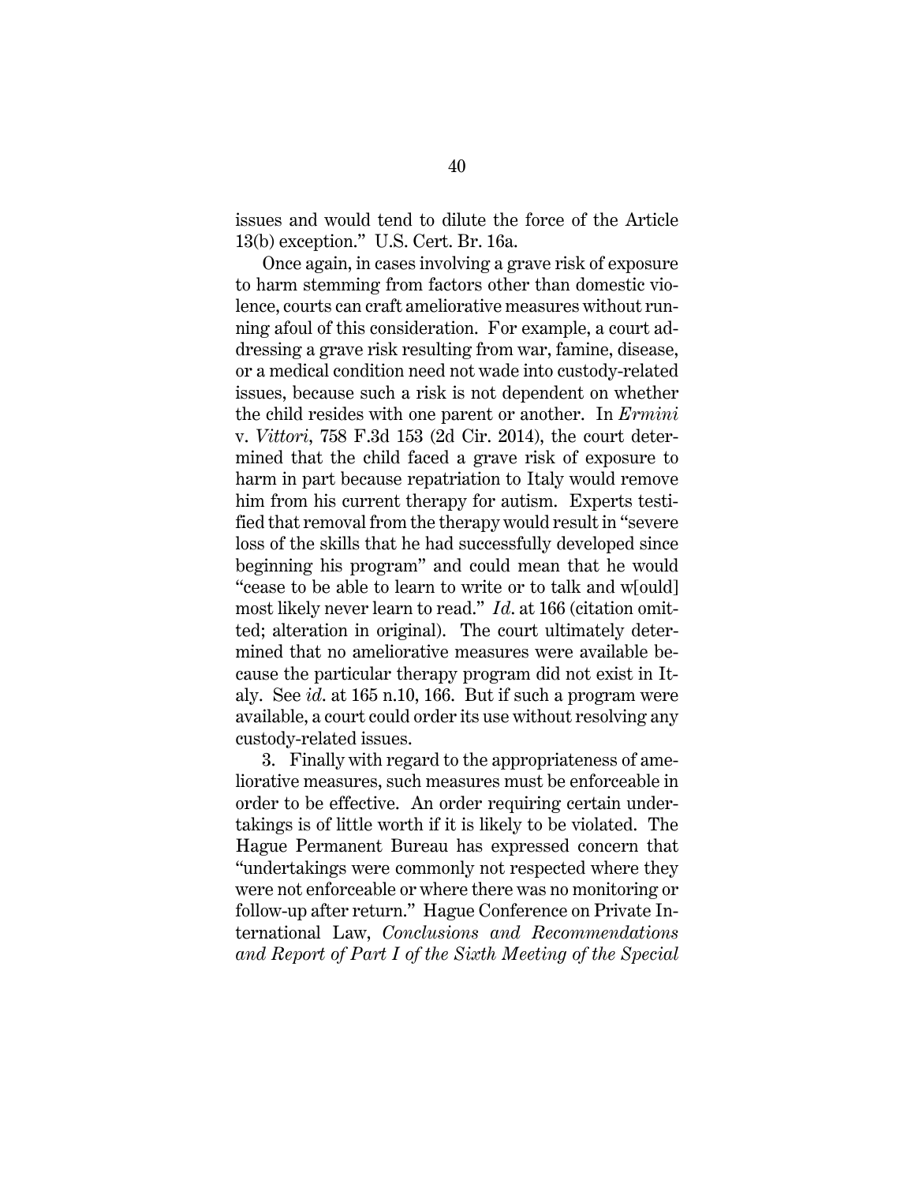issues and would tend to dilute the force of the Article 13(b) exception." U.S. Cert. Br. 16a.

Once again, in cases involving a grave risk of exposure to harm stemming from factors other than domestic violence, courts can craft ameliorative measures without running afoul of this consideration. For example, a court addressing a grave risk resulting from war, famine, disease, or a medical condition need not wade into custody-related issues, because such a risk is not dependent on whether the child resides with one parent or another. In *Ermini* v. *Vittori*, 758 F.3d 153 (2d Cir. 2014), the court determined that the child faced a grave risk of exposure to harm in part because repatriation to Italy would remove him from his current therapy for autism. Experts testified that removal from the therapy would result in "severe loss of the skills that he had successfully developed since beginning his program" and could mean that he would "cease to be able to learn to write or to talk and w[ould] most likely never learn to read." *Id.* at 166 (citation omitted; alteration in original). The court ultimately determined that no ameliorative measures were available because the particular therapy program did not exist in Italy. See *id.* at 165 n.10, 166. But if such a program were available, a court could order its use without resolving any custody-related issues.

3. Finally with regard to the appropriateness of ameliorative measures, such measures must be enforceable in order to be effective. An order requiring certain undertakings is of little worth if it is likely to be violated. The Hague Permanent Bureau has expressed concern that "undertakings were commonly not respected where they were not enforceable or where there was no monitoring or follow-up after return." Hague Conference on Private International Law, *Conclusions and Recommendations and Report of Part I of the Sixth Meeting of the Special*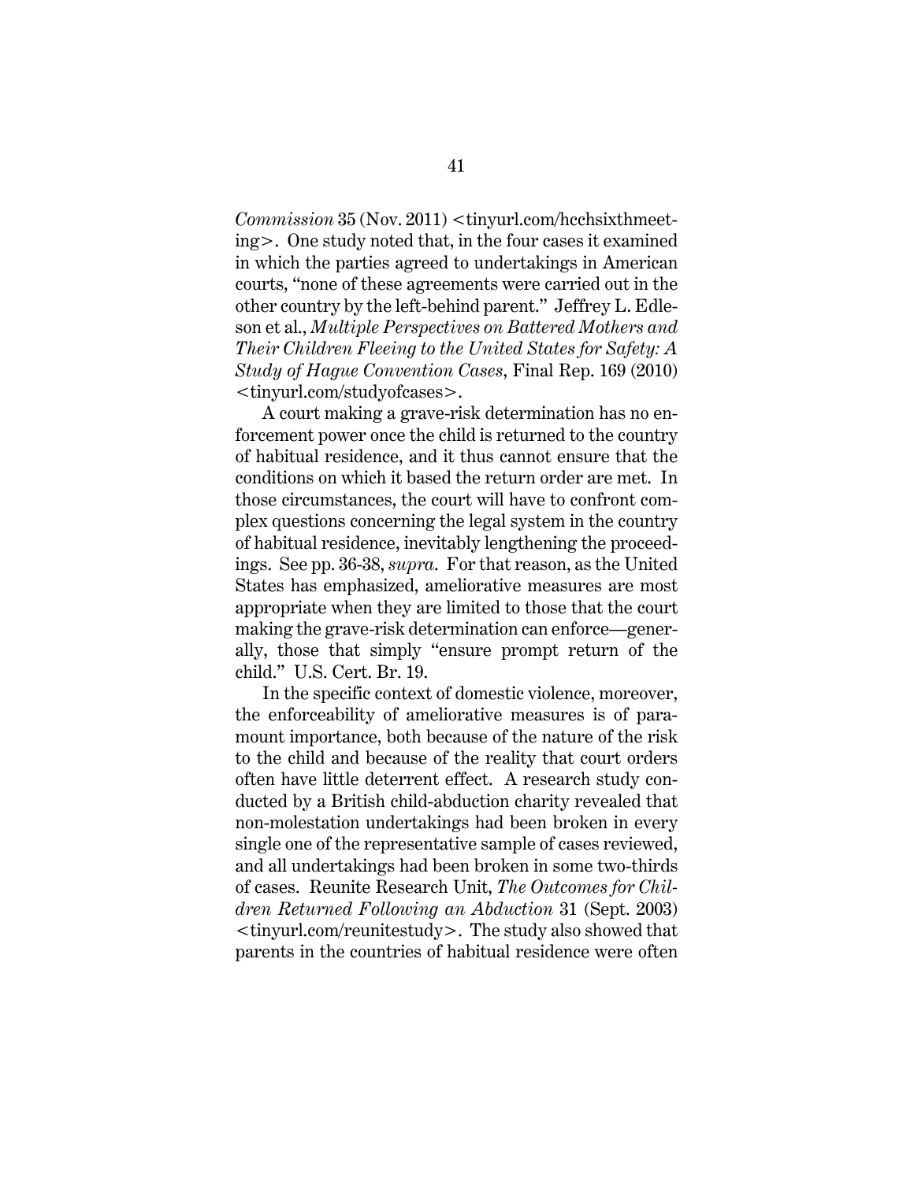*Commission* 35 (Nov. 2011) <tinyurl.com/hcchsixthmeeting>. One study noted that, in the four cases it examined in which the parties agreed to undertakings in American courts, "none of these agreements were carried out in the other country by the left-behind parent." Jeffrey L. Edleson et al., *Multiple Perspectives on Battered Mothers and Their Children Fleeing to the United States for Safety: A Study of Hague Convention Cases*, Final Rep. 169 (2010) <tinyurl.com/studyofcases>.

A court making a grave-risk determination has no enforcement power once the child is returned to the country of habitual residence, and it thus cannot ensure that the conditions on which it based the return order are met. In those circumstances, the court will have to confront complex questions concerning the legal system in the country of habitual residence, inevitably lengthening the proceedings. See pp. 36-38, *supra*. For that reason, as the United States has emphasized, ameliorative measures are most appropriate when they are limited to those that the court making the grave-risk determination can enforce—generally, those that simply "ensure prompt return of the child." U.S. Cert. Br. 19.

In the specific context of domestic violence, moreover, the enforceability of ameliorative measures is of paramount importance, both because of the nature of the risk to the child and because of the reality that court orders often have little deterrent effect. A research study conducted by a British child-abduction charity revealed that non-molestation undertakings had been broken in every single one of the representative sample of cases reviewed, and all undertakings had been broken in some two-thirds of cases. Reunite Research Unit, *The Outcomes for Children Returned Following an Abduction* 31 (Sept. 2003) <tinyurl.com/reunitestudy>. The study also showed that parents in the countries of habitual residence were often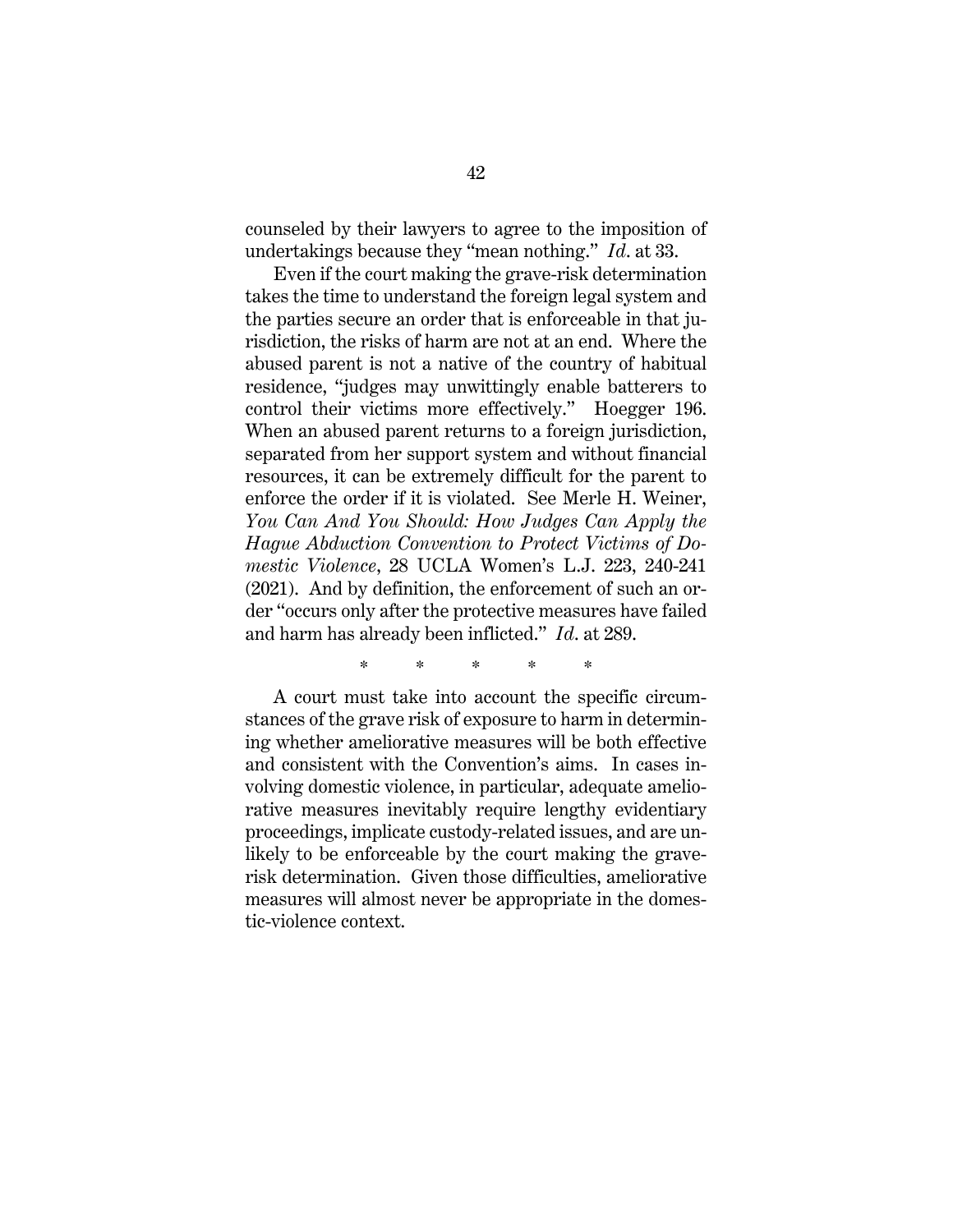counseled by their lawyers to agree to the imposition of undertakings because they "mean nothing." *Id.* at 33.

Even if the court making the grave-risk determination takes the time to understand the foreign legal system and the parties secure an order that is enforceable in that jurisdiction, the risks of harm are not at an end. Where the abused parent is not a native of the country of habitual residence, "judges may unwittingly enable batterers to control their victims more effectively." Hoegger 196. When an abused parent returns to a foreign jurisdiction, separated from her support system and without financial resources, it can be extremely difficult for the parent to enforce the order if it is violated. See Merle H. Weiner, *You Can And You Should: How Judges Can Apply the Hague Abduction Convention to Protect Victims of Domestic Violence*, 28 UCLA Women's L.J. 223, 240-241 (2021). And by definition, the enforcement of such an order "occurs only after the protective measures have failed and harm has already been inflicted." *Id.* at 289.

\* \* \* \* \*

A court must take into account the specific circumstances of the grave risk of exposure to harm in determining whether ameliorative measures will be both effective and consistent with the Convention's aims. In cases involving domestic violence, in particular, adequate ameliorative measures inevitably require lengthy evidentiary proceedings, implicate custody-related issues, and are unlikely to be enforceable by the court making the grave-risk determination. Given those difficulties, ameliorative measures will almost never be appropriate in the domestic-violence context.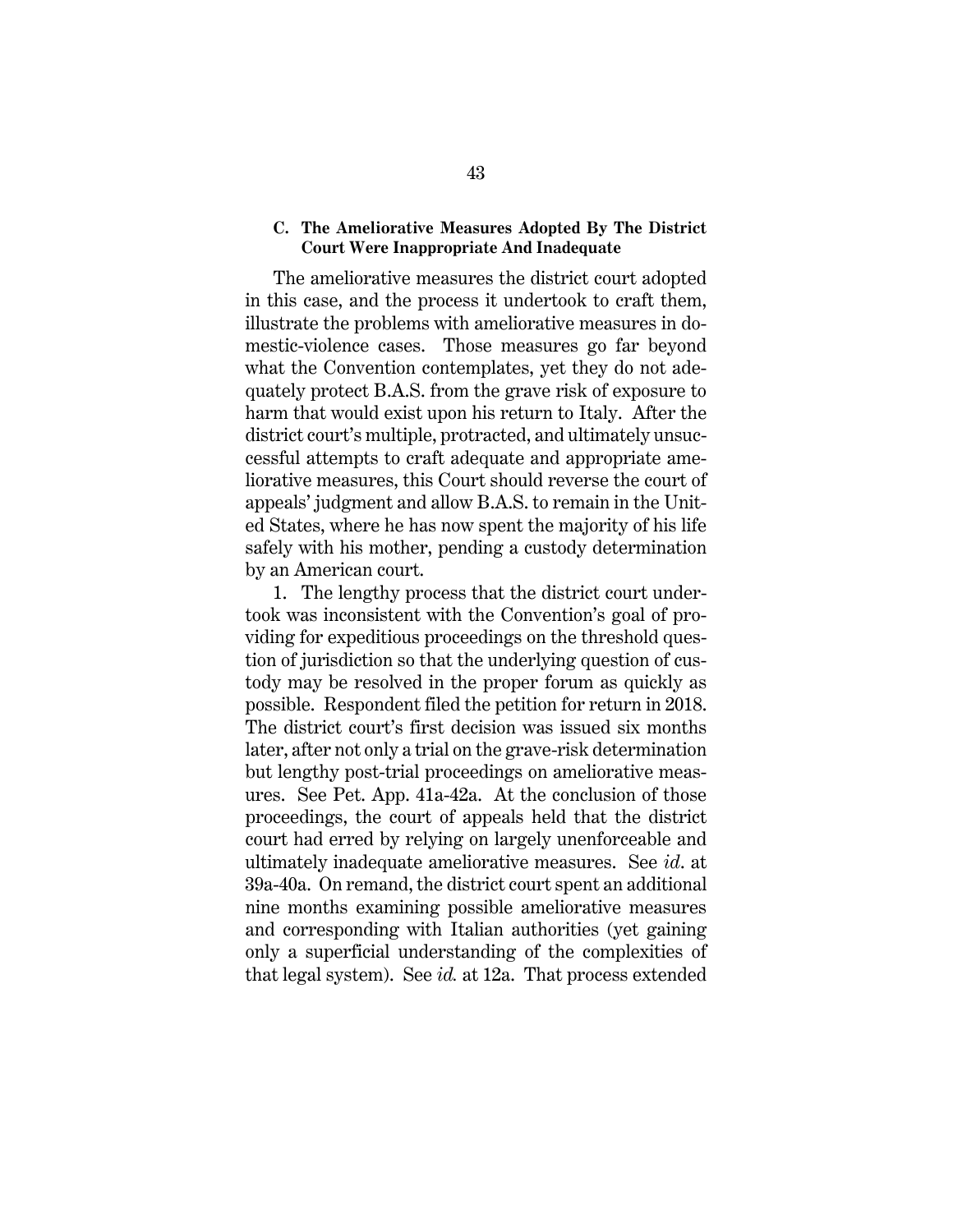### C. The Ameliorative Measures Adopted By The District Court Were Inappropriate And Inadequate

The ameliorative measures the district court adopted in this case, and the process it undertook to craft them, illustrate the problems with ameliorative measures in domestic-violence cases. Those measures go far beyond what the Convention contemplates, yet they do not adequately protect B.A.S. from the grave risk of exposure to harm that would exist upon his return to Italy. After the district court's multiple, protracted, and ultimately unsuccessful attempts to craft adequate and appropriate ameliorative measures, this Court should reverse the court of appeals' judgment and allow B.A.S. to remain in the United States, where he has now spent the majority of his life safely with his mother, pending a custody determination by an American court.

1. The lengthy process that the district court undertook was inconsistent with the Convention's goal of providing for expeditious proceedings on the threshold question of jurisdiction so that the underlying question of custody may be resolved in the proper forum as quickly as possible. Respondent filed the petition for return in 2018. The district court's first decision was issued six months later, after not only a trial on the grave-risk determination but lengthy post-trial proceedings on ameliorative measures. See Pet. App. 41a-42a. At the conclusion of those proceedings, the court of appeals held that the district court had erred by relying on largely unenforceable and ultimately inadequate ameliorative measures. See *id*. at 39a-40a. On remand, the district court spent an additional nine months examining possible ameliorative measures and corresponding with Italian authorities (yet gaining only a superficial understanding of the complexities of that legal system). See *id.* at 12a. That process extended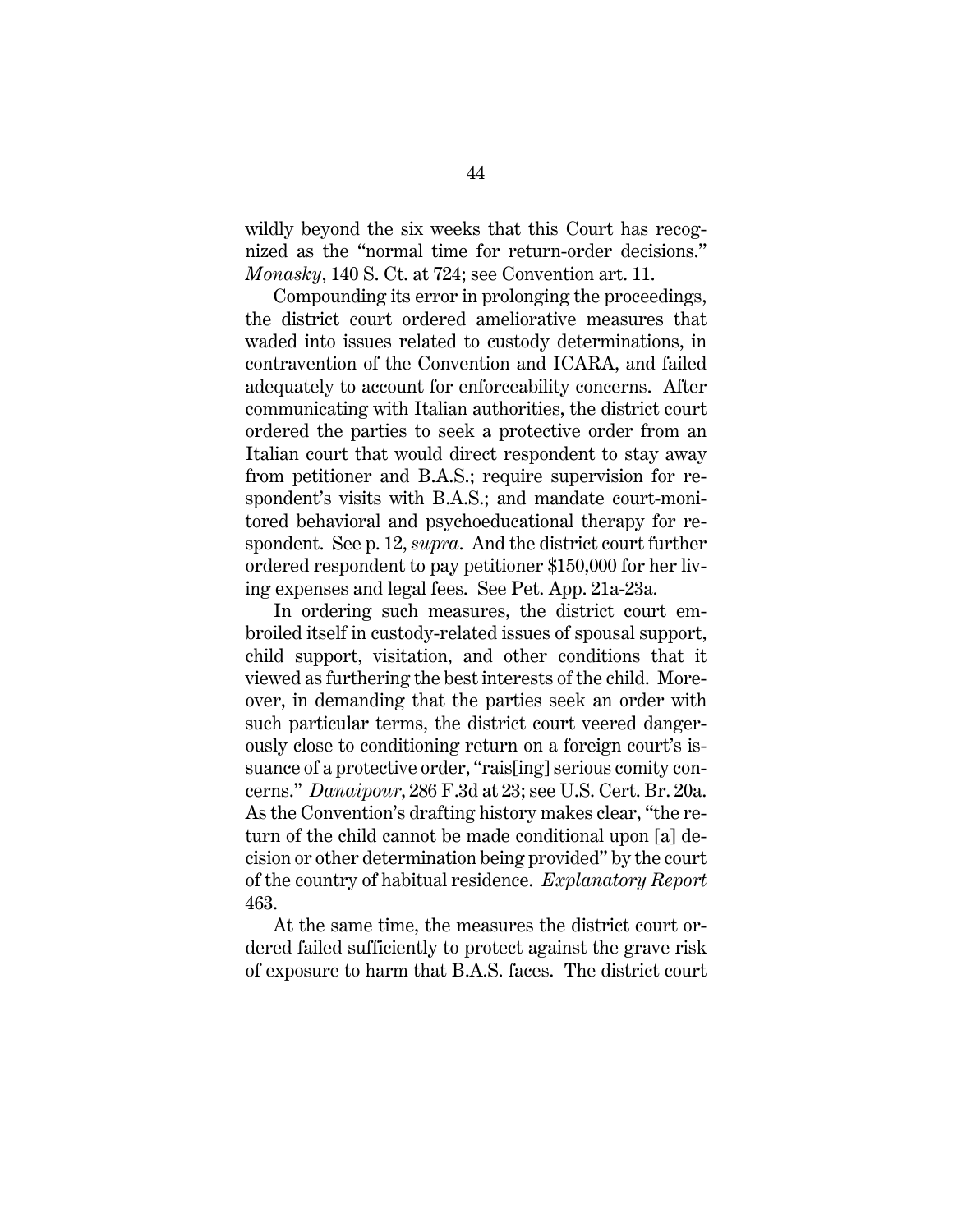wildly beyond the six weeks that this Court has recognized as the "normal time for return-order decisions." *Monasky*, 140 S. Ct. at 724; see Convention art. 11.

Compounding its error in prolonging the proceedings, the district court ordered ameliorative measures that waded into issues related to custody determinations, in contravention of the Convention and ICARA, and failed adequately to account for enforceability concerns. After communicating with Italian authorities, the district court ordered the parties to seek a protective order from an Italian court that would direct respondent to stay away from petitioner and B.A.S.; require supervision for respondent's visits with B.A.S.; and mandate court-monitored behavioral and psychoeducational therapy for respondent. See p. 12, *supra*. And the district court further ordered respondent to pay petitioner $150,000 for her living expenses and legal fees. See Pet. App. 21a-23a.

In ordering such measures, the district court embroiled itself in custody-related issues of spousal support, child support, visitation, and other conditions that it viewed as furthering the best interests of the child. Moreover, in demanding that the parties seek an order with such particular terms, the district court veered dangerously close to conditioning return on a foreign court's issuance of a protective order, "rais[ing] serious comity concerns." *Danaipour*, 286 F.3d at 23; see U.S. Cert. Br. 20a. As the Convention's drafting history makes clear, "the return of the child cannot be made conditional upon [a] decision or other determination being provided" by the court of the country of habitual residence. *Explanatory Report* 463.

At the same time, the measures the district court ordered failed sufficiently to protect against the grave risk of exposure to harm that B.A.S. faces. The district court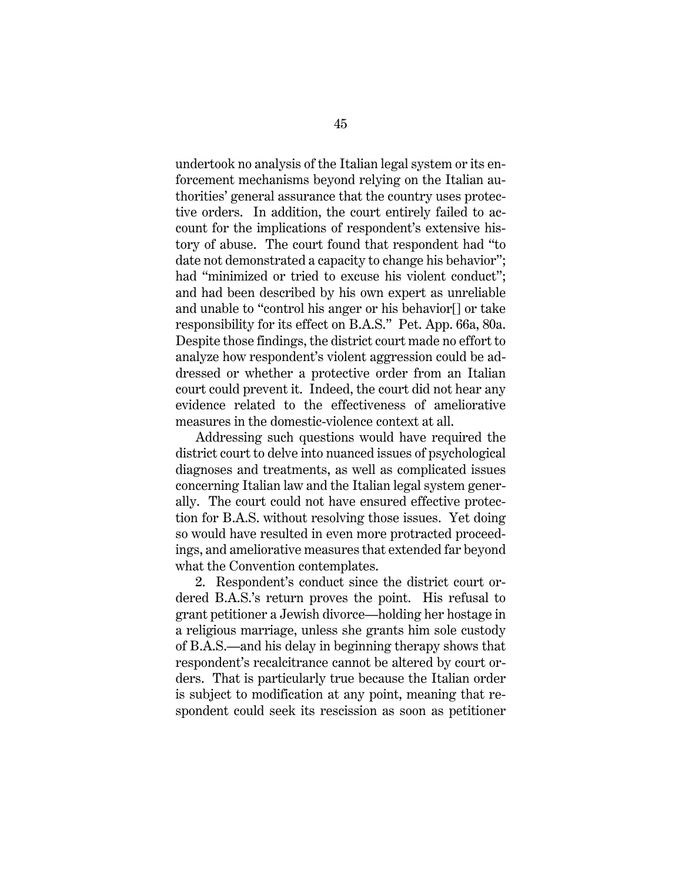undertook no analysis of the Italian legal system or its enforcement mechanisms beyond relying on the Italian authorities' general assurance that the country uses protective orders. In addition, the court entirely failed to account for the implications of respondent's extensive history of abuse. The court found that respondent had "to date not demonstrated a capacity to change his behavior"; had "minimized or tried to excuse his violent conduct"; and had been described by his own expert as unreliable and unable to "control his anger or his behavior[] or take responsibility for its effect on B.A.S." Pet. App. 66a, 80a. Despite those findings, the district court made no effort to analyze how respondent's violent aggression could be addressed or whether a protective order from an Italian court could prevent it. Indeed, the court did not hear any evidence related to the effectiveness of ameliorative measures in the domestic-violence context at all.

Addressing such questions would have required the district court to delve into nuanced issues of psychological diagnoses and treatments, as well as complicated issues concerning Italian law and the Italian legal system generally. The court could not have ensured effective protection for B.A.S. without resolving those issues. Yet doing so would have resulted in even more protracted proceedings, and ameliorative measures that extended far beyond what the Convention contemplates.

2. Respondent's conduct since the district court ordered B.A.S.'s return proves the point. His refusal to grant petitioner a Jewish divorce—holding her hostage in a religious marriage, unless she grants him sole custody of B.A.S.—and his delay in beginning therapy shows that respondent's recalcitrance cannot be altered by court orders. That is particularly true because the Italian order is subject to modification at any point, meaning that respondent could seek its rescission as soon as petitioner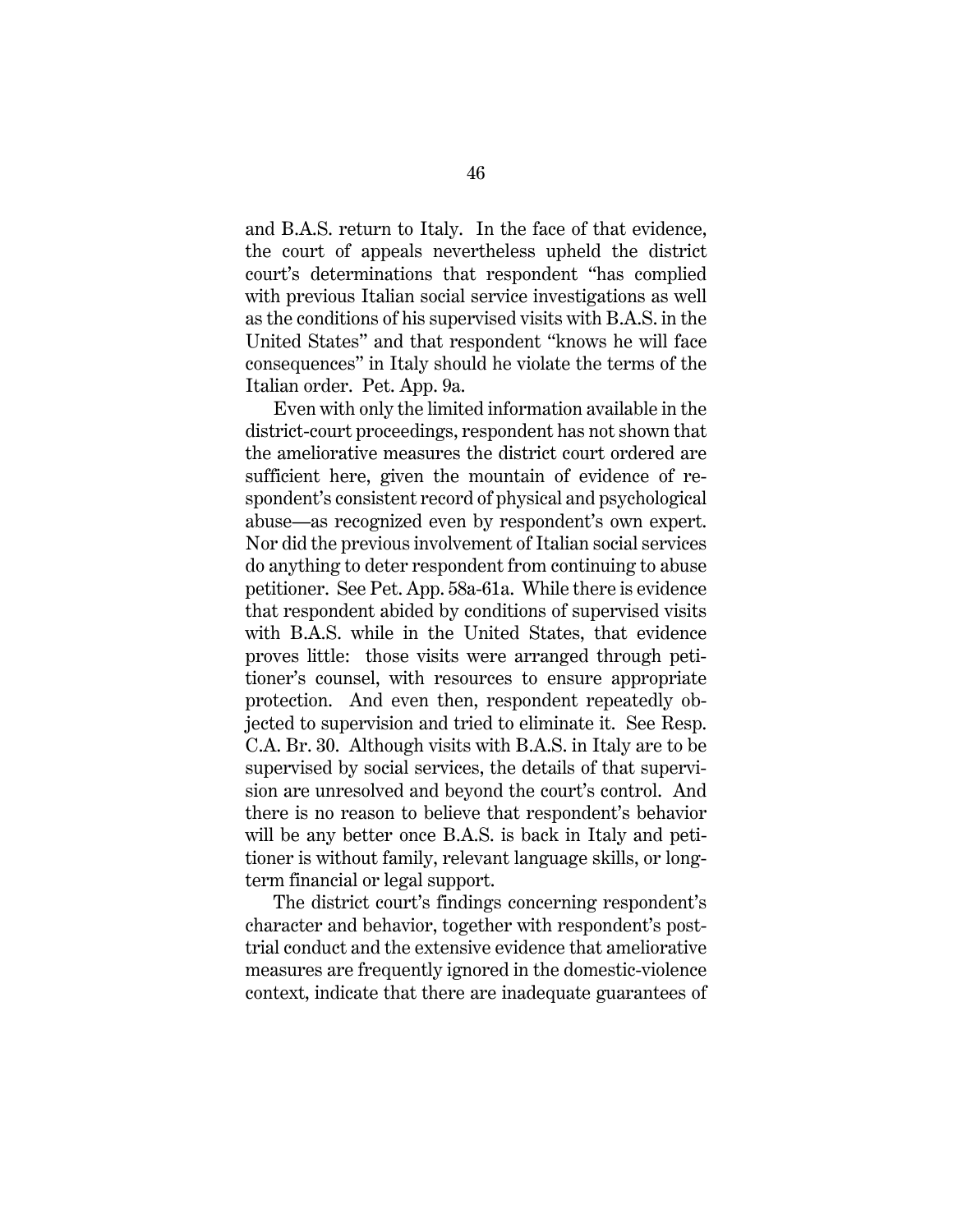and B.A.S. return to Italy. In the face of that evidence, the court of appeals nevertheless upheld the district court's determinations that respondent "has complied with previous Italian social service investigations as well as the conditions of his supervised visits with B.A.S. in the United States" and that respondent "knows he will face consequences" in Italy should he violate the terms of the Italian order. Pet. App. 9a.

Even with only the limited information available in the district-court proceedings, respondent has not shown that the ameliorative measures the district court ordered are sufficient here, given the mountain of evidence of respondent's consistent record of physical and psychological abuse—as recognized even by respondent's own expert. Nor did the previous involvement of Italian social services do anything to deter respondent from continuing to abuse petitioner. See Pet. App. 58a-61a. While there is evidence that respondent abided by conditions of supervised visits with B.A.S. while in the United States, that evidence proves little: those visits were arranged through petitioner's counsel, with resources to ensure appropriate protection. And even then, respondent repeatedly objected to supervision and tried to eliminate it. See Resp. C.A. Br. 30. Although visits with B.A.S. in Italy are to be supervised by social services, the details of that supervision are unresolved and beyond the court's control. And there is no reason to believe that respondent's behavior will be any better once B.A.S. is back in Italy and petitioner is without family, relevant language skills, or long-term financial or legal support.

The district court's findings concerning respondent's character and behavior, together with respondent's post-trial conduct and the extensive evidence that ameliorative measures are frequently ignored in the domestic-violence context, indicate that there are inadequate guarantees of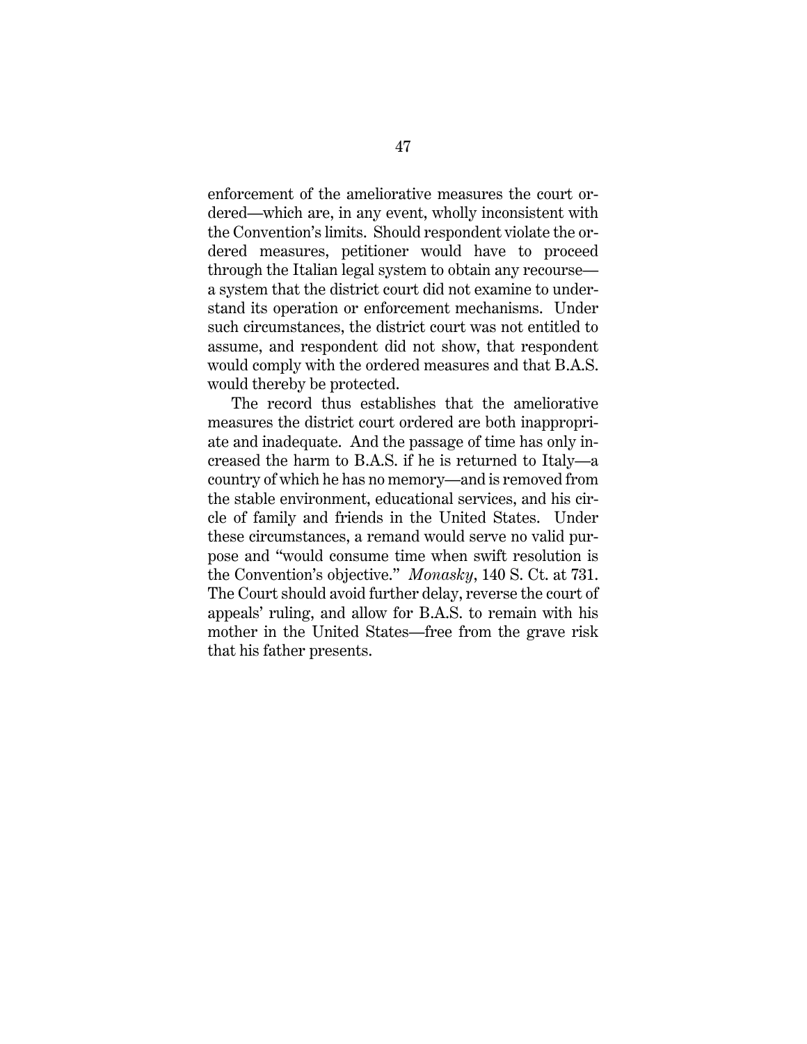enforcement of the ameliorative measures the court ordered—which are, in any event, wholly inconsistent with the Convention's limits. Should respondent violate the ordered measures, petitioner would have to proceed through the Italian legal system to obtain any recourse—a system that the district court did not examine to understand its operation or enforcement mechanisms. Under such circumstances, the district court was not entitled to assume, and respondent did not show, that respondent would comply with the ordered measures and that B.A.S. would thereby be protected.

The record thus establishes that the ameliorative measures the district court ordered are both inappropriate and inadequate. And the passage of time has only increased the harm to B.A.S. if he is returned to Italy—a country of which he has no memory—and is removed from the stable environment, educational services, and his circle of family and friends in the United States. Under these circumstances, a remand would serve no valid purpose and "would consume time when swift resolution is the Convention's objective." *Monasky*, 140 S. Ct. at 731. The Court should avoid further delay, reverse the court of appeals' ruling, and allow for B.A.S. to remain with his mother in the United States—free from the grave risk that his father presents.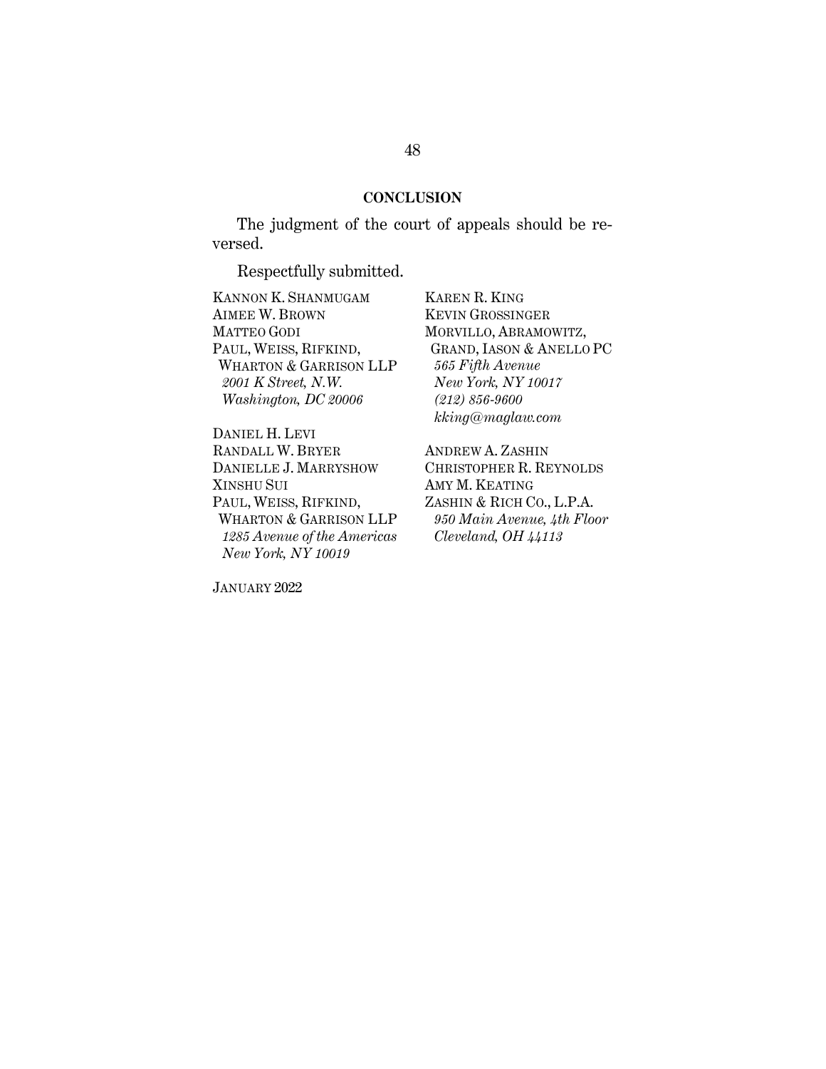## CONCLUSION

The judgment of the court of appeals should be reversed.

Respectfully submitted.

KANNON K. SHANMUGAM
AIMEE W. BROWN
MATTEO GODI
PAUL, WEISS, RIFKIND, WHARTON & GARRISON LLP
*2001 K Street, N.W.*
*Washington, DC 20006*

DANIEL H. LEVI
RANDALL W. BRYER
DANIELLE J. MARRYSHOW
XINSHU SUI
PAUL, WEISS, RIFKIND, WHARTON & GARRISON LLP
*1285 Avenue of the Americas*
*New York, NY 10019*

KAREN R. KING
KEVIN GROSSINGER
MORVILLO, ABRAMOWITZ, GRAND, IASON & ANELLO PC
*565 Fifth Avenue*
*New York, NY 10017*
*(212) 856-9600*
*kking@maglaw.com*

ANDREW A. ZASHIN
CHRISTOPHER R. REYNOLDS
AMY M. KEATING
ZASHIN & RICH CO., L.P.A.
*950 Main Avenue, 4th Floor*
*Cleveland, OH 44113*

JANUARY 2022